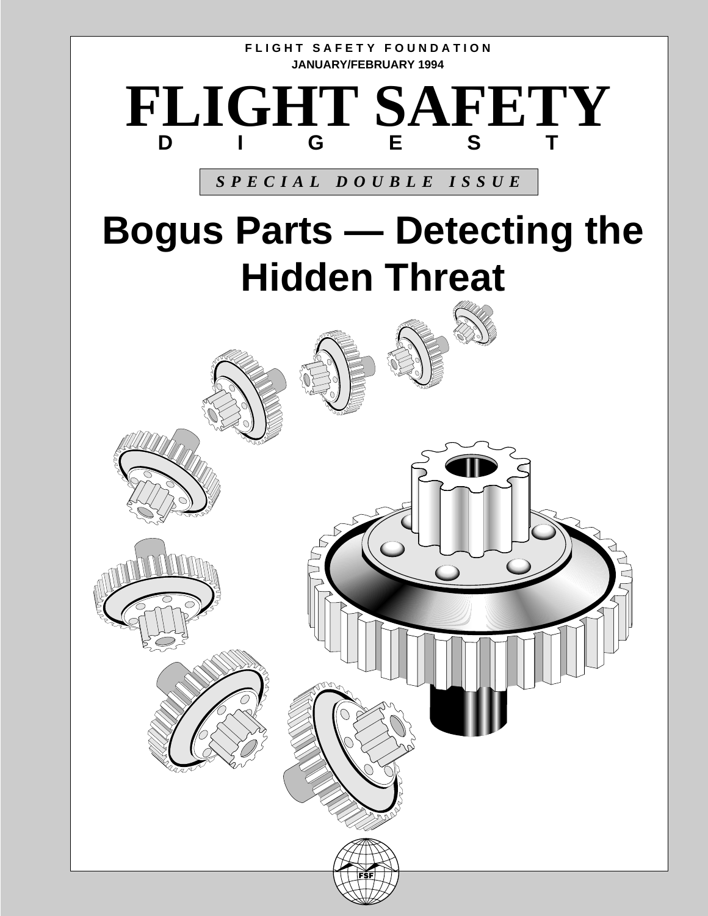FLIGHT SAFETY FOUNDATION

JANUARY/FEBRUARY 1994

# FLIGHT SAFETY DIGEST

*SPECIAL DOUBLE ISSUE*

# Bogus Parts — Detecting the Hidden Threat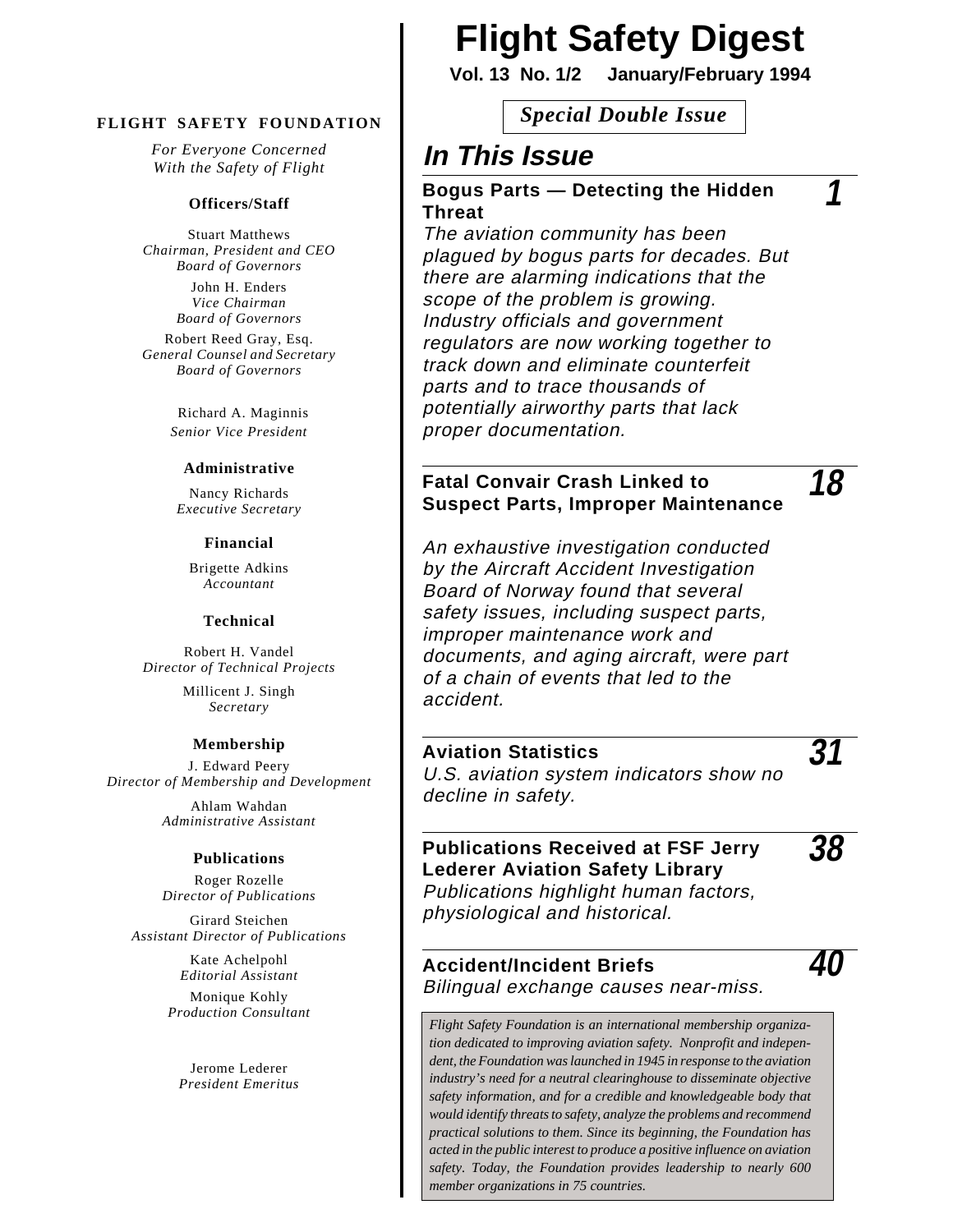# Flight Safety Digest

**Vol. 13 No. 1/2 January/February 1994**

*Special Double Issue*

**FLIGHT SAFETY FOUNDATION**

*For Everyone Concerned With the Safety of Flight*

**Officers/Staff**

Stuart Matthews
*Chairman, President and CEO*
*Board of Governors*

John H. Enders
*Vice Chairman*
*Board of Governors*

Robert Reed Gray, Esq.
*General Counsel and Secretary*
*Board of Governors*

Richard A. Maginnis
*Senior Vice President*

**Administrative**

Nancy Richards
*Executive Secretary*

**Financial**

Brigette Adkins
*Accountant*

**Technical**

Robert H. Vandel
*Director of Technical Projects*

Millicent J. Singh
*Secretary*

**Membership**

J. Edward Peery
*Director of Membership and Development*

Ahlam Wahdan
*Administrative Assistant*

**Publications**

Roger Rozelle
*Director of Publications*

Girard Steichen
*Assistant Director of Publications*

Kate Achelpohl
*Editorial Assistant*

Monique Kohly
*Production Consultant*

Jerome Lederer
*President Emeritus*

## In This Issue

**Bogus Parts — Detecting the Hidden Threat** — 1

*The aviation community has been plagued by bogus parts for decades. But there are alarming indications that the scope of the problem is growing. Industry officials and government regulators are now working together to track down and eliminate counterfeit parts and to trace thousands of potentially airworthy parts that lack proper documentation.*

**Fatal Convair Crash Linked to Suspect Parts, Improper Maintenance** — 18

*An exhaustive investigation conducted by the Aircraft Accident Investigation Board of Norway found that several safety issues, including suspect parts, improper maintenance work and documents, and aging aircraft, were part of a chain of events that led to the accident.*

**Aviation Statistics** — 31

*U.S. aviation system indicators show no decline in safety.*

**Publications Received at FSF Jerry Lederer Aviation Safety Library** — 38

*Publications highlight human factors, physiological and historical.*

**Accident/Incident Briefs** — 40

*Bilingual exchange causes near-miss.*

*Flight Safety Foundation is an international membership organization dedicated to improving aviation safety. Nonprofit and independent, the Foundation was launched in 1945 in response to the aviation industry's need for a neutral clearinghouse to disseminate objective safety information, and for a credible and knowledgeable body that would identify threats to safety, analyze the problems and recommend practical solutions to them. Since its beginning, the Foundation has acted in the public interest to produce a positive influence on aviation safety. Today, the Foundation provides leadership to nearly 600 member organizations in 75 countries.*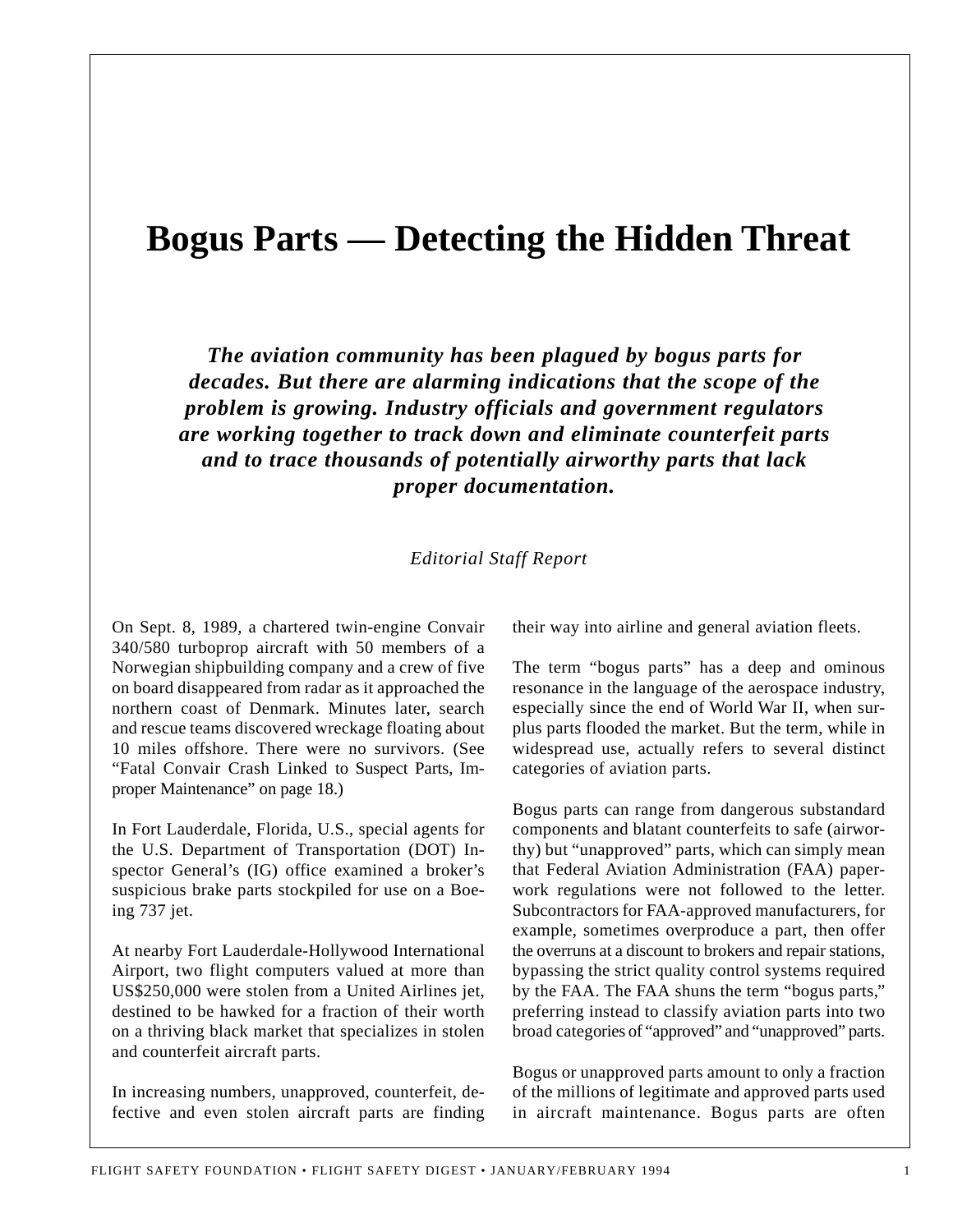# Bogus Parts — Detecting the Hidden Threat

***The aviation community has been plagued by bogus parts for decades. But there are alarming indications that the scope of the problem is growing. Industry officials and government regulators are working together to track down and eliminate counterfeit parts and to trace thousands of potentially airworthy parts that lack proper documentation.***

*Editorial Staff Report*

On Sept. 8, 1989, a chartered twin-engine Convair 340/580 turboprop aircraft with 50 members of a Norwegian shipbuilding company and a crew of five on board disappeared from radar as it approached the northern coast of Denmark. Minutes later, search and rescue teams discovered wreckage floating about 10 miles offshore. There were no survivors. (See "Fatal Convair Crash Linked to Suspect Parts, Improper Maintenance" on page 18.)

In Fort Lauderdale, Florida, U.S., special agents for the U.S. Department of Transportation (DOT) Inspector General's (IG) office examined a broker's suspicious brake parts stockpiled for use on a Boeing 737 jet.

At nearby Fort Lauderdale-Hollywood International Airport, two flight computers valued at more than US$250,000 were stolen from a United Airlines jet, destined to be hawked for a fraction of their worth on a thriving black market that specializes in stolen and counterfeit aircraft parts.

In increasing numbers, unapproved, counterfeit, defective and even stolen aircraft parts are finding their way into airline and general aviation fleets.

The term "bogus parts" has a deep and ominous resonance in the language of the aerospace industry, especially since the end of World War II, when surplus parts flooded the market. But the term, while in widespread use, actually refers to several distinct categories of aviation parts.

Bogus parts can range from dangerous substandard components and blatant counterfeits to safe (airworthy) but "unapproved" parts, which can simply mean that Federal Aviation Administration (FAA) paperwork regulations were not followed to the letter. Subcontractors for FAA-approved manufacturers, for example, sometimes overproduce a part, then offer the overruns at a discount to brokers and repair stations, bypassing the strict quality control systems required by the FAA. The FAA shuns the term "bogus parts," preferring instead to classify aviation parts into two broad categories of "approved" and "unapproved" parts.

Bogus or unapproved parts amount to only a fraction of the millions of legitimate and approved parts used in aircraft maintenance. Bogus parts are often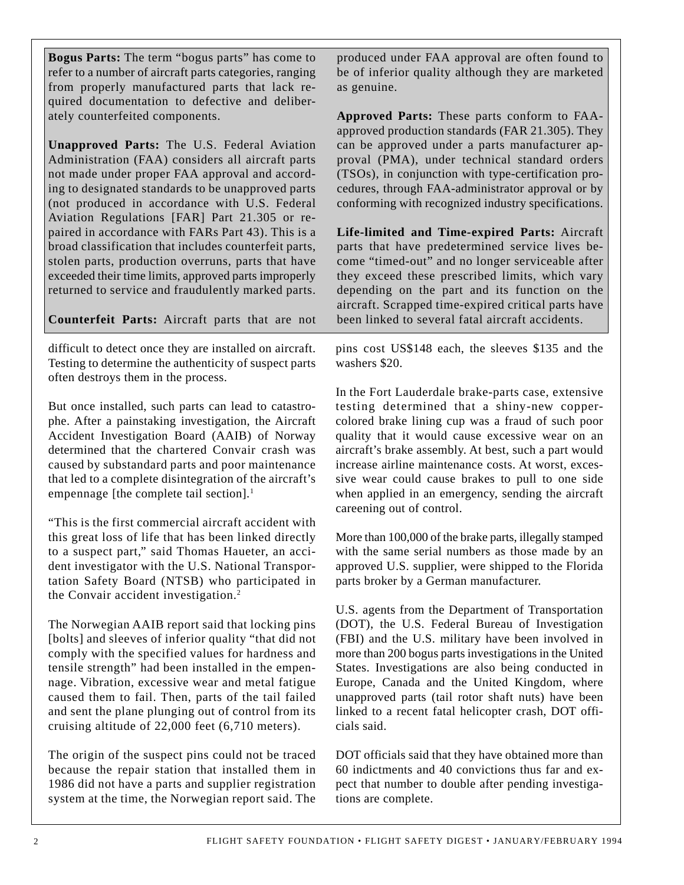**Bogus Parts:** The term "bogus parts" has come to refer to a number of aircraft parts categories, ranging from properly manufactured parts that lack required documentation to defective and deliberately counterfeited components.

**Unapproved Parts:** The U.S. Federal Aviation Administration (FAA) considers all aircraft parts not made under proper FAA approval and according to designated standards to be unapproved parts (not produced in accordance with U.S. Federal Aviation Regulations [FAR] Part 21.305 or repaired in accordance with FARs Part 43). This is a broad classification that includes counterfeit parts, stolen parts, production overruns, parts that have exceeded their time limits, approved parts improperly returned to service and fraudulently marked parts.

**Counterfeit Parts:** Aircraft parts that are not produced under FAA approval are often found to be of inferior quality although they are marketed as genuine.

**Approved Parts:** These parts conform to FAA-approved production standards (FAR 21.305). They can be approved under a parts manufacturer approval (PMA), under technical standard orders (TSOs), in conjunction with type-certification procedures, through FAA-administrator approval or by conforming with recognized industry specifications.

**Life-limited and Time-expired Parts:** Aircraft parts that have predetermined service lives become "timed-out" and no longer serviceable after they exceed these prescribed limits, which vary depending on the part and its function on the aircraft. Scrapped time-expired critical parts have been linked to several fatal aircraft accidents.

difficult to detect once they are installed on aircraft. Testing to determine the authenticity of suspect parts often destroys them in the process.

But once installed, such parts can lead to catastrophe. After a painstaking investigation, the Aircraft Accident Investigation Board (AAIB) of Norway determined that the chartered Convair crash was caused by substandard parts and poor maintenance that led to a complete disintegration of the aircraft's empennage [the complete tail section].[1]

"This is the first commercial aircraft accident with this great loss of life that has been linked directly to a suspect part," said Thomas Haueter, an accident investigator with the U.S. National Transportation Safety Board (NTSB) who participated in the Convair accident investigation.[2]

The Norwegian AAIB report said that locking pins [bolts] and sleeves of inferior quality "that did not comply with the specified values for hardness and tensile strength" had been installed in the empennage. Vibration, excessive wear and metal fatigue caused them to fail. Then, parts of the tail failed and sent the plane plunging out of control from its cruising altitude of 22,000 feet (6,710 meters).

The origin of the suspect pins could not be traced because the repair station that installed them in 1986 did not have a parts and supplier registration system at the time, the Norwegian report said. The pins cost US$148 each, the sleeves $135 and the washers $20.

In the Fort Lauderdale brake-parts case, extensive testing determined that a shiny-new copper-colored brake lining cup was a fraud of such poor quality that it would cause excessive wear on an aircraft's brake assembly. At best, such a part would increase airline maintenance costs. At worst, excessive wear could cause brakes to pull to one side when applied in an emergency, sending the aircraft careening out of control.

More than 100,000 of the brake parts, illegally stamped with the same serial numbers as those made by an approved U.S. supplier, were shipped to the Florida parts broker by a German manufacturer.

U.S. agents from the Department of Transportation (DOT), the U.S. Federal Bureau of Investigation (FBI) and the U.S. military have been involved in more than 200 bogus parts investigations in the United States. Investigations are also being conducted in Europe, Canada and the United Kingdom, where unapproved parts (tail rotor shaft nuts) have been linked to a recent fatal helicopter crash, DOT officials said.

DOT officials said that they have obtained more than 60 indictments and 40 convictions thus far and expect that number to double after pending investigations are complete.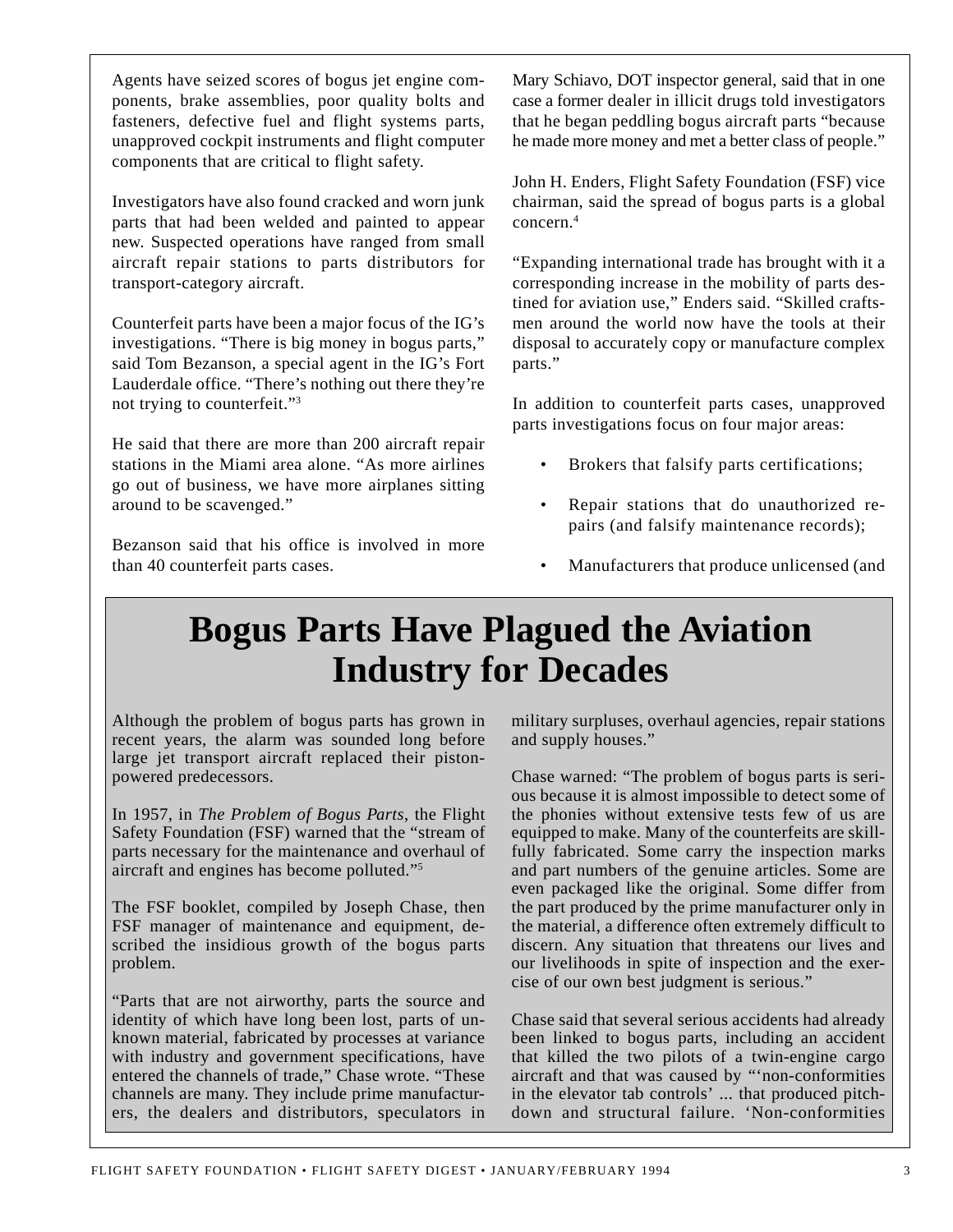Agents have seized scores of bogus jet engine components, brake assemblies, poor quality bolts and fasteners, defective fuel and flight systems parts, unapproved cockpit instruments and flight computer components that are critical to flight safety.

Investigators have also found cracked and worn junk parts that had been welded and painted to appear new. Suspected operations have ranged from small aircraft repair stations to parts distributors for transport-category aircraft.

Counterfeit parts have been a major focus of the IG's investigations. "There is big money in bogus parts," said Tom Bezanson, a special agent in the IG's Fort Lauderdale office. "There's nothing out there they're not trying to counterfeit."[3]

He said that there are more than 200 aircraft repair stations in the Miami area alone. "As more airlines go out of business, we have more airplanes sitting around to be scavenged."

Bezanson said that his office is involved in more than 40 counterfeit parts cases.

Mary Schiavo, DOT inspector general, said that in one case a former dealer in illicit drugs told investigators that he began peddling bogus aircraft parts "because he made more money and met a better class of people."

John H. Enders, Flight Safety Foundation (FSF) vice chairman, said the spread of bogus parts is a global concern.[4]

"Expanding international trade has brought with it a corresponding increase in the mobility of parts destined for aviation use," Enders said. "Skilled craftsmen around the world now have the tools at their disposal to accurately copy or manufacture complex parts."

In addition to counterfeit parts cases, unapproved parts investigations focus on four major areas:

- Brokers that falsify parts certifications;
- Repair stations that do unauthorized repairs (and falsify maintenance records);
- Manufacturers that produce unlicensed (and

## Bogus Parts Have Plagued the Aviation Industry for Decades

Although the problem of bogus parts has grown in recent years, the alarm was sounded long before large jet transport aircraft replaced their piston-powered predecessors.

In 1957, in *The Problem of Bogus Parts*, the Flight Safety Foundation (FSF) warned that the "stream of parts necessary for the maintenance and overhaul of aircraft and engines has become polluted."[5]

The FSF booklet, compiled by Joseph Chase, then FSF manager of maintenance and equipment, described the insidious growth of the bogus parts problem.

"Parts that are not airworthy, parts the source and identity of which have long been lost, parts of unknown material, fabricated by processes at variance with industry and government specifications, have entered the channels of trade," Chase wrote. "These channels are many. They include prime manufacturers, the dealers and distributors, speculators in military surpluses, overhaul agencies, repair stations and supply houses."

Chase warned: "The problem of bogus parts is serious because it is almost impossible to detect some of the phonies without extensive tests few of us are equipped to make. Many of the counterfeits are skillfully fabricated. Some carry the inspection marks and part numbers of the genuine articles. Some are even packaged like the original. Some differ from the part produced by the prime manufacturer only in the material, a difference often extremely difficult to discern. Any situation that threatens our lives and our livelihoods in spite of inspection and the exercise of our own best judgment is serious."

Chase said that several serious accidents had already been linked to bogus parts, including an accident that killed the two pilots of a twin-engine cargo aircraft and that was caused by "'non-conformities in the elevator tab controls' ... that produced pitch-down and structural failure. 'Non-conformities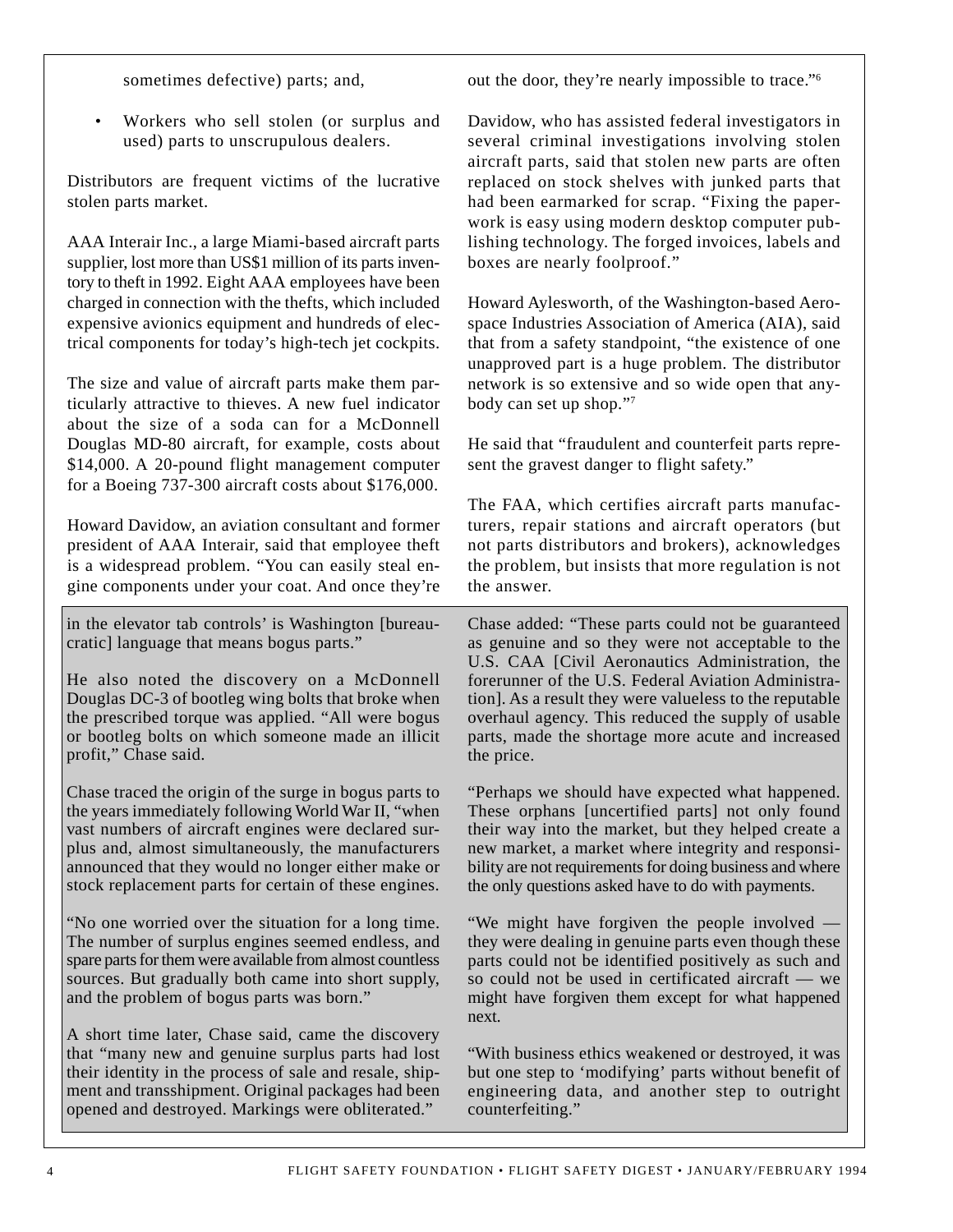sometimes defective) parts; and,

- Workers who sell stolen (or surplus and used) parts to unscrupulous dealers.

Distributors are frequent victims of the lucrative stolen parts market.

AAA Interair Inc., a large Miami-based aircraft parts supplier, lost more than US$1 million of its parts inventory to theft in 1992. Eight AAA employees have been charged in connection with the thefts, which included expensive avionics equipment and hundreds of electrical components for today's high-tech jet cockpits.

The size and value of aircraft parts make them particularly attractive to thieves. A new fuel indicator about the size of a soda can for a McDonnell Douglas MD-80 aircraft, for example, costs about $14,000. A 20-pound flight management computer for a Boeing 737-300 aircraft costs about $176,000.

Howard Davidow, an aviation consultant and former president of AAA Interair, said that employee theft is a widespread problem. "You can easily steal engine components under your coat. And once they're out the door, they're nearly impossible to trace."[6]

Davidow, who has assisted federal investigators in several criminal investigations involving stolen aircraft parts, said that stolen new parts are often replaced on stock shelves with junked parts that had been earmarked for scrap. "Fixing the paperwork is easy using modern desktop computer publishing technology. The forged invoices, labels and boxes are nearly foolproof."

Howard Aylesworth, of the Washington-based Aerospace Industries Association of America (AIA), said that from a safety standpoint, "the existence of one unapproved part is a huge problem. The distributor network is so extensive and so wide open that anybody can set up shop."[7]

He said that "fraudulent and counterfeit parts represent the gravest danger to flight safety."

The FAA, which certifies aircraft parts manufacturers, repair stations and aircraft operators (but not parts distributors and brokers), acknowledges the problem, but insists that more regulation is not the answer.

in the elevator tab controls' is Washington [bureaucratic] language that means bogus parts."

He also noted the discovery on a McDonnell Douglas DC-3 of bootleg wing bolts that broke when the prescribed torque was applied. "All were bogus or bootleg bolts on which someone made an illicit profit," Chase said.

Chase traced the origin of the surge in bogus parts to the years immediately following World War II, "when vast numbers of aircraft engines were declared surplus and, almost simultaneously, the manufacturers announced that they would no longer either make or stock replacement parts for certain of these engines.

"No one worried over the situation for a long time. The number of surplus engines seemed endless, and spare parts for them were available from almost countless sources. But gradually both came into short supply, and the problem of bogus parts was born."

A short time later, Chase said, came the discovery that "many new and genuine surplus parts had lost their identity in the process of sale and resale, shipment and transshipment. Original packages had been opened and destroyed. Markings were obliterated."

Chase added: "These parts could not be guaranteed as genuine and so they were not acceptable to the U.S. CAA [Civil Aeronautics Administration, the forerunner of the U.S. Federal Aviation Administration]. As a result they were valueless to the reputable overhaul agency. This reduced the supply of usable parts, made the shortage more acute and increased the price.

"Perhaps we should have expected what happened. These orphans [uncertified parts] not only found their way into the market, but they helped create a new market, a market where integrity and responsibility are not requirements for doing business and where the only questions asked have to do with payments.

"We might have forgiven the people involved — they were dealing in genuine parts even though these parts could not be identified positively as such and so could not be used in certificated aircraft — we might have forgiven them except for what happened next.

"With business ethics weakened or destroyed, it was but one step to 'modifying' parts without benefit of engineering data, and another step to outright counterfeiting."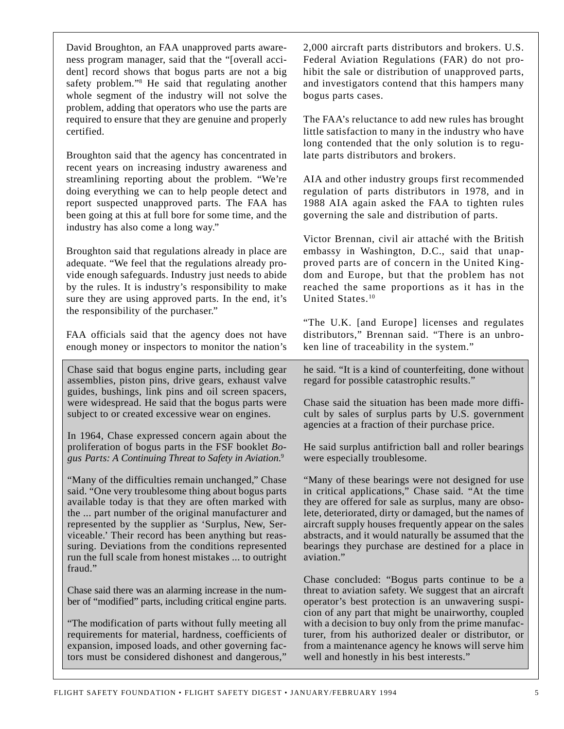David Broughton, an FAA unapproved parts awareness program manager, said that the "[overall accident] record shows that bogus parts are not a big safety problem."[8] He said that regulating another whole segment of the industry will not solve the problem, adding that operators who use the parts are required to ensure that they are genuine and properly certified.

Broughton said that the agency has concentrated in recent years on increasing industry awareness and streamlining reporting about the problem. "We're doing everything we can to help people detect and report suspected unapproved parts. The FAA has been going at this at full bore for some time, and the industry has also come a long way."

Broughton said that regulations already in place are adequate. "We feel that the regulations already provide enough safeguards. Industry just needs to abide by the rules. It is industry's responsibility to make sure they are using approved parts. In the end, it's the responsibility of the purchaser."

FAA officials said that the agency does not have enough money or inspectors to monitor the nation's 2,000 aircraft parts distributors and brokers. U.S. Federal Aviation Regulations (FAR) do not prohibit the sale or distribution of unapproved parts, and investigators contend that this hampers many bogus parts cases.

The FAA's reluctance to add new rules has brought little satisfaction to many in the industry who have long contended that the only solution is to regulate parts distributors and brokers.

AIA and other industry groups first recommended regulation of parts distributors in 1978, and in 1988 AIA again asked the FAA to tighten rules governing the sale and distribution of parts.

Victor Brennan, civil air attaché with the British embassy in Washington, D.C., said that unapproved parts are of concern in the United Kingdom and Europe, but that the problem has not reached the same proportions as it has in the United States.[10]

"The U.K. [and Europe] licenses and regulates distributors," Brennan said. "There is an unbroken line of traceability in the system."

---

Chase said that bogus engine parts, including gear assemblies, piston pins, drive gears, exhaust valve guides, bushings, link pins and oil screen spacers, were widespread. He said that the bogus parts were subject to or created excessive wear on engines.

In 1964, Chase expressed concern again about the proliferation of bogus parts in the FSF booklet *Bogus Parts: A Continuing Threat to Safety in Aviation*.[9]

"Many of the difficulties remain unchanged," Chase said. "One very troublesome thing about bogus parts available today is that they are often marked with the ... part number of the original manufacturer and represented by the supplier as 'Surplus, New, Serviceable.' Their record has been anything but reassuring. Deviations from the conditions represented run the full scale from honest mistakes ... to outright fraud."

Chase said there was an alarming increase in the number of "modified" parts, including critical engine parts.

"The modification of parts without fully meeting all requirements for material, hardness, coefficients of expansion, imposed loads, and other governing factors must be considered dishonest and dangerous," he said. "It is a kind of counterfeiting, done without regard for possible catastrophic results."

Chase said the situation has been made more difficult by sales of surplus parts by U.S. government agencies at a fraction of their purchase price.

He said surplus antifriction ball and roller bearings were especially troublesome.

"Many of these bearings were not designed for use in critical applications," Chase said. "At the time they are offered for sale as surplus, many are obsolete, deteriorated, dirty or damaged, but the names of aircraft supply houses frequently appear on the sales abstracts, and it would naturally be assumed that the bearings they purchase are destined for a place in aviation."

Chase concluded: "Bogus parts continue to be a threat to aviation safety. We suggest that an aircraft operator's best protection is an unwavering suspicion of any part that might be unairworthy, coupled with a decision to buy only from the prime manufacturer, from his authorized dealer or distributor, or from a maintenance agency he knows will serve him well and honestly in his best interests."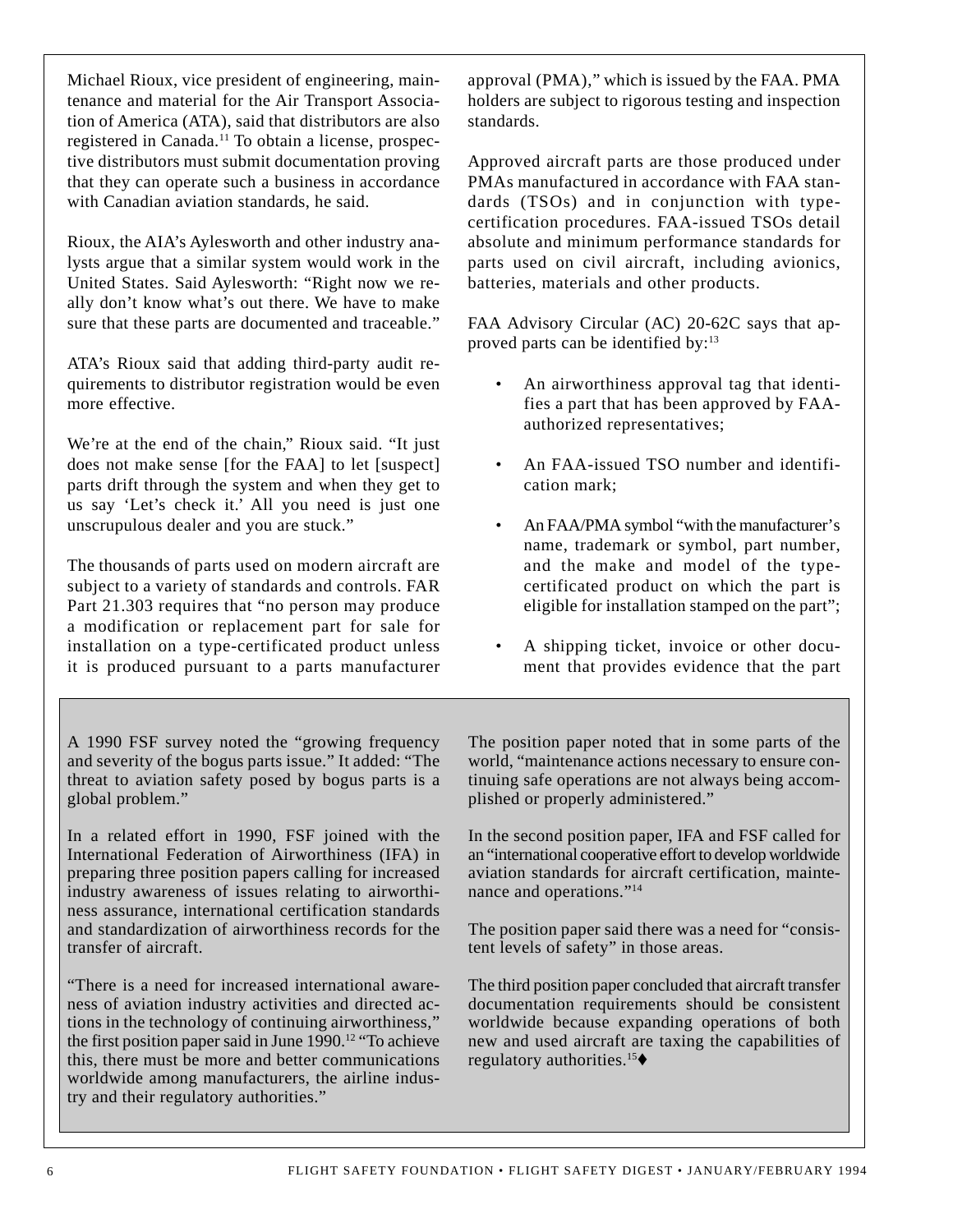Michael Rioux, vice president of engineering, maintenance and material for the Air Transport Association of America (ATA), said that distributors are also registered in Canada.[11] To obtain a license, prospective distributors must submit documentation proving that they can operate such a business in accordance with Canadian aviation standards, he said.

Rioux, the AIA's Aylesworth and other industry analysts argue that a similar system would work in the United States. Said Aylesworth: "Right now we really don't know what's out there. We have to make sure that these parts are documented and traceable."

ATA's Rioux said that adding third-party audit requirements to distributor registration would be even more effective.

We're at the end of the chain," Rioux said. "It just does not make sense [for the FAA] to let [suspect] parts drift through the system and when they get to us say 'Let's check it.' All you need is just one unscrupulous dealer and you are stuck."

The thousands of parts used on modern aircraft are subject to a variety of standards and controls. FAR Part 21.303 requires that "no person may produce a modification or replacement part for sale for installation on a type-certificated product unless it is produced pursuant to a parts manufacturer approval (PMA)," which is issued by the FAA. PMA holders are subject to rigorous testing and inspection standards.

Approved aircraft parts are those produced under PMAs manufactured in accordance with FAA standards (TSOs) and in conjunction with type-certification procedures. FAA-issued TSOs detail absolute and minimum performance standards for parts used on civil aircraft, including avionics, batteries, materials and other products.

FAA Advisory Circular (AC) 20-62C says that approved parts can be identified by:[13]

- An airworthiness approval tag that identifies a part that has been approved by FAA-authorized representatives;
- An FAA-issued TSO number and identification mark;
- An FAA/PMA symbol "with the manufacturer's name, trademark or symbol, part number, and the make and model of the type-certificated product on which the part is eligible for installation stamped on the part";
- A shipping ticket, invoice or other document that provides evidence that the part

A 1990 FSF survey noted the "growing frequency and severity of the bogus parts issue." It added: "The threat to aviation safety posed by bogus parts is a global problem."

In a related effort in 1990, FSF joined with the International Federation of Airworthiness (IFA) in preparing three position papers calling for increased industry awareness of issues relating to airworthiness assurance, international certification standards and standardization of airworthiness records for the transfer of aircraft.

"There is a need for increased international awareness of aviation industry activities and directed actions in the technology of continuing airworthiness," the first position paper said in June 1990.[12] "To achieve this, there must be more and better communications worldwide among manufacturers, the airline industry and their regulatory authorities."

The position paper noted that in some parts of the world, "maintenance actions necessary to ensure continuing safe operations are not always being accomplished or properly administered."

In the second position paper, IFA and FSF called for an "international cooperative effort to develop worldwide aviation standards for aircraft certification, maintenance and operations."[14]

The position paper said there was a need for "consistent levels of safety" in those areas.

The third position paper concluded that aircraft transfer documentation requirements should be consistent worldwide because expanding operations of both new and used aircraft are taxing the capabilities of regulatory authorities.[15]♦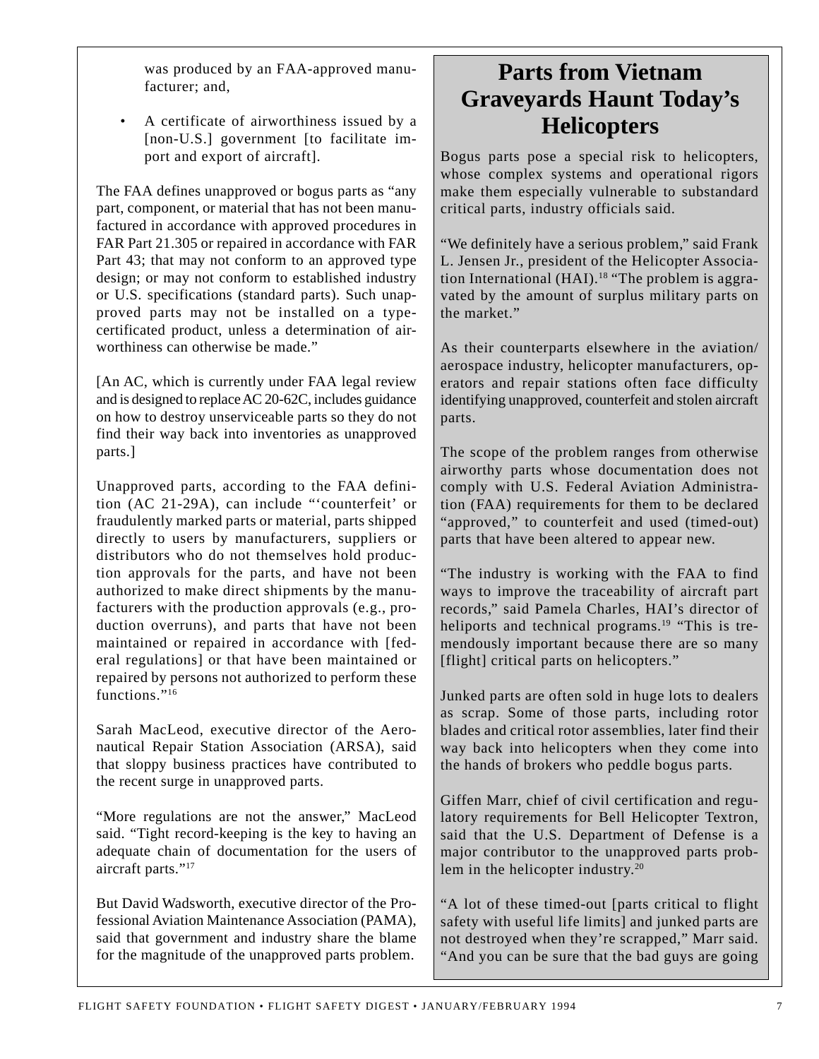was produced by an FAA-approved manufacturer; and,

- A certificate of airworthiness issued by a [non-U.S.] government [to facilitate import and export of aircraft].

The FAA defines unapproved or bogus parts as "any part, component, or material that has not been manufactured in accordance with approved procedures in FAR Part 21.305 or repaired in accordance with FAR Part 43; that may not conform to an approved type design; or may not conform to established industry or U.S. specifications (standard parts). Such unapproved parts may not be installed on a type-certificated product, unless a determination of airworthiness can otherwise be made."

[An AC, which is currently under FAA legal review and is designed to replace AC 20-62C, includes guidance on how to destroy unserviceable parts so they do not find their way back into inventories as unapproved parts.]

Unapproved parts, according to the FAA definition (AC 21-29A), can include "'counterfeit' or fraudulently marked parts or material, parts shipped directly to users by manufacturers, suppliers or distributors who do not themselves hold production approvals for the parts, and have not been authorized to make direct shipments by the manufacturers with the production approvals (e.g., production overruns), and parts that have not been maintained or repaired in accordance with [federal regulations] or that have been maintained or repaired by persons not authorized to perform these functions."[16]

Sarah MacLeod, executive director of the Aeronautical Repair Station Association (ARSA), said that sloppy business practices have contributed to the recent surge in unapproved parts.

"More regulations are not the answer," MacLeod said. "Tight record-keeping is the key to having an adequate chain of documentation for the users of aircraft parts."[17]

But David Wadsworth, executive director of the Professional Aviation Maintenance Association (PAMA), said that government and industry share the blame for the magnitude of the unapproved parts problem.

## Parts from Vietnam Graveyards Haunt Today's Helicopters

Bogus parts pose a special risk to helicopters, whose complex systems and operational rigors make them especially vulnerable to substandard critical parts, industry officials said.

"We definitely have a serious problem," said Frank L. Jensen Jr., president of the Helicopter Association International (HAI).[18] "The problem is aggravated by the amount of surplus military parts on the market."

As their counterparts elsewhere in the aviation/aerospace industry, helicopter manufacturers, operators and repair stations often face difficulty identifying unapproved, counterfeit and stolen aircraft parts.

The scope of the problem ranges from otherwise airworthy parts whose documentation does not comply with U.S. Federal Aviation Administration (FAA) requirements for them to be declared "approved," to counterfeit and used (timed-out) parts that have been altered to appear new.

"The industry is working with the FAA to find ways to improve the traceability of aircraft part records," said Pamela Charles, HAI's director of heliports and technical programs.[19] "This is tremendously important because there are so many [flight] critical parts on helicopters."

Junked parts are often sold in huge lots to dealers as scrap. Some of those parts, including rotor blades and critical rotor assemblies, later find their way back into helicopters when they come into the hands of brokers who peddle bogus parts.

Giffen Marr, chief of civil certification and regulatory requirements for Bell Helicopter Textron, said that the U.S. Department of Defense is a major contributor to the unapproved parts problem in the helicopter industry.[20]

"A lot of these timed-out [parts critical to flight safety with useful life limits] and junked parts are not destroyed when they're scrapped," Marr said. "And you can be sure that the bad guys are going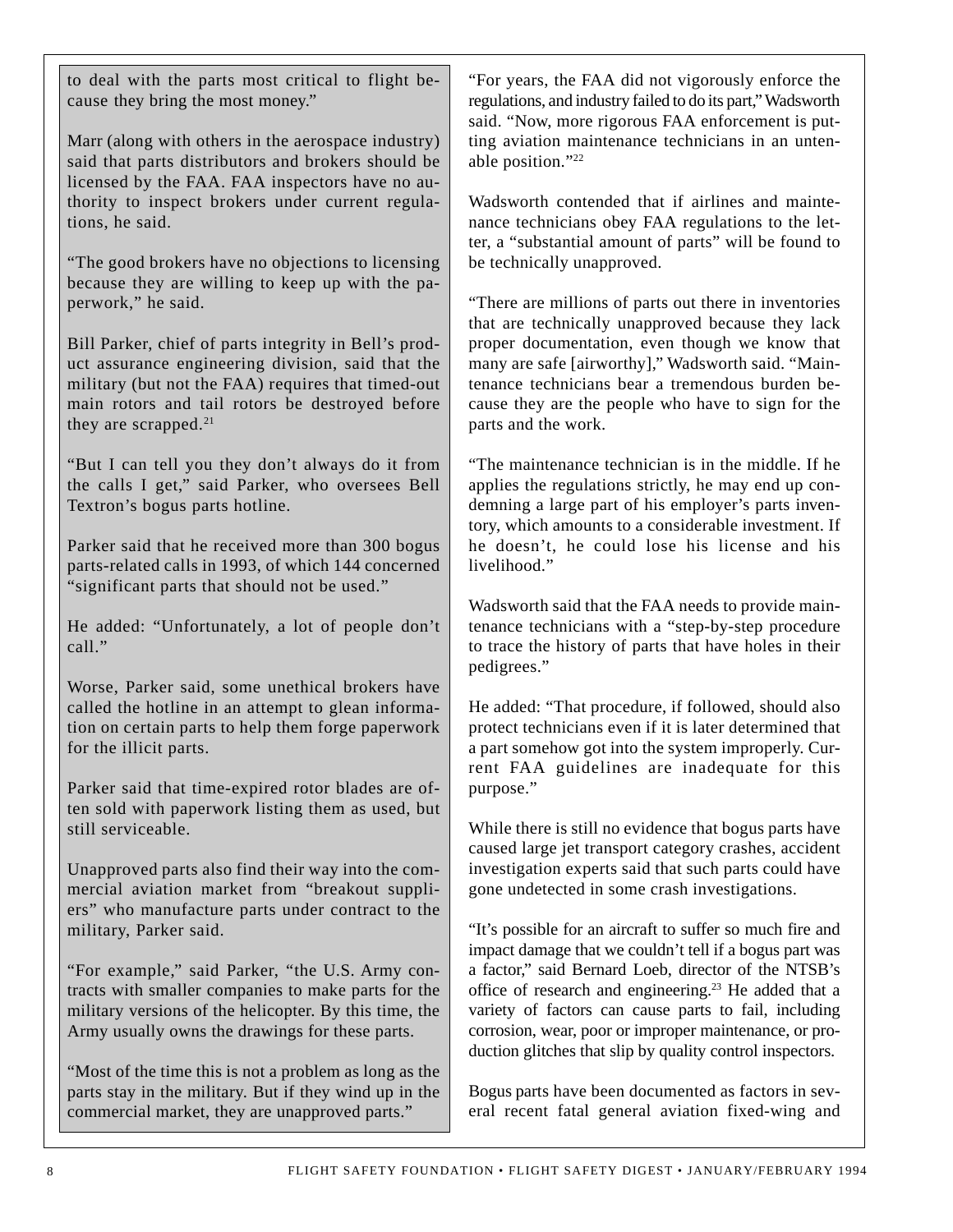to deal with the parts most critical to flight because they bring the most money."

Marr (along with others in the aerospace industry) said that parts distributors and brokers should be licensed by the FAA. FAA inspectors have no authority to inspect brokers under current regulations, he said.

"The good brokers have no objections to licensing because they are willing to keep up with the paperwork," he said.

Bill Parker, chief of parts integrity in Bell's product assurance engineering division, said that the military (but not the FAA) requires that timed-out main rotors and tail rotors be destroyed before they are scrapped.[21]

"But I can tell you they don't always do it from the calls I get," said Parker, who oversees Bell Textron's bogus parts hotline.

Parker said that he received more than 300 bogus parts-related calls in 1993, of which 144 concerned "significant parts that should not be used."

He added: "Unfortunately, a lot of people don't call."

Worse, Parker said, some unethical brokers have called the hotline in an attempt to glean information on certain parts to help them forge paperwork for the illicit parts.

Parker said that time-expired rotor blades are often sold with paperwork listing them as used, but still serviceable.

Unapproved parts also find their way into the commercial aviation market from "breakout suppliers" who manufacture parts under contract to the military, Parker said.

"For example," said Parker, "the U.S. Army contracts with smaller companies to make parts for the military versions of the helicopter. By this time, the Army usually owns the drawings for these parts.

"Most of the time this is not a problem as long as the parts stay in the military. But if they wind up in the commercial market, they are unapproved parts."

"For years, the FAA did not vigorously enforce the regulations, and industry failed to do its part," Wadsworth said. "Now, more rigorous FAA enforcement is putting aviation maintenance technicians in an untenable position."[22]

Wadsworth contended that if airlines and maintenance technicians obey FAA regulations to the letter, a "substantial amount of parts" will be found to be technically unapproved.

"There are millions of parts out there in inventories that are technically unapproved because they lack proper documentation, even though we know that many are safe [airworthy]," Wadsworth said. "Maintenance technicians bear a tremendous burden because they are the people who have to sign for the parts and the work.

"The maintenance technician is in the middle. If he applies the regulations strictly, he may end up condemning a large part of his employer's parts inventory, which amounts to a considerable investment. If he doesn't, he could lose his license and his livelihood."

Wadsworth said that the FAA needs to provide maintenance technicians with a "step-by-step procedure to trace the history of parts that have holes in their pedigrees."

He added: "That procedure, if followed, should also protect technicians even if it is later determined that a part somehow got into the system improperly. Current FAA guidelines are inadequate for this purpose."

While there is still no evidence that bogus parts have caused large jet transport category crashes, accident investigation experts said that such parts could have gone undetected in some crash investigations.

"It's possible for an aircraft to suffer so much fire and impact damage that we couldn't tell if a bogus part was a factor," said Bernard Loeb, director of the NTSB's office of research and engineering.[23] He added that a variety of factors can cause parts to fail, including corrosion, wear, poor or improper maintenance, or production glitches that slip by quality control inspectors.

Bogus parts have been documented as factors in several recent fatal general aviation fixed-wing and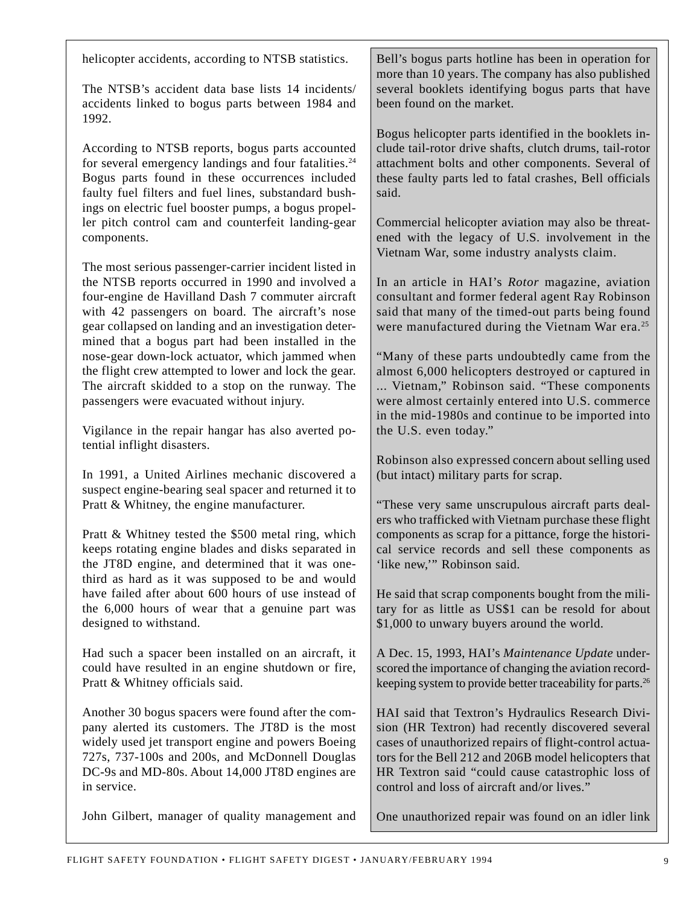helicopter accidents, according to NTSB statistics.

The NTSB's accident data base lists 14 incidents/accidents linked to bogus parts between 1984 and 1992.

According to NTSB reports, bogus parts accounted for several emergency landings and four fatalities.[24] Bogus parts found in these occurrences included faulty fuel filters and fuel lines, substandard bushings on electric fuel booster pumps, a bogus propeller pitch control cam and counterfeit landing-gear components.

The most serious passenger-carrier incident listed in the NTSB reports occurred in 1990 and involved a four-engine de Havilland Dash 7 commuter aircraft with 42 passengers on board. The aircraft's nose gear collapsed on landing and an investigation determined that a bogus part had been installed in the nose-gear down-lock actuator, which jammed when the flight crew attempted to lower and lock the gear. The aircraft skidded to a stop on the runway. The passengers were evacuated without injury.

Vigilance in the repair hangar has also averted potential inflight disasters.

In 1991, a United Airlines mechanic discovered a suspect engine-bearing seal spacer and returned it to Pratt & Whitney, the engine manufacturer.

Pratt & Whitney tested the $500 metal ring, which keeps rotating engine blades and disks separated in the JT8D engine, and determined that it was one-third as hard as it was supposed to be and would have failed after about 600 hours of use instead of the 6,000 hours of wear that a genuine part was designed to withstand.

Had such a spacer been installed on an aircraft, it could have resulted in an engine shutdown or fire, Pratt & Whitney officials said.

Another 30 bogus spacers were found after the company alerted its customers. The JT8D is the most widely used jet transport engine and powers Boeing 727s, 737-100s and 200s, and McDonnell Douglas DC-9s and MD-80s. About 14,000 JT8D engines are in service.

John Gilbert, manager of quality management and

Bell's bogus parts hotline has been in operation for more than 10 years. The company has also published several booklets identifying bogus parts that have been found on the market.

Bogus helicopter parts identified in the booklets include tail-rotor drive shafts, clutch drums, tail-rotor attachment bolts and other components. Several of these faulty parts led to fatal crashes, Bell officials said.

Commercial helicopter aviation may also be threatened with the legacy of U.S. involvement in the Vietnam War, some industry analysts claim.

In an article in HAI's *Rotor* magazine, aviation consultant and former federal agent Ray Robinson said that many of the timed-out parts being found were manufactured during the Vietnam War era.[25]

"Many of these parts undoubtedly came from the almost 6,000 helicopters destroyed or captured in ... Vietnam," Robinson said. "These components were almost certainly entered into U.S. commerce in the mid-1980s and continue to be imported into the U.S. even today."

Robinson also expressed concern about selling used (but intact) military parts for scrap.

"These very same unscrupulous aircraft parts dealers who trafficked with Vietnam purchase these flight components as scrap for a pittance, forge the historical service records and sell these components as 'like new,'" Robinson said.

He said that scrap components bought from the military for as little as US$1 can be resold for about $1,000 to unwary buyers around the world.

A Dec. 15, 1993, HAI's *Maintenance Update* underscored the importance of changing the aviation record-keeping system to provide better traceability for parts.[26]

HAI said that Textron's Hydraulics Research Division (HR Textron) had recently discovered several cases of unauthorized repairs of flight-control actuators for the Bell 212 and 206B model helicopters that HR Textron said "could cause catastrophic loss of control and loss of aircraft and/or lives."

One unauthorized repair was found on an idler link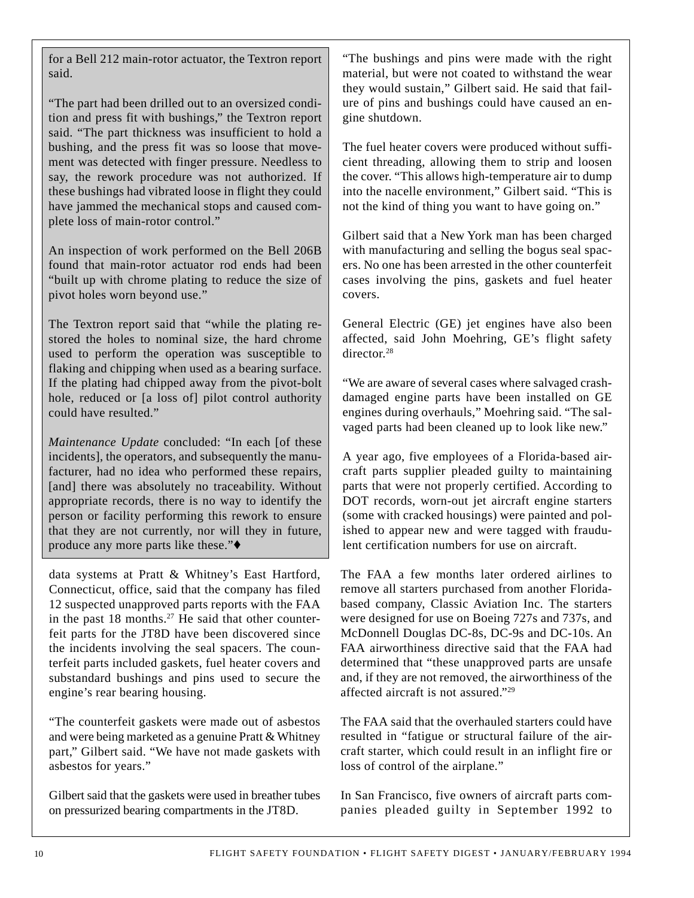for a Bell 212 main-rotor actuator, the Textron report said.

"The part had been drilled out to an oversized condition and press fit with bushings," the Textron report said. "The part thickness was insufficient to hold a bushing, and the press fit was so loose that movement was detected with finger pressure. Needless to say, the rework procedure was not authorized. If these bushings had vibrated loose in flight they could have jammed the mechanical stops and caused complete loss of main-rotor control."

An inspection of work performed on the Bell 206B found that main-rotor actuator rod ends had been "built up with chrome plating to reduce the size of pivot holes worn beyond use."

The Textron report said that "while the plating restored the holes to nominal size, the hard chrome used to perform the operation was susceptible to flaking and chipping when used as a bearing surface. If the plating had chipped away from the pivot-bolt hole, reduced or [a loss of] pilot control authority could have resulted."

*Maintenance Update* concluded: "In each [of these incidents], the operators, and subsequently the manufacturer, had no idea who performed these repairs, [and] there was absolutely no traceability. Without appropriate records, there is no way to identify the person or facility performing this rework to ensure that they are not currently, nor will they in future, produce any more parts like these."♦

data systems at Pratt & Whitney's East Hartford, Connecticut, office, said that the company has filed 12 suspected unapproved parts reports with the FAA in the past 18 months.[27] He said that other counterfeit parts for the JT8D have been discovered since the incidents involving the seal spacers. The counterfeit parts included gaskets, fuel heater covers and substandard bushings and pins used to secure the engine's rear bearing housing.

"The counterfeit gaskets were made out of asbestos and were being marketed as a genuine Pratt & Whitney part," Gilbert said. "We have not made gaskets with asbestos for years."

Gilbert said that the gaskets were used in breather tubes on pressurized bearing compartments in the JT8D.

"The bushings and pins were made with the right material, but were not coated to withstand the wear they would sustain," Gilbert said. He said that failure of pins and bushings could have caused an engine shutdown.

The fuel heater covers were produced without sufficient threading, allowing them to strip and loosen the cover. "This allows high-temperature air to dump into the nacelle environment," Gilbert said. "This is not the kind of thing you want to have going on."

Gilbert said that a New York man has been charged with manufacturing and selling the bogus seal spacers. No one has been arrested in the other counterfeit cases involving the pins, gaskets and fuel heater covers.

General Electric (GE) jet engines have also been affected, said John Moehring, GE's flight safety director.[28]

"We are aware of several cases where salvaged crash-damaged engine parts have been installed on GE engines during overhauls," Moehring said. "The salvaged parts had been cleaned up to look like new."

A year ago, five employees of a Florida-based aircraft parts supplier pleaded guilty to maintaining parts that were not properly certified. According to DOT records, worn-out jet aircraft engine starters (some with cracked housings) were painted and polished to appear new and were tagged with fraudulent certification numbers for use on aircraft.

The FAA a few months later ordered airlines to remove all starters purchased from another Florida-based company, Classic Aviation Inc. The starters were designed for use on Boeing 727s and 737s, and McDonnell Douglas DC-8s, DC-9s and DC-10s. An FAA airworthiness directive said that the FAA had determined that "these unapproved parts are unsafe and, if they are not removed, the airworthiness of the affected aircraft is not assured."[29]

The FAA said that the overhauled starters could have resulted in "fatigue or structural failure of the aircraft starter, which could result in an inflight fire or loss of control of the airplane."

In San Francisco, five owners of aircraft parts companies pleaded guilty in September 1992 to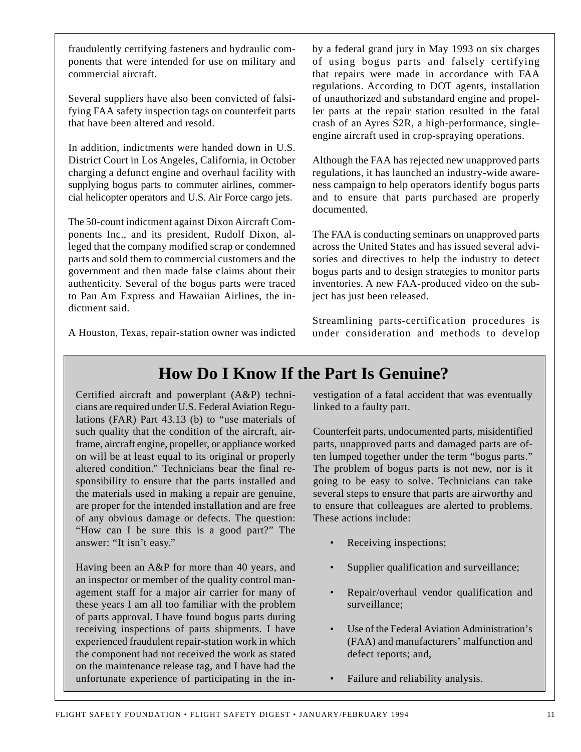fraudulently certifying fasteners and hydraulic components that were intended for use on military and commercial aircraft.

Several suppliers have also been convicted of falsifying FAA safety inspection tags on counterfeit parts that have been altered and resold.

In addition, indictments were handed down in U.S. District Court in Los Angeles, California, in October charging a defunct engine and overhaul facility with supplying bogus parts to commuter airlines, commercial helicopter operators and U.S. Air Force cargo jets.

The 50-count indictment against Dixon Aircraft Components Inc., and its president, Rudolf Dixon, alleged that the company modified scrap or condemned parts and sold them to commercial customers and the government and then made false claims about their authenticity. Several of the bogus parts were traced to Pan Am Express and Hawaiian Airlines, the indictment said.

A Houston, Texas, repair-station owner was indicted by a federal grand jury in May 1993 on six charges of using bogus parts and falsely certifying that repairs were made in accordance with FAA regulations. According to DOT agents, installation of unauthorized and substandard engine and propeller parts at the repair station resulted in the fatal crash of an Ayres S2R, a high-performance, single-engine aircraft used in crop-spraying operations.

Although the FAA has rejected new unapproved parts regulations, it has launched an industry-wide awareness campaign to help operators identify bogus parts and to ensure that parts purchased are properly documented.

The FAA is conducting seminars on unapproved parts across the United States and has issued several advisories and directives to help the industry to detect bogus parts and to design strategies to monitor parts inventories. A new FAA-produced video on the subject has just been released.

Streamlining parts-certification procedures is under consideration and methods to develop

## How Do I Know If the Part Is Genuine?

Certified aircraft and powerplant (A&P) technicians are required under U.S. Federal Aviation Regulations (FAR) Part 43.13 (b) to "use materials of such quality that the condition of the aircraft, airframe, aircraft engine, propeller, or appliance worked on will be at least equal to its original or properly altered condition." Technicians bear the final responsibility to ensure that the parts installed and the materials used in making a repair are genuine, are proper for the intended installation and are free of any obvious damage or defects. The question: "How can I be sure this is a good part?" The answer: "It isn't easy."

Having been an A&P for more than 40 years, and an inspector or member of the quality control management staff for a major air carrier for many of these years I am all too familiar with the problem of parts approval. I have found bogus parts during receiving inspections of parts shipments. I have experienced fraudulent repair-station work in which the component had not received the work as stated on the maintenance release tag, and I have had the unfortunate experience of participating in the investigation of a fatal accident that was eventually linked to a faulty part.

Counterfeit parts, undocumented parts, misidentified parts, unapproved parts and damaged parts are often lumped together under the term "bogus parts." The problem of bogus parts is not new, nor is it going to be easy to solve. Technicians can take several steps to ensure that parts are airworthy and to ensure that colleagues are alerted to problems. These actions include:

- Receiving inspections;
- Supplier qualification and surveillance;
- Repair/overhaul vendor qualification and surveillance;
- Use of the Federal Aviation Administration's (FAA) and manufacturers' malfunction and defect reports; and,
- Failure and reliability analysis.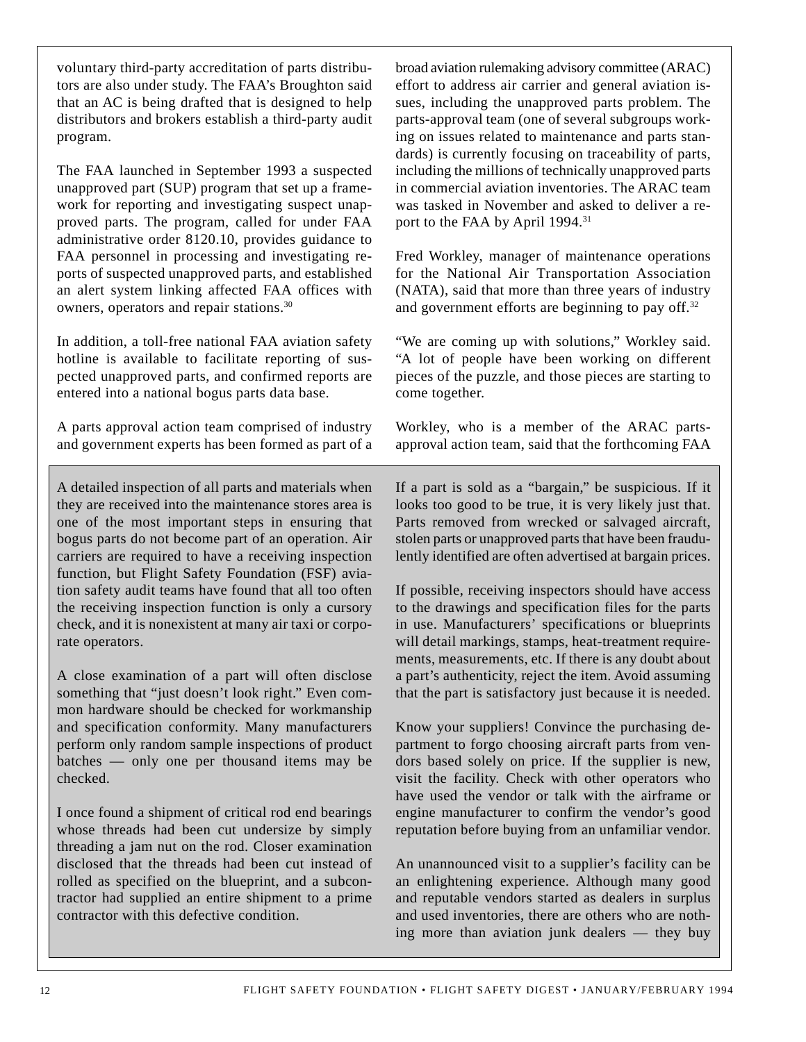voluntary third-party accreditation of parts distributors are also under study. The FAA's Broughton said that an AC is being drafted that is designed to help distributors and brokers establish a third-party audit program.

The FAA launched in September 1993 a suspected unapproved part (SUP) program that set up a framework for reporting and investigating suspect unapproved parts. The program, called for under FAA administrative order 8120.10, provides guidance to FAA personnel in processing and investigating reports of suspected unapproved parts, and established an alert system linking affected FAA offices with owners, operators and repair stations.[30]

In addition, a toll-free national FAA aviation safety hotline is available to facilitate reporting of suspected unapproved parts, and confirmed reports are entered into a national bogus parts data base.

A parts approval action team comprised of industry and government experts has been formed as part of a broad aviation rulemaking advisory committee (ARAC) effort to address air carrier and general aviation issues, including the unapproved parts problem. The parts-approval team (one of several subgroups working on issues related to maintenance and parts standards) is currently focusing on traceability of parts, including the millions of technically unapproved parts in commercial aviation inventories. The ARAC team was tasked in November and asked to deliver a report to the FAA by April 1994.[31]

Fred Workley, manager of maintenance operations for the National Air Transportation Association (NATA), said that more than three years of industry and government efforts are beginning to pay off.[32]

"We are coming up with solutions," Workley said. "A lot of people have been working on different pieces of the puzzle, and those pieces are starting to come together.

Workley, who is a member of the ARAC parts-approval action team, said that the forthcoming FAA

A detailed inspection of all parts and materials when they are received into the maintenance stores area is one of the most important steps in ensuring that bogus parts do not become part of an operation. Air carriers are required to have a receiving inspection function, but Flight Safety Foundation (FSF) aviation safety audit teams have found that all too often the receiving inspection function is only a cursory check, and it is nonexistent at many air taxi or corporate operators.

A close examination of a part will often disclose something that "just doesn't look right." Even common hardware should be checked for workmanship and specification conformity. Many manufacturers perform only random sample inspections of product batches — only one per thousand items may be checked.

I once found a shipment of critical rod end bearings whose threads had been cut undersize by simply threading a jam nut on the rod. Closer examination disclosed that the threads had been cut instead of rolled as specified on the blueprint, and a subcontractor had supplied an entire shipment to a prime contractor with this defective condition.

If a part is sold as a "bargain," be suspicious. If it looks too good to be true, it is very likely just that. Parts removed from wrecked or salvaged aircraft, stolen parts or unapproved parts that have been fraudulently identified are often advertised at bargain prices.

If possible, receiving inspectors should have access to the drawings and specification files for the parts in use. Manufacturers' specifications or blueprints will detail markings, stamps, heat-treatment requirements, measurements, etc. If there is any doubt about a part's authenticity, reject the item. Avoid assuming that the part is satisfactory just because it is needed.

Know your suppliers! Convince the purchasing department to forgo choosing aircraft parts from vendors based solely on price. If the supplier is new, visit the facility. Check with other operators who have used the vendor or talk with the airframe or engine manufacturer to confirm the vendor's good reputation before buying from an unfamiliar vendor.

An unannounced visit to a supplier's facility can be an enlightening experience. Although many good and reputable vendors started as dealers in surplus and used inventories, there are others who are nothing more than aviation junk dealers — they buy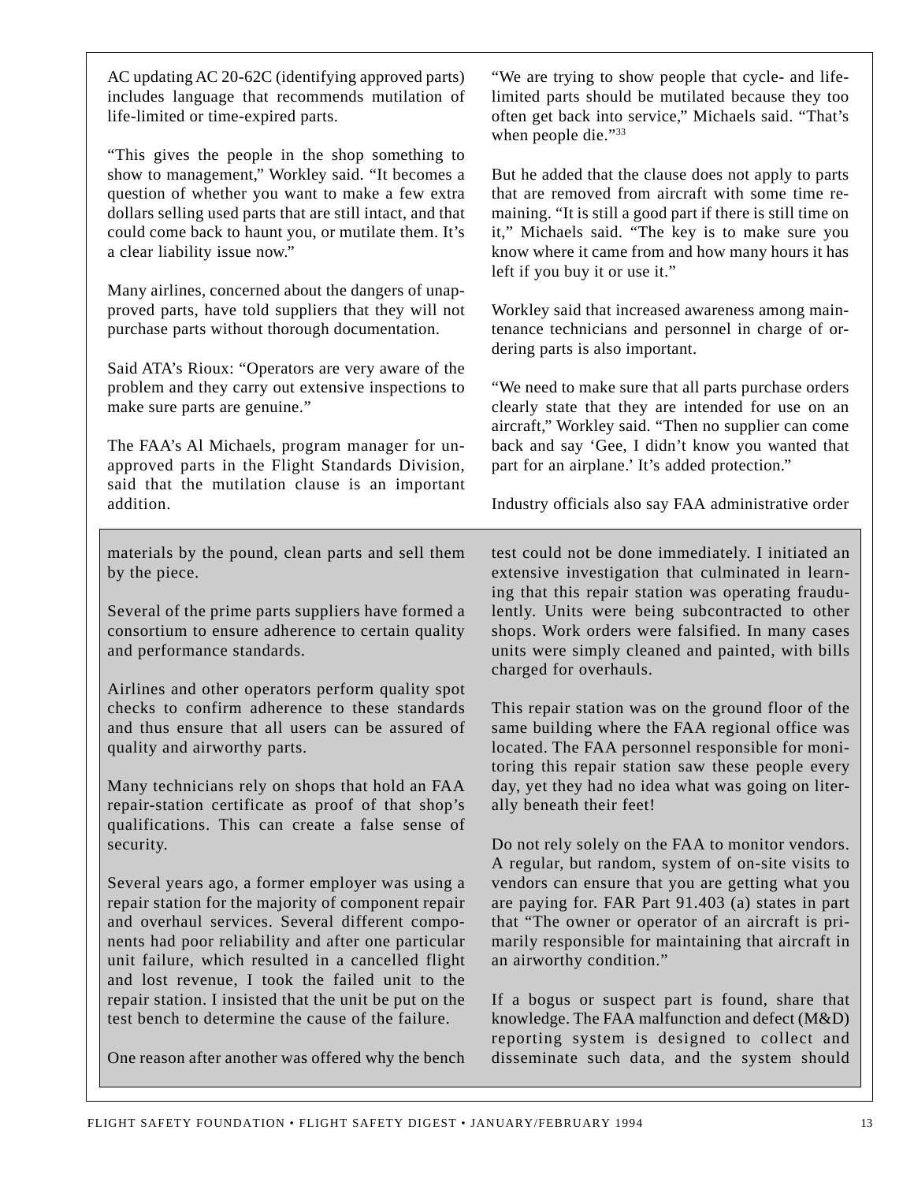AC updating AC 20-62C (identifying approved parts) includes language that recommends mutilation of life-limited or time-expired parts.

"This gives the people in the shop something to show to management," Workley said. "It becomes a question of whether you want to make a few extra dollars selling used parts that are still intact, and that could come back to haunt you, or mutilate them. It's a clear liability issue now."

Many airlines, concerned about the dangers of unapproved parts, have told suppliers that they will not purchase parts without thorough documentation.

Said ATA's Rioux: "Operators are very aware of the problem and they carry out extensive inspections to make sure parts are genuine."

The FAA's Al Michaels, program manager for unapproved parts in the Flight Standards Division, said that the mutilation clause is an important addition.

"We are trying to show people that cycle- and life-limited parts should be mutilated because they too often get back into service," Michaels said. "That's when people die."[33]

But he added that the clause does not apply to parts that are removed from aircraft with some time remaining. "It is still a good part if there is still time on it," Michaels said. "The key is to make sure you know where it came from and how many hours it has left if you buy it or use it."

Workley said that increased awareness among maintenance technicians and personnel in charge of ordering parts is also important.

"We need to make sure that all parts purchase orders clearly state that they are intended for use on an aircraft," Workley said. "Then no supplier can come back and say 'Gee, I didn't know you wanted that part for an airplane.' It's added protection."

Industry officials also say FAA administrative order

materials by the pound, clean parts and sell them by the piece.

Several of the prime parts suppliers have formed a consortium to ensure adherence to certain quality and performance standards.

Airlines and other operators perform quality spot checks to confirm adherence to these standards and thus ensure that all users can be assured of quality and airworthy parts.

Many technicians rely on shops that hold an FAA repair-station certificate as proof of that shop's qualifications. This can create a false sense of security.

Several years ago, a former employer was using a repair station for the majority of component repair and overhaul services. Several different components had poor reliability and after one particular unit failure, which resulted in a cancelled flight and lost revenue, I took the failed unit to the repair station. I insisted that the unit be put on the test bench to determine the cause of the failure.

One reason after another was offered why the bench test could not be done immediately. I initiated an extensive investigation that culminated in learning that this repair station was operating fraudulently. Units were being subcontracted to other shops. Work orders were falsified. In many cases units were simply cleaned and painted, with bills charged for overhauls.

This repair station was on the ground floor of the same building where the FAA regional office was located. The FAA personnel responsible for monitoring this repair station saw these people every day, yet they had no idea what was going on literally beneath their feet!

Do not rely solely on the FAA to monitor vendors. A regular, but random, system of on-site visits to vendors can ensure that you are getting what you are paying for. FAR Part 91.403 (a) states in part that "The owner or operator of an aircraft is primarily responsible for maintaining that aircraft in an airworthy condition."

If a bogus or suspect part is found, share that knowledge. The FAA malfunction and defect (M&D) reporting system is designed to collect and disseminate such data, and the system should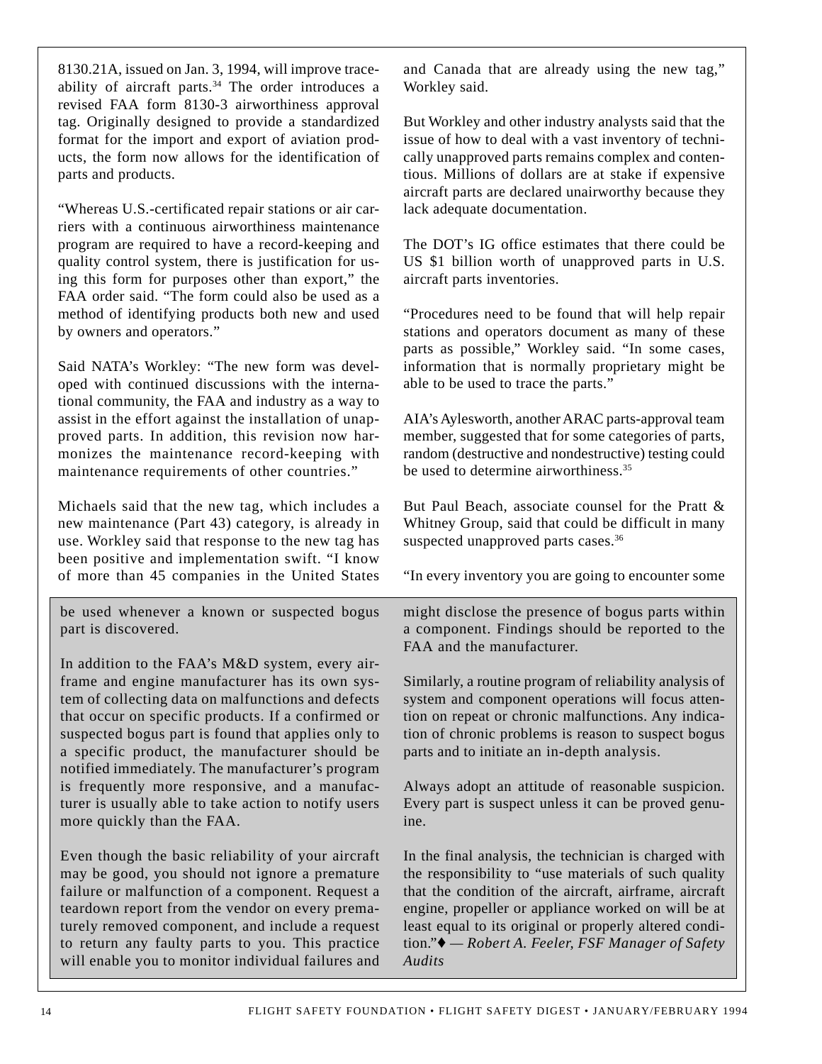8130.21A, issued on Jan. 3, 1994, will improve traceability of aircraft parts.[34] The order introduces a revised FAA form 8130-3 airworthiness approval tag. Originally designed to provide a standardized format for the import and export of aviation products, the form now allows for the identification of parts and products.

"Whereas U.S.-certificated repair stations or air carriers with a continuous airworthiness maintenance program are required to have a record-keeping and quality control system, there is justification for using this form for purposes other than export," the FAA order said. "The form could also be used as a method of identifying products both new and used by owners and operators."

Said NATA's Workley: "The new form was developed with continued discussions with the international community, the FAA and industry as a way to assist in the effort against the installation of unapproved parts. In addition, this revision now harmonizes the maintenance record-keeping with maintenance requirements of other countries."

Michaels said that the new tag, which includes a new maintenance (Part 43) category, is already in use. Workley said that response to the new tag has been positive and implementation swift. "I know of more than 45 companies in the United States and Canada that are already using the new tag," Workley said.

But Workley and other industry analysts said that the issue of how to deal with a vast inventory of technically unapproved parts remains complex and contentious. Millions of dollars are at stake if expensive aircraft parts are declared unairworthy because they lack adequate documentation.

The DOT's IG office estimates that there could be US $1 billion worth of unapproved parts in U.S. aircraft parts inventories.

"Procedures need to be found that will help repair stations and operators document as many of these parts as possible," Workley said. "In some cases, information that is normally proprietary might be able to be used to trace the parts."

AIA's Aylesworth, another ARAC parts-approval team member, suggested that for some categories of parts, random (destructive and nondestructive) testing could be used to determine airworthiness.[35]

But Paul Beach, associate counsel for the Pratt & Whitney Group, said that could be difficult in many suspected unapproved parts cases.[36]

"In every inventory you are going to encounter some

---

be used whenever a known or suspected bogus part is discovered.

In addition to the FAA's M&D system, every airframe and engine manufacturer has its own system of collecting data on malfunctions and defects that occur on specific products. If a confirmed or suspected bogus part is found that applies only to a specific product, the manufacturer should be notified immediately. The manufacturer's program is frequently more responsive, and a manufacturer is usually able to take action to notify users more quickly than the FAA.

Even though the basic reliability of your aircraft may be good, you should not ignore a premature failure or malfunction of a component. Request a teardown report from the vendor on every prematurely removed component, and include a request to return any faulty parts to you. This practice will enable you to monitor individual failures and might disclose the presence of bogus parts within a component. Findings should be reported to the FAA and the manufacturer.

Similarly, a routine program of reliability analysis of system and component operations will focus attention on repeat or chronic malfunctions. Any indication of chronic problems is reason to suspect bogus parts and to initiate an in-depth analysis.

Always adopt an attitude of reasonable suspicion. Every part is suspect unless it can be proved genuine.

In the final analysis, the technician is charged with the responsibility to "use materials of such quality that the condition of the aircraft, airframe, aircraft engine, propeller or appliance worked on will be at least equal to its original or properly altered condition."♦ *— Robert A. Feeler, FSF Manager of Safety Audits*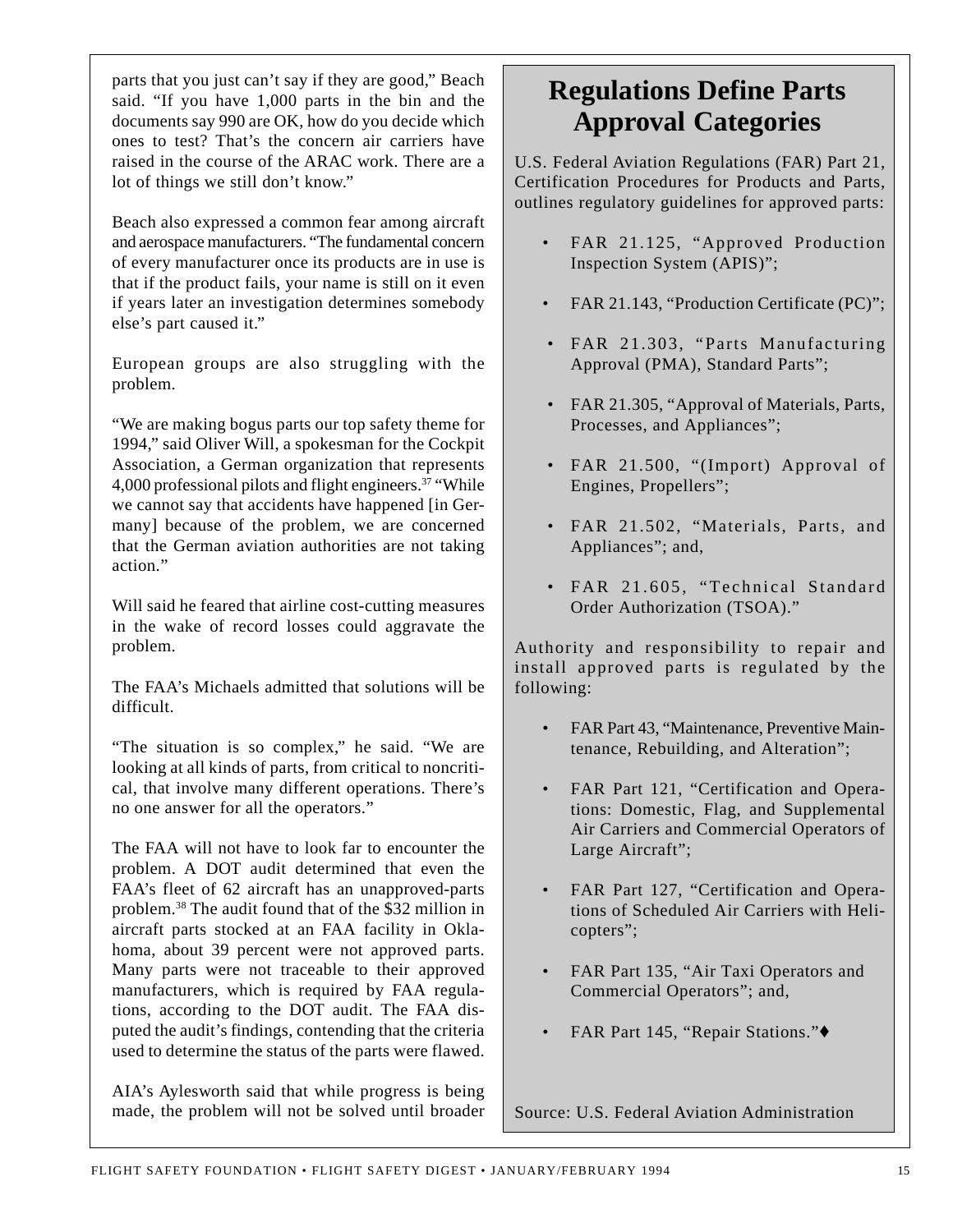parts that you just can't say if they are good," Beach said. "If you have 1,000 parts in the bin and the documents say 990 are OK, how do you decide which ones to test? That's the concern air carriers have raised in the course of the ARAC work. There are a lot of things we still don't know."

Beach also expressed a common fear among aircraft and aerospace manufacturers. "The fundamental concern of every manufacturer once its products are in use is that if the product fails, your name is still on it even if years later an investigation determines somebody else's part caused it."

European groups are also struggling with the problem.

"We are making bogus parts our top safety theme for 1994," said Oliver Will, a spokesman for the Cockpit Association, a German organization that represents 4,000 professional pilots and flight engineers.[37] "While we cannot say that accidents have happened [in Germany] because of the problem, we are concerned that the German aviation authorities are not taking action."

Will said he feared that airline cost-cutting measures in the wake of record losses could aggravate the problem.

The FAA's Michaels admitted that solutions will be difficult.

"The situation is so complex," he said. "We are looking at all kinds of parts, from critical to noncritical, that involve many different operations. There's no one answer for all the operators."

The FAA will not have to look far to encounter the problem. A DOT audit determined that even the FAA's fleet of 62 aircraft has an unapproved-parts problem.[38] The audit found that of the $32 million in aircraft parts stocked at an FAA facility in Oklahoma, about 39 percent were not approved parts. Many parts were not traceable to their approved manufacturers, which is required by FAA regulations, according to the DOT audit. The FAA disputed the audit's findings, contending that the criteria used to determine the status of the parts were flawed.

AIA's Aylesworth said that while progress is being made, the problem will not be solved until broader

## Regulations Define Parts Approval Categories

U.S. Federal Aviation Regulations (FAR) Part 21, Certification Procedures for Products and Parts, outlines regulatory guidelines for approved parts:

- FAR 21.125, "Approved Production Inspection System (APIS)";
- FAR 21.143, "Production Certificate (PC)";
- FAR 21.303, "Parts Manufacturing Approval (PMA), Standard Parts";
- FAR 21.305, "Approval of Materials, Parts, Processes, and Appliances";
- FAR 21.500, "(Import) Approval of Engines, Propellers";
- FAR 21.502, "Materials, Parts, and Appliances"; and,
- FAR 21.605, "Technical Standard Order Authorization (TSOA)."

Authority and responsibility to repair and install approved parts is regulated by the following:

- FAR Part 43, "Maintenance, Preventive Maintenance, Rebuilding, and Alteration";
- FAR Part 121, "Certification and Operations: Domestic, Flag, and Supplemental Air Carriers and Commercial Operators of Large Aircraft";
- FAR Part 127, "Certification and Operations of Scheduled Air Carriers with Helicopters";
- FAR Part 135, "Air Taxi Operators and Commercial Operators"; and,
- FAR Part 145, "Repair Stations."♦

Source: U.S. Federal Aviation Administration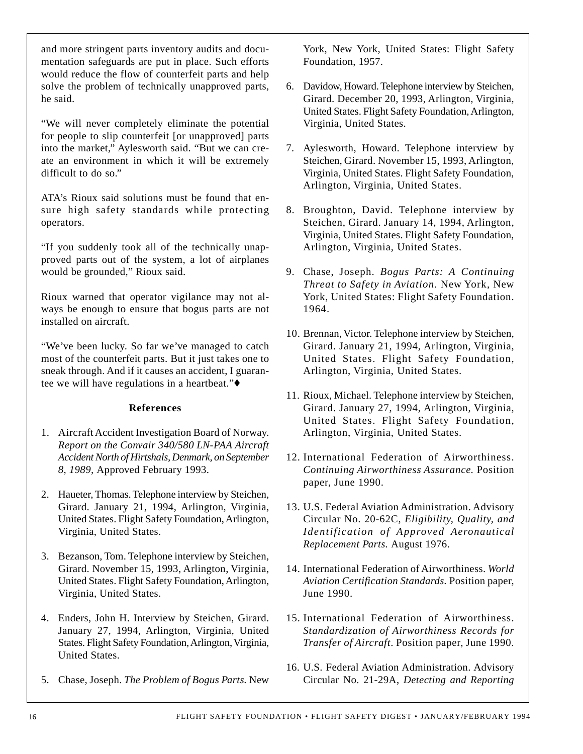and more stringent parts inventory audits and documentation safeguards are put in place. Such efforts would reduce the flow of counterfeit parts and help solve the problem of technically unapproved parts, he said.

"We will never completely eliminate the potential for people to slip counterfeit [or unapproved] parts into the market," Aylesworth said. "But we can create an environment in which it will be extremely difficult to do so."

ATA's Rioux said solutions must be found that ensure high safety standards while protecting operators.

"If you suddenly took all of the technically unapproved parts out of the system, a lot of airplanes would be grounded," Rioux said.

Rioux warned that operator vigilance may not always be enough to ensure that bogus parts are not installed on aircraft.

"We've been lucky. So far we've managed to catch most of the counterfeit parts. But it just takes one to sneak through. And if it causes an accident, I guarantee we will have regulations in a heartbeat."♦

### References

1. Aircraft Accident Investigation Board of Norway. *Report on the Convair 340/580 LN-PAA Aircraft Accident North of Hirtshals, Denmark, on September 8, 1989,* Approved February 1993.
2. Haueter, Thomas. Telephone interview by Steichen, Girard. January 21, 1994, Arlington, Virginia, United States. Flight Safety Foundation, Arlington, Virginia, United States.
3. Bezanson, Tom. Telephone interview by Steichen, Girard. November 15, 1993, Arlington, Virginia, United States. Flight Safety Foundation, Arlington, Virginia, United States.
4. Enders, John H. Interview by Steichen, Girard. January 27, 1994, Arlington, Virginia, United States. Flight Safety Foundation, Arlington, Virginia, United States.
5. Chase, Joseph. *The Problem of Bogus Parts.* New York, New York, United States: Flight Safety Foundation, 1957.
6. Davidow, Howard. Telephone interview by Steichen, Girard. December 20, 1993, Arlington, Virginia, United States. Flight Safety Foundation, Arlington, Virginia, United States.
7. Aylesworth, Howard. Telephone interview by Steichen, Girard. November 15, 1993, Arlington, Virginia, United States. Flight Safety Foundation, Arlington, Virginia, United States.
8. Broughton, David. Telephone interview by Steichen, Girard. January 14, 1994, Arlington, Virginia, United States. Flight Safety Foundation, Arlington, Virginia, United States.
9. Chase, Joseph. *Bogus Parts: A Continuing Threat to Safety in Aviation.* New York, New York, United States: Flight Safety Foundation. 1964.
10. Brennan, Victor. Telephone interview by Steichen, Girard. January 21, 1994, Arlington, Virginia, United States. Flight Safety Foundation, Arlington, Virginia, United States.
11. Rioux, Michael. Telephone interview by Steichen, Girard. January 27, 1994, Arlington, Virginia, United States. Flight Safety Foundation, Arlington, Virginia, United States.
12. International Federation of Airworthiness. *Continuing Airworthiness Assurance.* Position paper, June 1990.
13. U.S. Federal Aviation Administration. Advisory Circular No. 20-62C, *Eligibility, Quality, and Identification of Approved Aeronautical Replacement Parts.* August 1976.
14. International Federation of Airworthiness. *World Aviation Certification Standards.* Position paper, June 1990.
15. International Federation of Airworthiness. *Standardization of Airworthiness Records for Transfer of Aircraft*. Position paper, June 1990.
16. U.S. Federal Aviation Administration. Advisory Circular No. 21-29A, *Detecting and Reporting*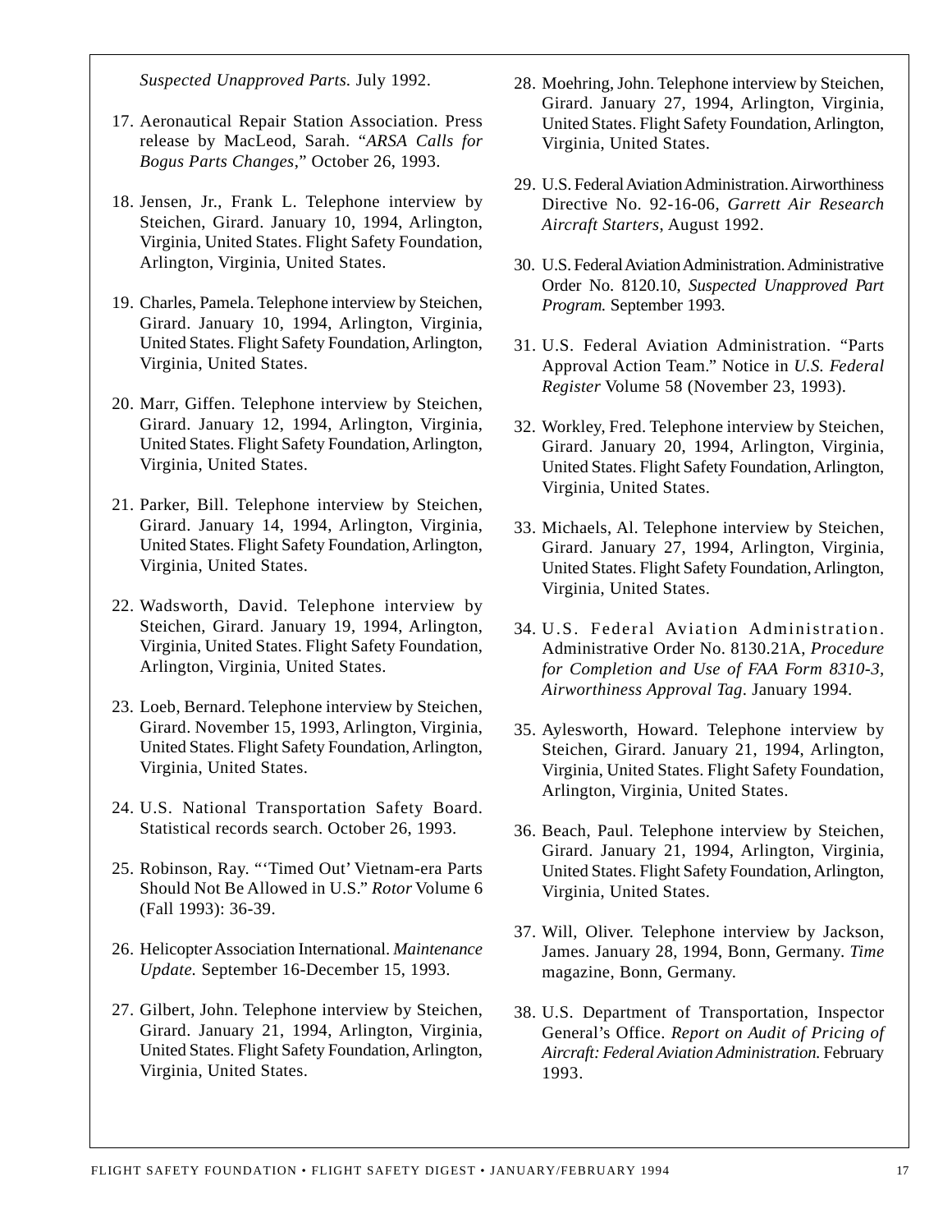*Suspected Unapproved Parts.* July 1992.

17. Aeronautical Repair Station Association. Press release by MacLeod, Sarah. "*ARSA Calls for Bogus Parts Changes*," October 26, 1993.

18. Jensen, Jr., Frank L. Telephone interview by Steichen, Girard. January 10, 1994, Arlington, Virginia, United States. Flight Safety Foundation, Arlington, Virginia, United States.

19. Charles, Pamela. Telephone interview by Steichen, Girard. January 10, 1994, Arlington, Virginia, United States. Flight Safety Foundation, Arlington, Virginia, United States.

20. Marr, Giffen. Telephone interview by Steichen, Girard. January 12, 1994, Arlington, Virginia, United States. Flight Safety Foundation, Arlington, Virginia, United States.

21. Parker, Bill. Telephone interview by Steichen, Girard. January 14, 1994, Arlington, Virginia, United States. Flight Safety Foundation, Arlington, Virginia, United States.

22. Wadsworth, David. Telephone interview by Steichen, Girard. January 19, 1994, Arlington, Virginia, United States. Flight Safety Foundation, Arlington, Virginia, United States.

23. Loeb, Bernard. Telephone interview by Steichen, Girard. November 15, 1993, Arlington, Virginia, United States. Flight Safety Foundation, Arlington, Virginia, United States.

24. U.S. National Transportation Safety Board. Statistical records search. October 26, 1993.

25. Robinson, Ray. "'Timed Out' Vietnam-era Parts Should Not Be Allowed in U.S." *Rotor* Volume 6 (Fall 1993): 36-39.

26. Helicopter Association International. *Maintenance Update.* September 16-December 15, 1993.

27. Gilbert, John. Telephone interview by Steichen, Girard. January 21, 1994, Arlington, Virginia, United States. Flight Safety Foundation, Arlington, Virginia, United States.

28. Moehring, John. Telephone interview by Steichen, Girard. January 27, 1994, Arlington, Virginia, United States. Flight Safety Foundation, Arlington, Virginia, United States.

29. U.S. Federal Aviation Administration. Airworthiness Directive No. 92-16-06, *Garrett Air Research Aircraft Starters,* August 1992.

30. U.S. Federal Aviation Administration. Administrative Order No. 8120.10, *Suspected Unapproved Part Program.* September 1993.

31. U.S. Federal Aviation Administration. "Parts Approval Action Team." Notice in *U.S. Federal Register* Volume 58 (November 23, 1993).

32. Workley, Fred. Telephone interview by Steichen, Girard. January 20, 1994, Arlington, Virginia, United States. Flight Safety Foundation, Arlington, Virginia, United States.

33. Michaels, Al. Telephone interview by Steichen, Girard. January 27, 1994, Arlington, Virginia, United States. Flight Safety Foundation, Arlington, Virginia, United States.

34. U.S. Federal Aviation Administration. Administrative Order No. 8130.21A, *Procedure for Completion and Use of FAA Form 8310-3, Airworthiness Approval Tag.* January 1994.

35. Aylesworth, Howard. Telephone interview by Steichen, Girard. January 21, 1994, Arlington, Virginia, United States. Flight Safety Foundation, Arlington, Virginia, United States.

36. Beach, Paul. Telephone interview by Steichen, Girard. January 21, 1994, Arlington, Virginia, United States. Flight Safety Foundation, Arlington, Virginia, United States.

37. Will, Oliver. Telephone interview by Jackson, James. January 28, 1994, Bonn, Germany. *Time* magazine, Bonn, Germany.

38. U.S. Department of Transportation, Inspector General's Office. *Report on Audit of Pricing of Aircraft: Federal Aviation Administration.* February 1993.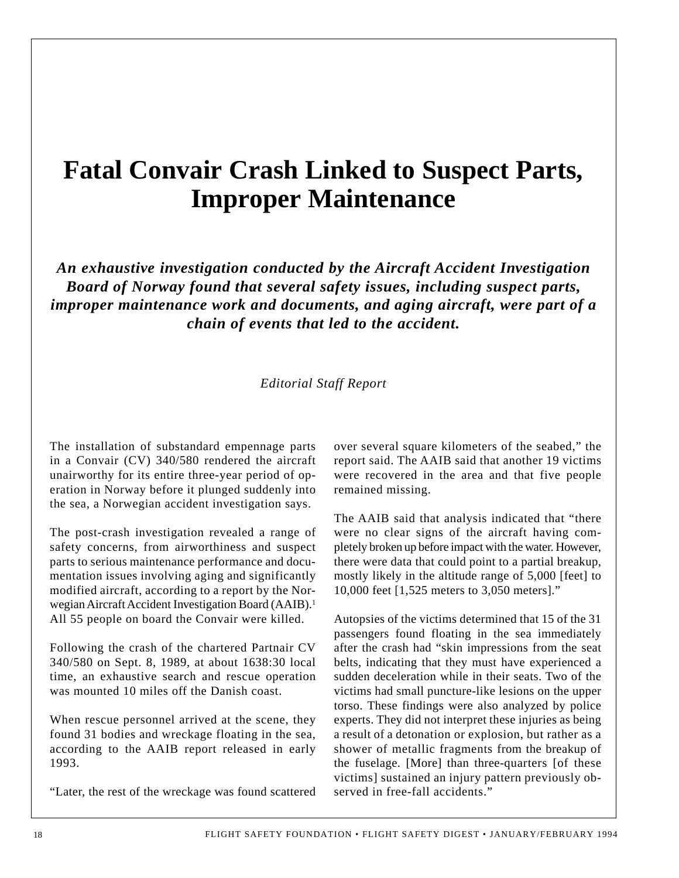# Fatal Convair Crash Linked to Suspect Parts, Improper Maintenance

***An exhaustive investigation conducted by the Aircraft Accident Investigation Board of Norway found that several safety issues, including suspect parts, improper maintenance work and documents, and aging aircraft, were part of a chain of events that led to the accident.***

*Editorial Staff Report*

The installation of substandard empennage parts in a Convair (CV) 340/580 rendered the aircraft unairworthy for its entire three-year period of operation in Norway before it plunged suddenly into the sea, a Norwegian accident investigation says.

The post-crash investigation revealed a range of safety concerns, from airworthiness and suspect parts to serious maintenance performance and documentation issues involving aging and significantly modified aircraft, according to a report by the Norwegian Aircraft Accident Investigation Board (AAIB).[1] All 55 people on board the Convair were killed.

Following the crash of the chartered Partnair CV 340/580 on Sept. 8, 1989, at about 1638:30 local time, an exhaustive search and rescue operation was mounted 10 miles off the Danish coast.

When rescue personnel arrived at the scene, they found 31 bodies and wreckage floating in the sea, according to the AAIB report released in early 1993.

"Later, the rest of the wreckage was found scattered over several square kilometers of the seabed," the report said. The AAIB said that another 19 victims were recovered in the area and that five people remained missing.

The AAIB said that analysis indicated that "there were no clear signs of the aircraft having completely broken up before impact with the water. However, there were data that could point to a partial breakup, mostly likely in the altitude range of 5,000 [feet] to 10,000 feet [1,525 meters to 3,050 meters]."

Autopsies of the victims determined that 15 of the 31 passengers found floating in the sea immediately after the crash had "skin impressions from the seat belts, indicating that they must have experienced a sudden deceleration while in their seats. Two of the victims had small puncture-like lesions on the upper torso. These findings were also analyzed by police experts. They did not interpret these injuries as being a result of a detonation or explosion, but rather as a shower of metallic fragments from the breakup of the fuselage. [More] than three-quarters [of these victims] sustained an injury pattern previously observed in free-fall accidents."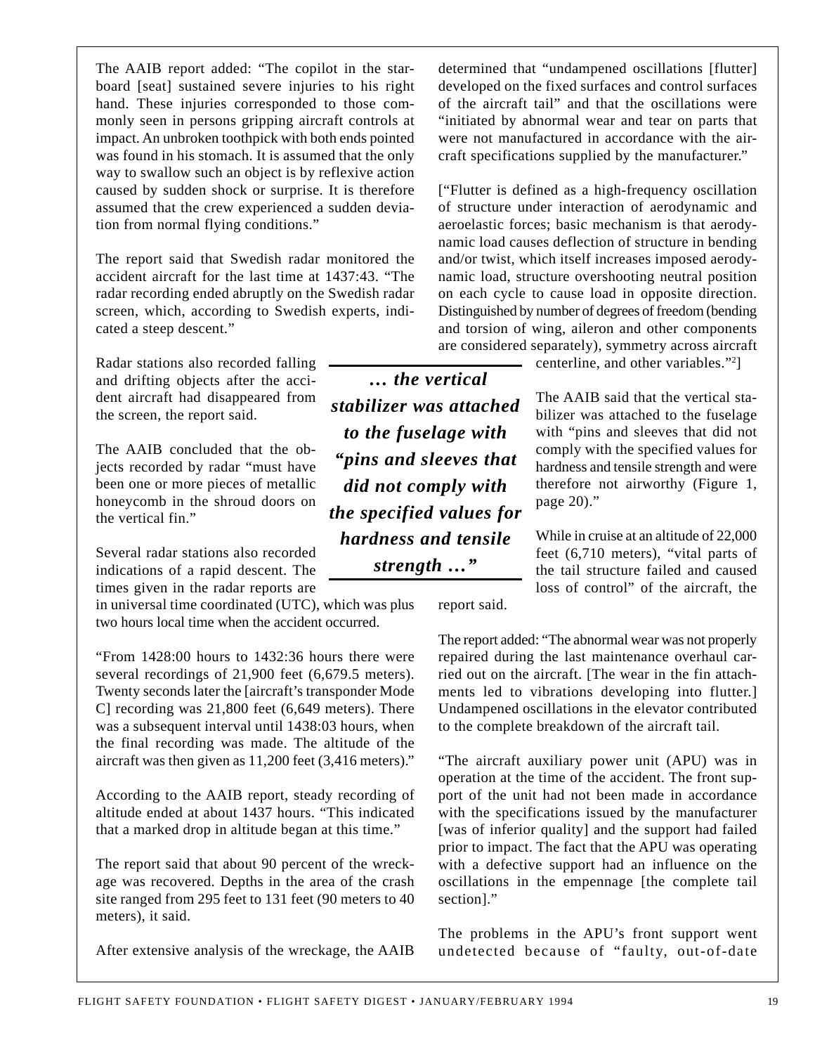The AAIB report added: "The copilot in the starboard [seat] sustained severe injuries to his right hand. These injuries corresponded to those commonly seen in persons gripping aircraft controls at impact. An unbroken toothpick with both ends pointed was found in his stomach. It is assumed that the only way to swallow such an object is by reflexive action caused by sudden shock or surprise. It is therefore assumed that the crew experienced a sudden deviation from normal flying conditions."

The report said that Swedish radar monitored the accident aircraft for the last time at 1437:43. "The radar recording ended abruptly on the Swedish radar screen, which, according to Swedish experts, indicated a steep descent."

Radar stations also recorded falling and drifting objects after the accident aircraft had disappeared from the screen, the report said.

The AAIB concluded that the objects recorded by radar "must have been one or more pieces of metallic honeycomb in the shroud doors on the vertical fin."

Several radar stations also recorded indications of a rapid descent. The times given in the radar reports are in universal time coordinated (UTC), which was plus two hours local time when the accident occurred.

"From 1428:00 hours to 1432:36 hours there were several recordings of 21,900 feet (6,679.5 meters). Twenty seconds later the [aircraft's transponder Mode C] recording was 21,800 feet (6,649 meters). There was a subsequent interval until 1438:03 hours, when the final recording was made. The altitude of the aircraft was then given as 11,200 feet (3,416 meters)."

According to the AAIB report, steady recording of altitude ended at about 1437 hours. "This indicated that a marked drop in altitude began at this time."

The report said that about 90 percent of the wreckage was recovered. Depths in the area of the crash site ranged from 295 feet to 131 feet (90 meters to 40 meters), it said.

After extensive analysis of the wreckage, the AAIB determined that "undampened oscillations [flutter] developed on the fixed surfaces and control surfaces of the aircraft tail" and that the oscillations were "initiated by abnormal wear and tear on parts that were not manufactured in accordance with the aircraft specifications supplied by the manufacturer."

["Flutter is defined as a high-frequency oscillation of structure under interaction of aerodynamic and aeroelastic forces; basic mechanism is that aerodynamic load causes deflection of structure in bending and/or twist, which itself increases imposed aerodynamic load, structure overshooting neutral position on each cycle to cause load in opposite direction. Distinguished by number of degrees of freedom (bending and torsion of wing, aileron and other components are considered separately), symmetry across aircraft centerline, and other variables."[2]]

***… the vertical stabilizer was attached to the fuselage with "pins and sleeves that did not comply with the specified values for hardness and tensile strength …"***

The AAIB said that the vertical stabilizer was attached to the fuselage with "pins and sleeves that did not comply with the specified values for hardness and tensile strength and were therefore not airworthy (Figure 1, page 20)."

While in cruise at an altitude of 22,000 feet (6,710 meters), "vital parts of the tail structure failed and caused loss of control" of the aircraft, the report said.

The report added: "The abnormal wear was not properly repaired during the last maintenance overhaul carried out on the aircraft. [The wear in the fin attachments led to vibrations developing into flutter.] Undampened oscillations in the elevator contributed to the complete breakdown of the aircraft tail.

"The aircraft auxiliary power unit (APU) was in operation at the time of the accident. The front support of the unit had not been made in accordance with the specifications issued by the manufacturer [was of inferior quality] and the support had failed prior to impact. The fact that the APU was operating with a defective support had an influence on the oscillations in the empennage [the complete tail section]."

The problems in the APU's front support went undetected because of "faulty, out-of-date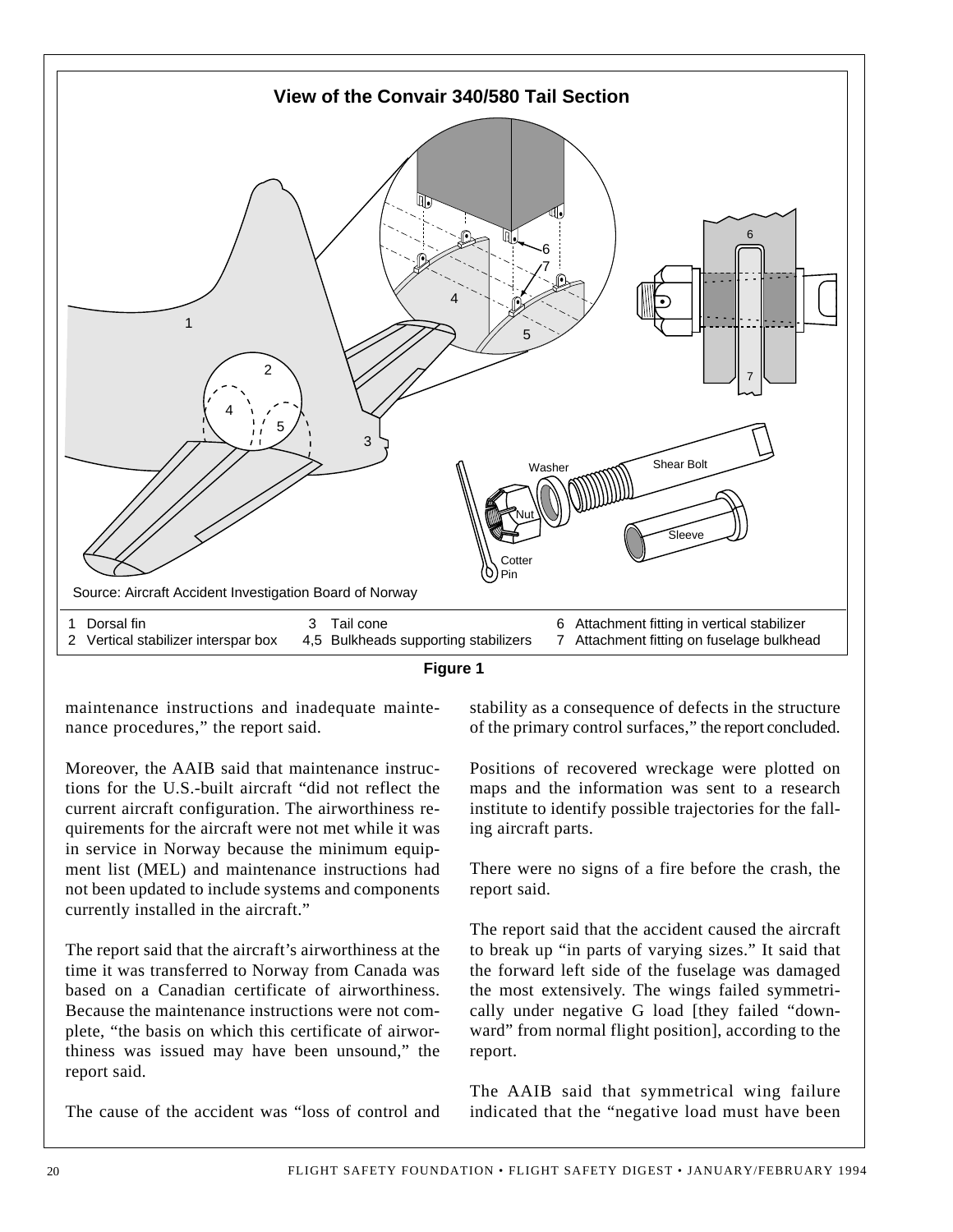**View of the Convair 340/580 Tail Section**

Source: Aircraft Accident Investigation Board of Norway

1 Dorsal fin
2 Vertical stabilizer interspar box
3 Tail cone
4,5 Bulkheads supporting stabilizers
6 Attachment fitting in vertical stabilizer
7 Attachment fitting on fuselage bulkhead

**Figure 1**

maintenance instructions and inadequate maintenance procedures," the report said.

Moreover, the AAIB said that maintenance instructions for the U.S.-built aircraft "did not reflect the current aircraft configuration. The airworthiness requirements for the aircraft were not met while it was in service in Norway because the minimum equipment list (MEL) and maintenance instructions had not been updated to include systems and components currently installed in the aircraft."

The report said that the aircraft's airworthiness at the time it was transferred to Norway from Canada was based on a Canadian certificate of airworthiness. Because the maintenance instructions were not complete, "the basis on which this certificate of airworthiness was issued may have been unsound," the report said.

The cause of the accident was "loss of control and stability as a consequence of defects in the structure of the primary control surfaces," the report concluded.

Positions of recovered wreckage were plotted on maps and the information was sent to a research institute to identify possible trajectories for the falling aircraft parts.

There were no signs of a fire before the crash, the report said.

The report said that the accident caused the aircraft to break up "in parts of varying sizes." It said that the forward left side of the fuselage was damaged the most extensively. The wings failed symmetrically under negative G load [they failed "downward" from normal flight position], according to the report.

The AAIB said that symmetrical wing failure indicated that the "negative load must have been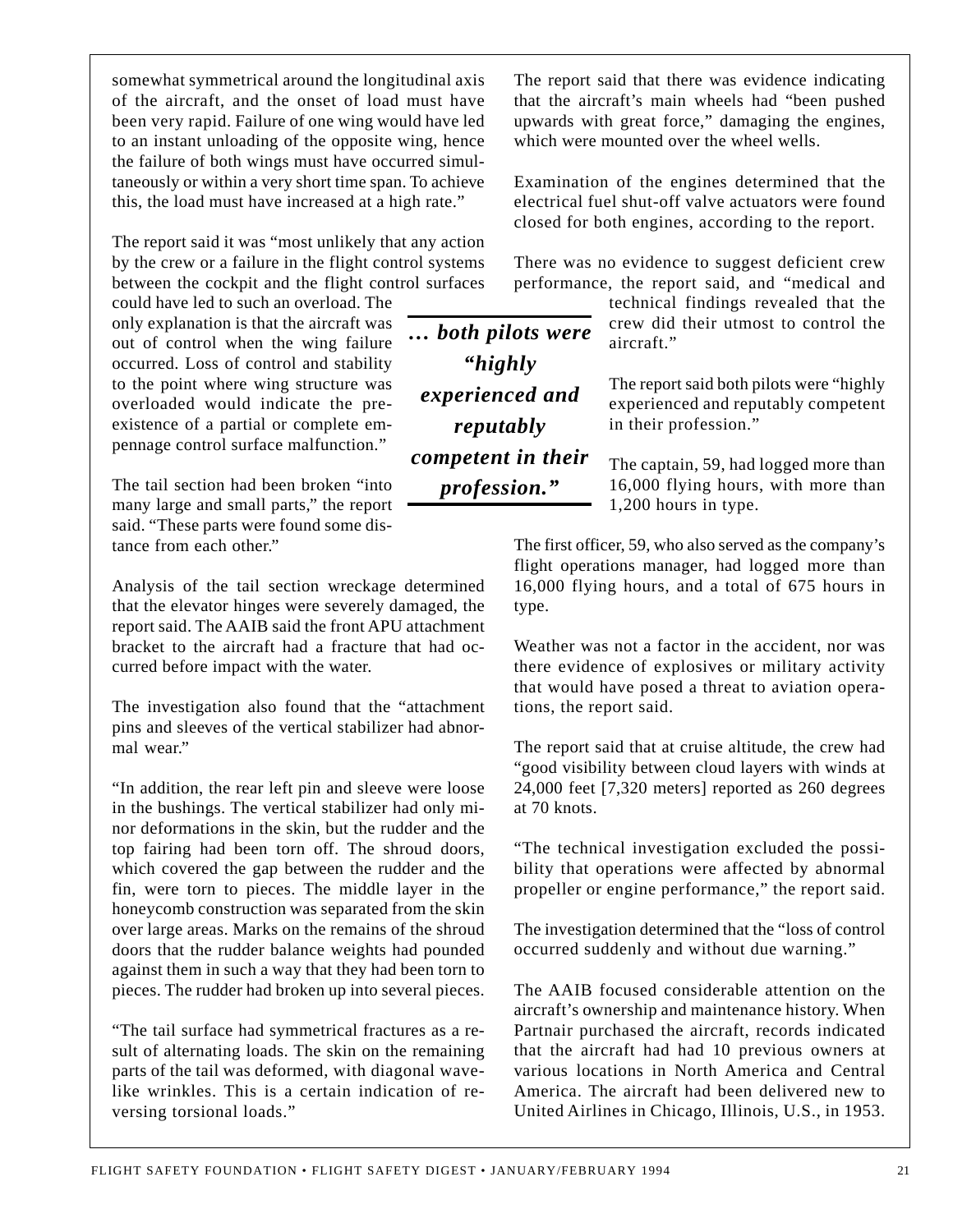somewhat symmetrical around the longitudinal axis of the aircraft, and the onset of load must have been very rapid. Failure of one wing would have led to an instant unloading of the opposite wing, hence the failure of both wings must have occurred simultaneously or within a very short time span. To achieve this, the load must have increased at a high rate."

The report said it was "most unlikely that any action by the crew or a failure in the flight control systems between the cockpit and the flight control surfaces could have led to such an overload. The only explanation is that the aircraft was out of control when the wing failure occurred. Loss of control and stability to the point where wing structure was overloaded would indicate the pre-existence of a partial or complete empennage control surface malfunction."

The tail section had been broken "into many large and small parts," the report said. "These parts were found some distance from each other."

Analysis of the tail section wreckage determined that the elevator hinges were severely damaged, the report said. The AAIB said the front APU attachment bracket to the aircraft had a fracture that had occurred before impact with the water.

The investigation also found that the "attachment pins and sleeves of the vertical stabilizer had abnormal wear."

"In addition, the rear left pin and sleeve were loose in the bushings. The vertical stabilizer had only minor deformations in the skin, but the rudder and the top fairing had been torn off. The shroud doors, which covered the gap between the rudder and the fin, were torn to pieces. The middle layer in the honeycomb construction was separated from the skin over large areas. Marks on the remains of the shroud doors that the rudder balance weights had pounded against them in such a way that they had been torn to pieces. The rudder had broken up into several pieces.

"The tail surface had symmetrical fractures as a result of alternating loads. The skin on the remaining parts of the tail was deformed, with diagonal wave-like wrinkles. This is a certain indication of reversing torsional loads."

The report said that there was evidence indicating that the aircraft's main wheels had "been pushed upwards with great force," damaging the engines, which were mounted over the wheel wells.

Examination of the engines determined that the electrical fuel shut-off valve actuators were found closed for both engines, according to the report.

There was no evidence to suggest deficient crew performance, the report said, and "medical and technical findings revealed that the crew did their utmost to control the aircraft."

***… both pilots were "highly experienced and reputably competent in their profession."***

The report said both pilots were "highly experienced and reputably competent in their profession."

The captain, 59, had logged more than 16,000 flying hours, with more than 1,200 hours in type.

The first officer, 59, who also served as the company's flight operations manager, had logged more than 16,000 flying hours, and a total of 675 hours in type.

Weather was not a factor in the accident, nor was there evidence of explosives or military activity that would have posed a threat to aviation operations, the report said.

The report said that at cruise altitude, the crew had "good visibility between cloud layers with winds at 24,000 feet [7,320 meters] reported as 260 degrees at 70 knots.

"The technical investigation excluded the possibility that operations were affected by abnormal propeller or engine performance," the report said.

The investigation determined that the "loss of control occurred suddenly and without due warning."

The AAIB focused considerable attention on the aircraft's ownership and maintenance history. When Partnair purchased the aircraft, records indicated that the aircraft had had 10 previous owners at various locations in North America and Central America. The aircraft had been delivered new to United Airlines in Chicago, Illinois, U.S., in 1953.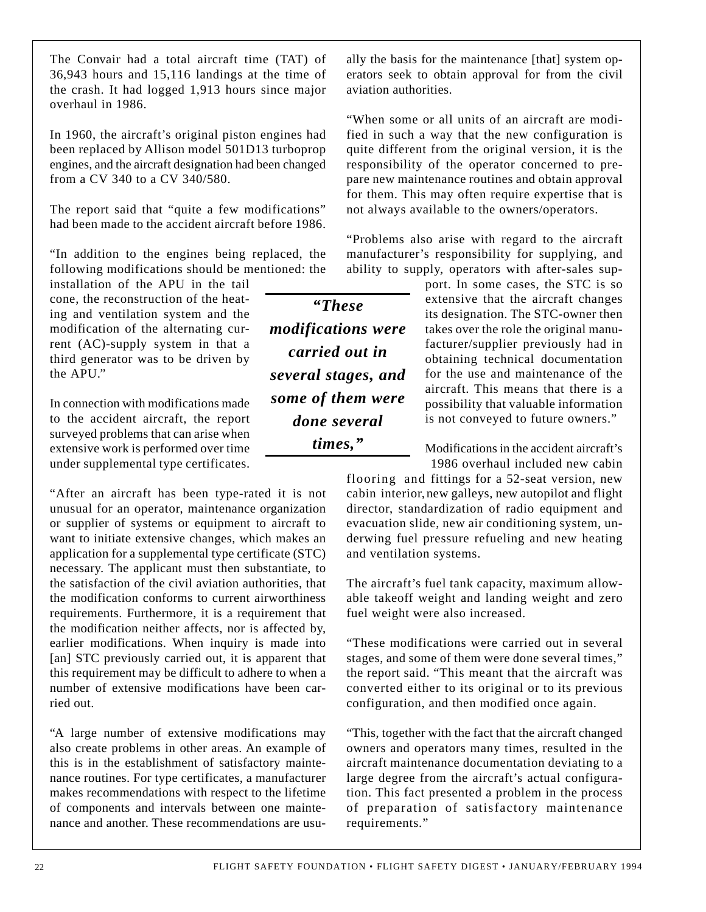The Convair had a total aircraft time (TAT) of 36,943 hours and 15,116 landings at the time of the crash. It had logged 1,913 hours since major overhaul in 1986.

In 1960, the aircraft's original piston engines had been replaced by Allison model 501D13 turboprop engines, and the aircraft designation had been changed from a CV 340 to a CV 340/580.

The report said that "quite a few modifications" had been made to the accident aircraft before 1986.

"In addition to the engines being replaced, the following modifications should be mentioned: the installation of the APU in the tail cone, the reconstruction of the heating and ventilation system and the modification of the alternating current (AC)-supply system in that a third generator was to be driven by the APU."

In connection with modifications made to the accident aircraft, the report surveyed problems that can arise when extensive work is performed over time under supplemental type certificates.

"After an aircraft has been type-rated it is not unusual for an operator, maintenance organization or supplier of systems or equipment to aircraft to want to initiate extensive changes, which makes an application for a supplemental type certificate (STC) necessary. The applicant must then substantiate, to the satisfaction of the civil aviation authorities, that the modification conforms to current airworthiness requirements. Furthermore, it is a requirement that the modification neither affects, nor is affected by, earlier modifications. When inquiry is made into [an] STC previously carried out, it is apparent that this requirement may be difficult to adhere to when a number of extensive modifications have been carried out.

"A large number of extensive modifications may also create problems in other areas. An example of this is in the establishment of satisfactory maintenance routines. For type certificates, a manufacturer makes recommendations with respect to the lifetime of components and intervals between one maintenance and another. These recommendations are usually the basis for the maintenance [that] system operators seek to obtain approval for from the civil aviation authorities.

"When some or all units of an aircraft are modified in such a way that the new configuration is quite different from the original version, it is the responsibility of the operator concerned to prepare new maintenance routines and obtain approval for them. This may often require expertise that is not always available to the owners/operators.

"Problems also arise with regard to the aircraft manufacturer's responsibility for supplying, and ability to supply, operators with after-sales support. In some cases, the STC is so extensive that the aircraft changes its designation. The STC-owner then takes over the role the original manufacturer/supplier previously had in obtaining technical documentation for the use and maintenance of the aircraft. This means that there is a possibility that valuable information is not conveyed to future owners."

> ***"These modifications were carried out in several stages, and some of them were done several times,"***

Modifications in the accident aircraft's 1986 overhaul included new cabin flooring and fittings for a 52-seat version, new cabin interior, new galleys, new autopilot and flight director, standardization of radio equipment and evacuation slide, new air conditioning system, underwing fuel pressure refueling and new heating and ventilation systems.

The aircraft's fuel tank capacity, maximum allowable takeoff weight and landing weight and zero fuel weight were also increased.

"These modifications were carried out in several stages, and some of them were done several times," the report said. "This meant that the aircraft was converted either to its original or to its previous configuration, and then modified once again.

"This, together with the fact that the aircraft changed owners and operators many times, resulted in the aircraft maintenance documentation deviating to a large degree from the aircraft's actual configuration. This fact presented a problem in the process of preparation of satisfactory maintenance requirements."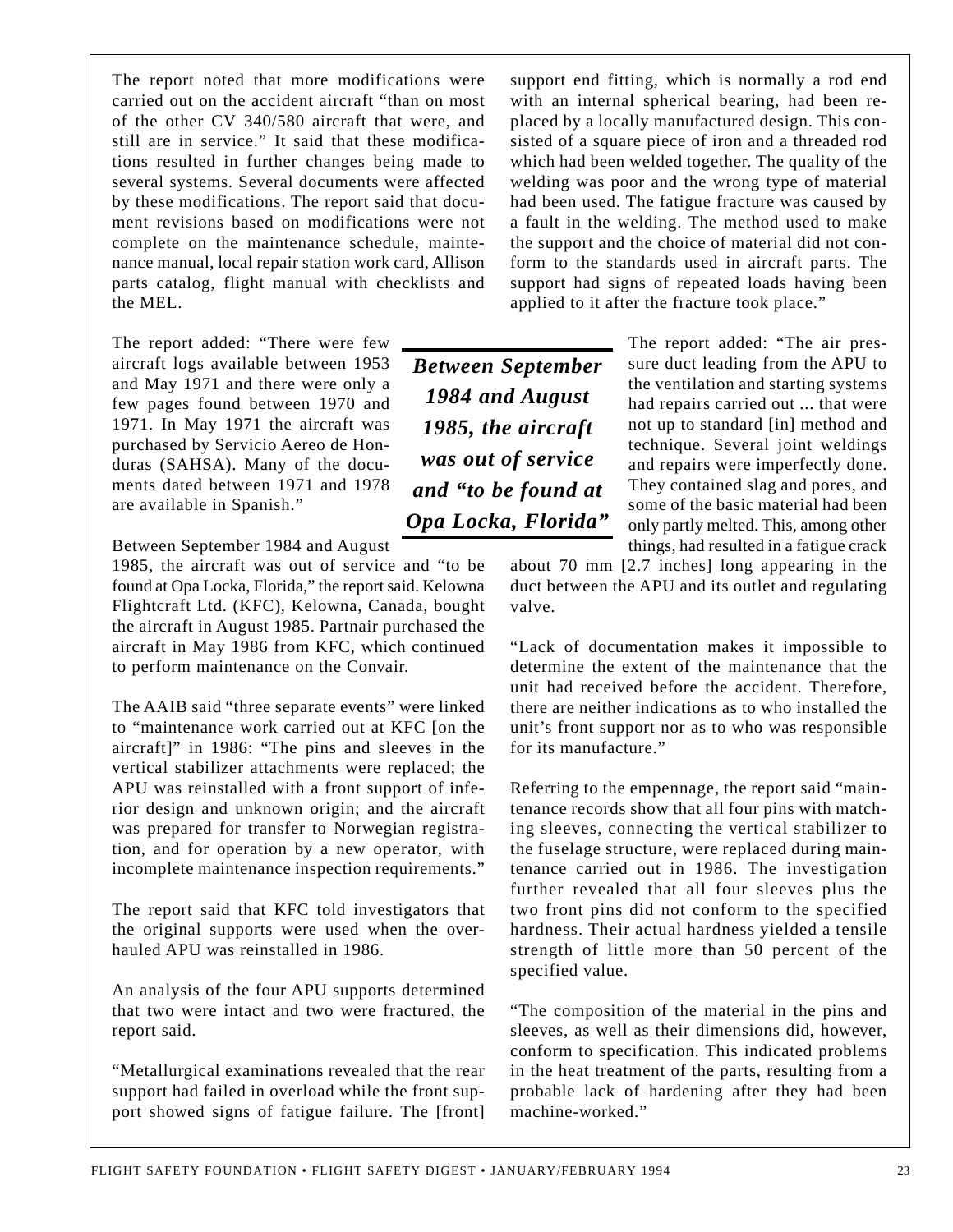The report noted that more modifications were carried out on the accident aircraft "than on most of the other CV 340/580 aircraft that were, and still are in service." It said that these modifications resulted in further changes being made to several systems. Several documents were affected by these modifications. The report said that document revisions based on modifications were not complete on the maintenance schedule, maintenance manual, local repair station work card, Allison parts catalog, flight manual with checklists and the MEL.

The report added: "There were few aircraft logs available between 1953 and May 1971 and there were only a few pages found between 1970 and 1971. In May 1971 the aircraft was purchased by Servicio Aereo de Honduras (SAHSA). Many of the documents dated between 1971 and 1978 are available in Spanish."

Between September 1984 and August 1985, the aircraft was out of service and "to be found at Opa Locka, Florida," the report said. Kelowna Flightcraft Ltd. (KFC), Kelowna, Canada, bought the aircraft in August 1985. Partnair purchased the aircraft in May 1986 from KFC, which continued to perform maintenance on the Convair.

The AAIB said "three separate events" were linked to "maintenance work carried out at KFC [on the aircraft]" in 1986: "The pins and sleeves in the vertical stabilizer attachments were replaced; the APU was reinstalled with a front support of inferior design and unknown origin; and the aircraft was prepared for transfer to Norwegian registration, and for operation by a new operator, with incomplete maintenance inspection requirements."

The report said that KFC told investigators that the original supports were used when the overhauled APU was reinstalled in 1986.

An analysis of the four APU supports determined that two were intact and two were fractured, the report said.

"Metallurgical examinations revealed that the rear support had failed in overload while the front support showed signs of fatigue failure. The [front] support end fitting, which is normally a rod end with an internal spherical bearing, had been replaced by a locally manufactured design. This consisted of a square piece of iron and a threaded rod which had been welded together. The quality of the welding was poor and the wrong type of material had been used. The fatigue fracture was caused by a fault in the welding. The method used to make the support and the choice of material did not conform to the standards used in aircraft parts. The support had signs of repeated loads having been applied to it after the fracture took place."

***Between September 1984 and August 1985, the aircraft was out of service and "to be found at Opa Locka, Florida"***

The report added: "The air pressure duct leading from the APU to the ventilation and starting systems had repairs carried out ... that were not up to standard [in] method and technique. Several joint weldings and repairs were imperfectly done. They contained slag and pores, and some of the basic material had been only partly melted. This, among other things, had resulted in a fatigue crack about 70 mm [2.7 inches] long appearing in the duct between the APU and its outlet and regulating valve.

"Lack of documentation makes it impossible to determine the extent of the maintenance that the unit had received before the accident. Therefore, there are neither indications as to who installed the unit's front support nor as to who was responsible for its manufacture."

Referring to the empennage, the report said "maintenance records show that all four pins with matching sleeves, connecting the vertical stabilizer to the fuselage structure, were replaced during maintenance carried out in 1986. The investigation further revealed that all four sleeves plus the two front pins did not conform to the specified hardness. Their actual hardness yielded a tensile strength of little more than 50 percent of the specified value.

"The composition of the material in the pins and sleeves, as well as their dimensions did, however, conform to specification. This indicated problems in the heat treatment of the parts, resulting from a probable lack of hardening after they had been machine-worked."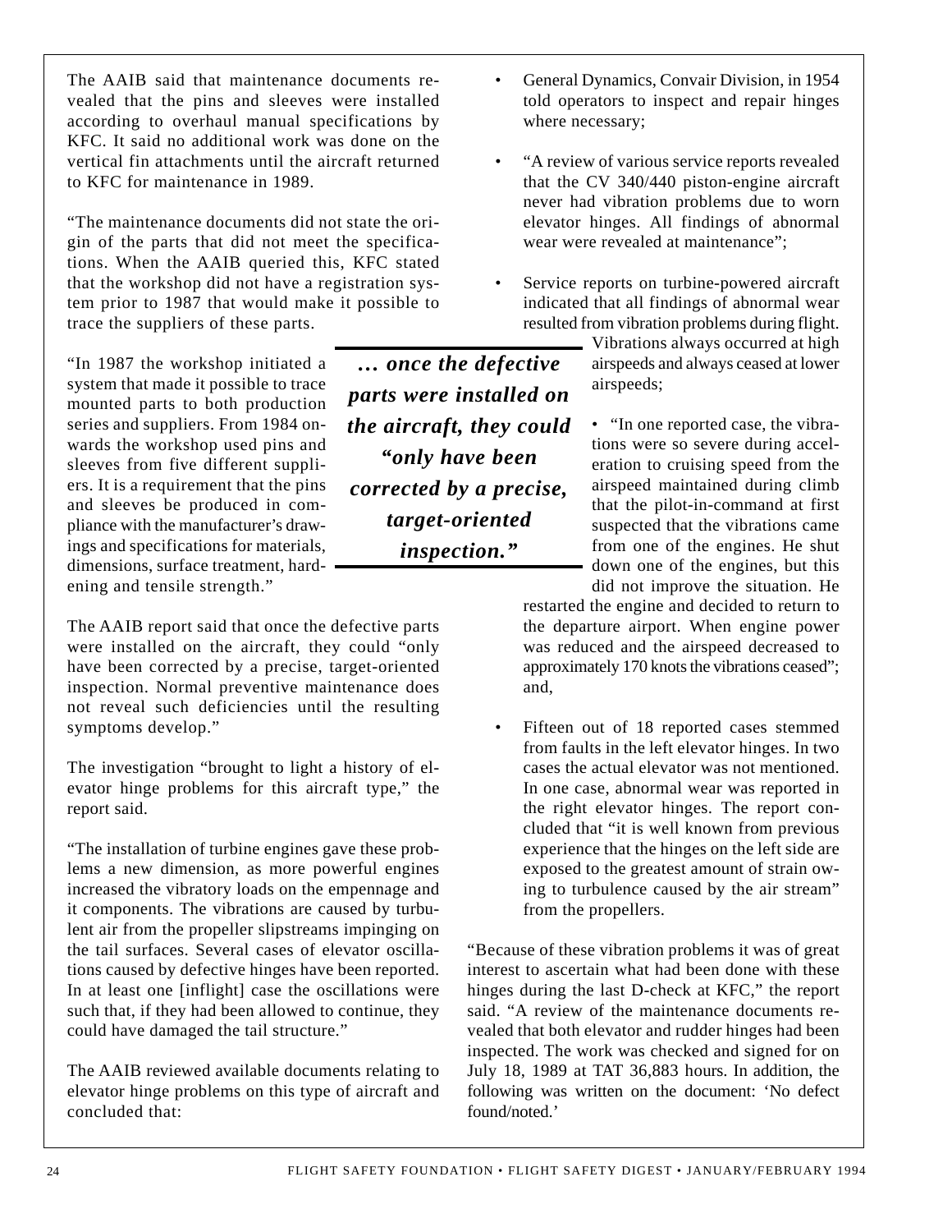The AAIB said that maintenance documents revealed that the pins and sleeves were installed according to overhaul manual specifications by KFC. It said no additional work was done on the vertical fin attachments until the aircraft returned to KFC for maintenance in 1989.

"The maintenance documents did not state the origin of the parts that did not meet the specifications. When the AAIB queried this, KFC stated that the workshop did not have a registration system prior to 1987 that would make it possible to trace the suppliers of these parts.

"In 1987 the workshop initiated a system that made it possible to trace mounted parts to both production series and suppliers. From 1984 onwards the workshop used pins and sleeves from five different suppliers. It is a requirement that the pins and sleeves be produced in compliance with the manufacturer's drawings and specifications for materials, dimensions, surface treatment, hardening and tensile strength."

***… once the defective parts were installed on the aircraft, they could "only have been corrected by a precise, target-oriented inspection."***

The AAIB report said that once the defective parts were installed on the aircraft, they could "only have been corrected by a precise, target-oriented inspection. Normal preventive maintenance does not reveal such deficiencies until the resulting symptoms develop."

The investigation "brought to light a history of elevator hinge problems for this aircraft type," the report said.

"The installation of turbine engines gave these problems a new dimension, as more powerful engines increased the vibratory loads on the empennage and it components. The vibrations are caused by turbulent air from the propeller slipstreams impinging on the tail surfaces. Several cases of elevator oscillations caused by defective hinges have been reported. In at least one [inflight] case the oscillations were such that, if they had been allowed to continue, they could have damaged the tail structure."

The AAIB reviewed available documents relating to elevator hinge problems on this type of aircraft and concluded that:

- General Dynamics, Convair Division, in 1954 told operators to inspect and repair hinges where necessary;
- "A review of various service reports revealed that the CV 340/440 piston-engine aircraft never had vibration problems due to worn elevator hinges. All findings of abnormal wear were revealed at maintenance";
- Service reports on turbine-powered aircraft indicated that all findings of abnormal wear resulted from vibration problems during flight. Vibrations always occurred at high airspeeds and always ceased at lower airspeeds;
- "In one reported case, the vibrations were so severe during acceleration to cruising speed from the airspeed maintained during climb that the pilot-in-command at first suspected that the vibrations came from one of the engines. He shut down one of the engines, but this did not improve the situation. He restarted the engine and decided to return to the departure airport. When engine power was reduced and the airspeed decreased to approximately 170 knots the vibrations ceased"; and,
- Fifteen out of 18 reported cases stemmed from faults in the left elevator hinges. In two cases the actual elevator was not mentioned. In one case, abnormal wear was reported in the right elevator hinges. The report concluded that "it is well known from previous experience that the hinges on the left side are exposed to the greatest amount of strain owing to turbulence caused by the air stream" from the propellers.

"Because of these vibration problems it was of great interest to ascertain what had been done with these hinges during the last D-check at KFC," the report said. "A review of the maintenance documents revealed that both elevator and rudder hinges had been inspected. The work was checked and signed for on July 18, 1989 at TAT 36,883 hours. In addition, the following was written on the document: 'No defect found/noted.'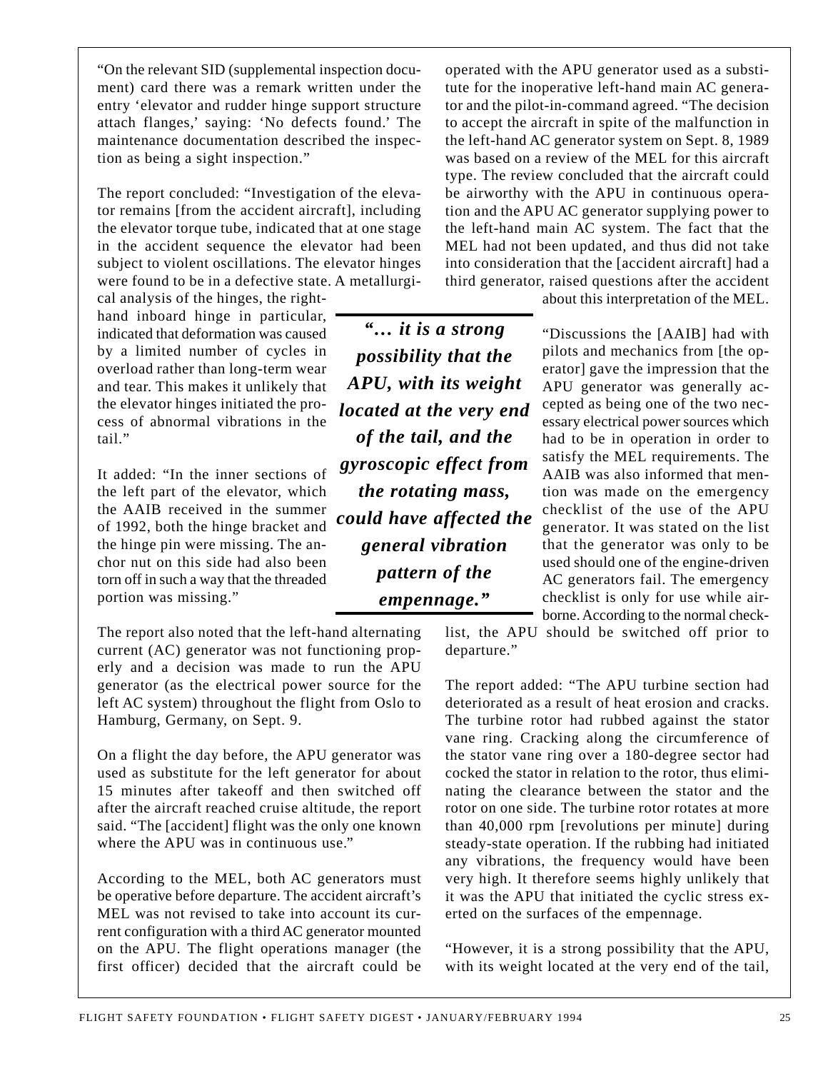"On the relevant SID (supplemental inspection document) card there was a remark written under the entry 'elevator and rudder hinge support structure attach flanges,' saying: 'No defects found.' The maintenance documentation described the inspection as being a sight inspection."

The report concluded: "Investigation of the elevator remains [from the accident aircraft], including the elevator torque tube, indicated that at one stage in the accident sequence the elevator had been subject to violent oscillations. The elevator hinges were found to be in a defective state. A metallurgical analysis of the hinges, the right-hand inboard hinge in particular, indicated that deformation was caused by a limited number of cycles in overload rather than long-term wear and tear. This makes it unlikely that the elevator hinges initiated the process of abnormal vibrations in the tail."

It added: "In the inner sections of the left part of the elevator, which the AAIB received in the summer of 1992, both the hinge bracket and the hinge pin were missing. The anchor nut on this side had also been torn off in such a way that the threaded portion was missing."

The report also noted that the left-hand alternating current (AC) generator was not functioning properly and a decision was made to run the APU generator (as the electrical power source for the left AC system) throughout the flight from Oslo to Hamburg, Germany, on Sept. 9.

On a flight the day before, the APU generator was used as substitute for the left generator for about 15 minutes after takeoff and then switched off after the aircraft reached cruise altitude, the report said. "The [accident] flight was the only one known where the APU was in continuous use."

According to the MEL, both AC generators must be operative before departure. The accident aircraft's MEL was not revised to take into account its current configuration with a third AC generator mounted on the APU. The flight operations manager (the first officer) decided that the aircraft could be operated with the APU generator used as a substitute for the inoperative left-hand main AC generator and the pilot-in-command agreed. "The decision to accept the aircraft in spite of the malfunction in the left-hand AC generator system on Sept. 8, 1989 was based on a review of the MEL for this aircraft type. The review concluded that the aircraft could be airworthy with the APU in continuous operation and the APU AC generator supplying power to the left-hand main AC system. The fact that the MEL had not been updated, and thus did not take into consideration that the [accident aircraft] had a third generator, raised questions after the accident about this interpretation of the MEL.

***"… it is a strong possibility that the APU, with its weight located at the very end of the tail, and the gyroscopic effect from the rotating mass, could have affected the general vibration pattern of the empennage."***

"Discussions the [AAIB] had with pilots and mechanics from [the operator] gave the impression that the APU generator was generally accepted as being one of the two necessary electrical power sources which had to be in operation in order to satisfy the MEL requirements. The AAIB was also informed that mention was made on the emergency checklist of the use of the APU generator. It was stated on the list that the generator was only to be used should one of the engine-driven AC generators fail. The emergency checklist is only for use while airborne. According to the normal checklist, the APU should be switched off prior to departure."

The report added: "The APU turbine section had deteriorated as a result of heat erosion and cracks. The turbine rotor had rubbed against the stator vane ring. Cracking along the circumference of the stator vane ring over a 180-degree sector had cocked the stator in relation to the rotor, thus eliminating the clearance between the stator and the rotor on one side. The turbine rotor rotates at more than 40,000 rpm [revolutions per minute] during steady-state operation. If the rubbing had initiated any vibrations, the frequency would have been very high. It therefore seems highly unlikely that it was the APU that initiated the cyclic stress exerted on the surfaces of the empennage.

"However, it is a strong possibility that the APU, with its weight located at the very end of the tail,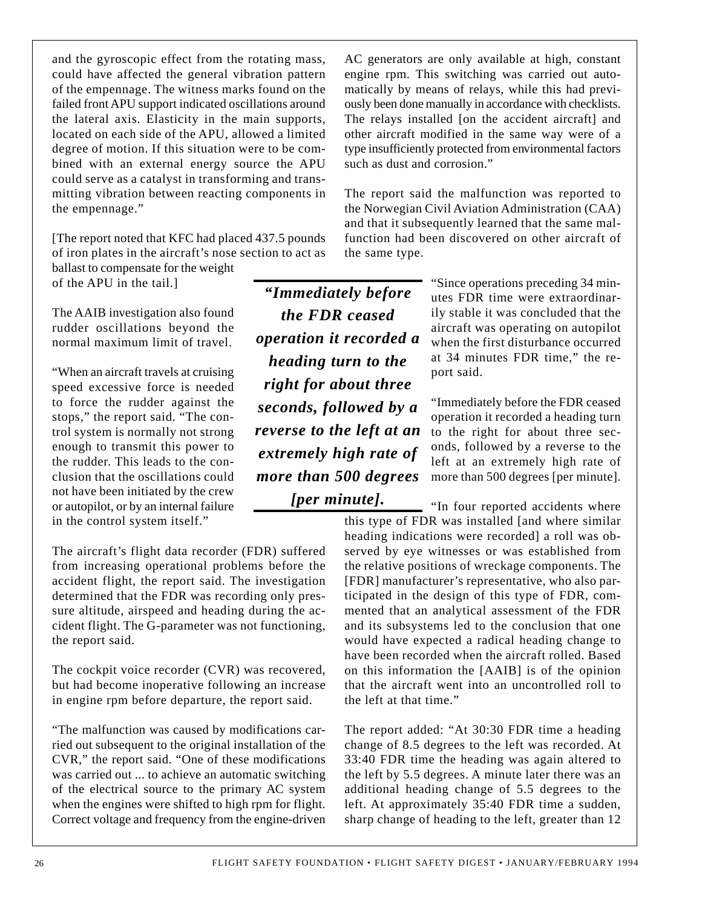and the gyroscopic effect from the rotating mass, could have affected the general vibration pattern of the empennage. The witness marks found on the failed front APU support indicated oscillations around the lateral axis. Elasticity in the main supports, located on each side of the APU, allowed a limited degree of motion. If this situation were to be combined with an external energy source the APU could serve as a catalyst in transforming and transmitting vibration between reacting components in the empennage."

[The report noted that KFC had placed 437.5 pounds of iron plates in the aircraft's nose section to act as ballast to compensate for the weight of the APU in the tail.]

The AAIB investigation also found rudder oscillations beyond the normal maximum limit of travel.

"When an aircraft travels at cruising speed excessive force is needed to force the rudder against the stops," the report said. "The control system is normally not strong enough to transmit this power to the rudder. This leads to the conclusion that the oscillations could not have been initiated by the crew or autopilot, or by an internal failure in the control system itself."

The aircraft's flight data recorder (FDR) suffered from increasing operational problems before the accident flight, the report said. The investigation determined that the FDR was recording only pressure altitude, airspeed and heading during the accident flight. The G-parameter was not functioning, the report said.

The cockpit voice recorder (CVR) was recovered, but had become inoperative following an increase in engine rpm before departure, the report said.

"The malfunction was caused by modifications carried out subsequent to the original installation of the CVR," the report said. "One of these modifications was carried out ... to achieve an automatic switching of the electrical source to the primary AC system when the engines were shifted to high rpm for flight. Correct voltage and frequency from the engine-driven AC generators are only available at high, constant engine rpm. This switching was carried out automatically by means of relays, while this had previously been done manually in accordance with checklists. The relays installed [on the accident aircraft] and other aircraft modified in the same way were of a type insufficiently protected from environmental factors such as dust and corrosion."

The report said the malfunction was reported to the Norwegian Civil Aviation Administration (CAA) and that it subsequently learned that the same malfunction had been discovered on other aircraft of the same type.

"Since operations preceding 34 minutes FDR time were extraordinarily stable it was concluded that the aircraft was operating on autopilot when the first disturbance occurred at 34 minutes FDR time," the report said.

"Immediately before the FDR ceased operation it recorded a heading turn to the right for about three seconds, followed by a reverse to the left at an extremely high rate of more than 500 degrees [per minute].

> ***"Immediately before the FDR ceased operation it recorded a heading turn to the right for about three seconds, followed by a reverse to the left at an extremely high rate of more than 500 degrees [per minute].***

"In four reported accidents where this type of FDR was installed [and where similar heading indications were recorded] a roll was observed by eye witnesses or was established from the relative positions of wreckage components. The [FDR] manufacturer's representative, who also participated in the design of this type of FDR, commented that an analytical assessment of the FDR and its subsystems led to the conclusion that one would have expected a radical heading change to have been recorded when the aircraft rolled. Based on this information the [AAIB] is of the opinion that the aircraft went into an uncontrolled roll to the left at that time."

The report added: "At 30:30 FDR time a heading change of 8.5 degrees to the left was recorded. At 33:40 FDR time the heading was again altered to the left by 5.5 degrees. A minute later there was an additional heading change of 5.5 degrees to the left. At approximately 35:40 FDR time a sudden, sharp change of heading to the left, greater than 12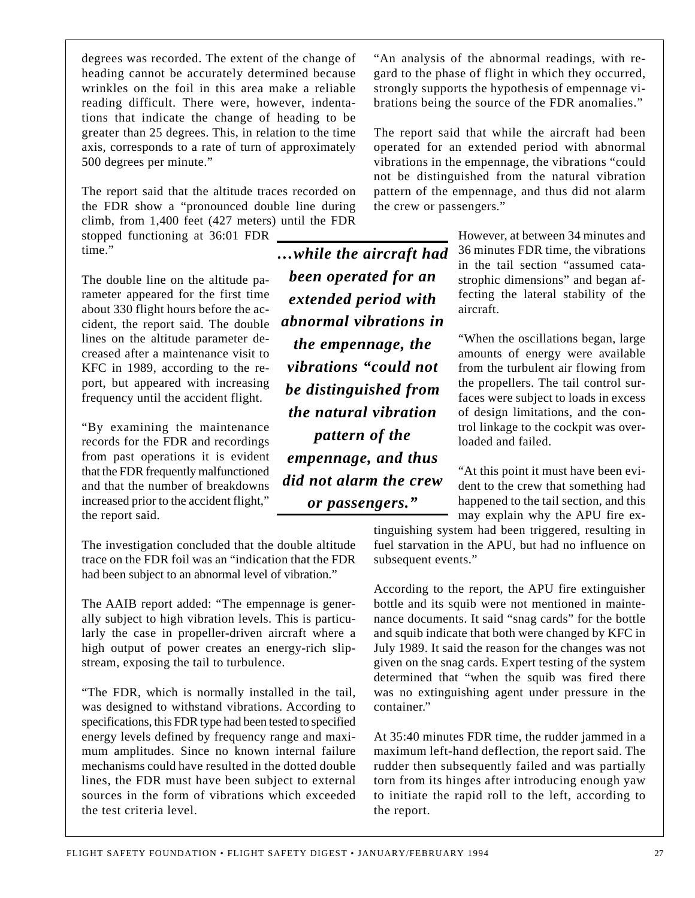degrees was recorded. The extent of the change of heading cannot be accurately determined because wrinkles on the foil in this area make a reliable reading difficult. There were, however, indentations that indicate the change of heading to be greater than 25 degrees. This, in relation to the time axis, corresponds to a rate of turn of approximately 500 degrees per minute."

The report said that the altitude traces recorded on the FDR show a "pronounced double line during climb, from 1,400 feet (427 meters) until the FDR stopped functioning at 36:01 FDR time."

The double line on the altitude parameter appeared for the first time about 330 flight hours before the accident, the report said. The double lines on the altitude parameter decreased after a maintenance visit to KFC in 1989, according to the report, but appeared with increasing frequency until the accident flight.

"By examining the maintenance records for the FDR and recordings from past operations it is evident that the FDR frequently malfunctioned and that the number of breakdowns increased prior to the accident flight," the report said.

The investigation concluded that the double altitude trace on the FDR foil was an "indication that the FDR had been subject to an abnormal level of vibration."

The AAIB report added: "The empennage is generally subject to high vibration levels. This is particularly the case in propeller-driven aircraft where a high output of power creates an energy-rich slipstream, exposing the tail to turbulence.

"The FDR, which is normally installed in the tail, was designed to withstand vibrations. According to specifications, this FDR type had been tested to specified energy levels defined by frequency range and maximum amplitudes. Since no known internal failure mechanisms could have resulted in the dotted double lines, the FDR must have been subject to external sources in the form of vibrations which exceeded the test criteria level.

"An analysis of the abnormal readings, with regard to the phase of flight in which they occurred, strongly supports the hypothesis of empennage vibrations being the source of the FDR anomalies."

The report said that while the aircraft had been operated for an extended period with abnormal vibrations in the empennage, the vibrations "could not be distinguished from the natural vibration pattern of the empennage, and thus did not alarm the crew or passengers."

***…while the aircraft had been operated for an extended period with abnormal vibrations in the empennage, the vibrations "could not be distinguished from the natural vibration pattern of the empennage, and thus did not alarm the crew or passengers."***

However, at between 34 minutes and 36 minutes FDR time, the vibrations in the tail section "assumed catastrophic dimensions" and began affecting the lateral stability of the aircraft.

"When the oscillations began, large amounts of energy were available from the turbulent air flowing from the propellers. The tail control surfaces were subject to loads in excess of design limitations, and the control linkage to the cockpit was overloaded and failed.

"At this point it must have been evident to the crew that something had happened to the tail section, and this may explain why the APU fire extinguishing system had been triggered, resulting in fuel starvation in the APU, but had no influence on subsequent events."

According to the report, the APU fire extinguisher bottle and its squib were not mentioned in maintenance documents. It said "snag cards" for the bottle and squib indicate that both were changed by KFC in July 1989. It said the reason for the changes was not given on the snag cards. Expert testing of the system determined that "when the squib was fired there was no extinguishing agent under pressure in the container."

At 35:40 minutes FDR time, the rudder jammed in a maximum left-hand deflection, the report said. The rudder then subsequently failed and was partially torn from its hinges after introducing enough yaw to initiate the rapid roll to the left, according to the report.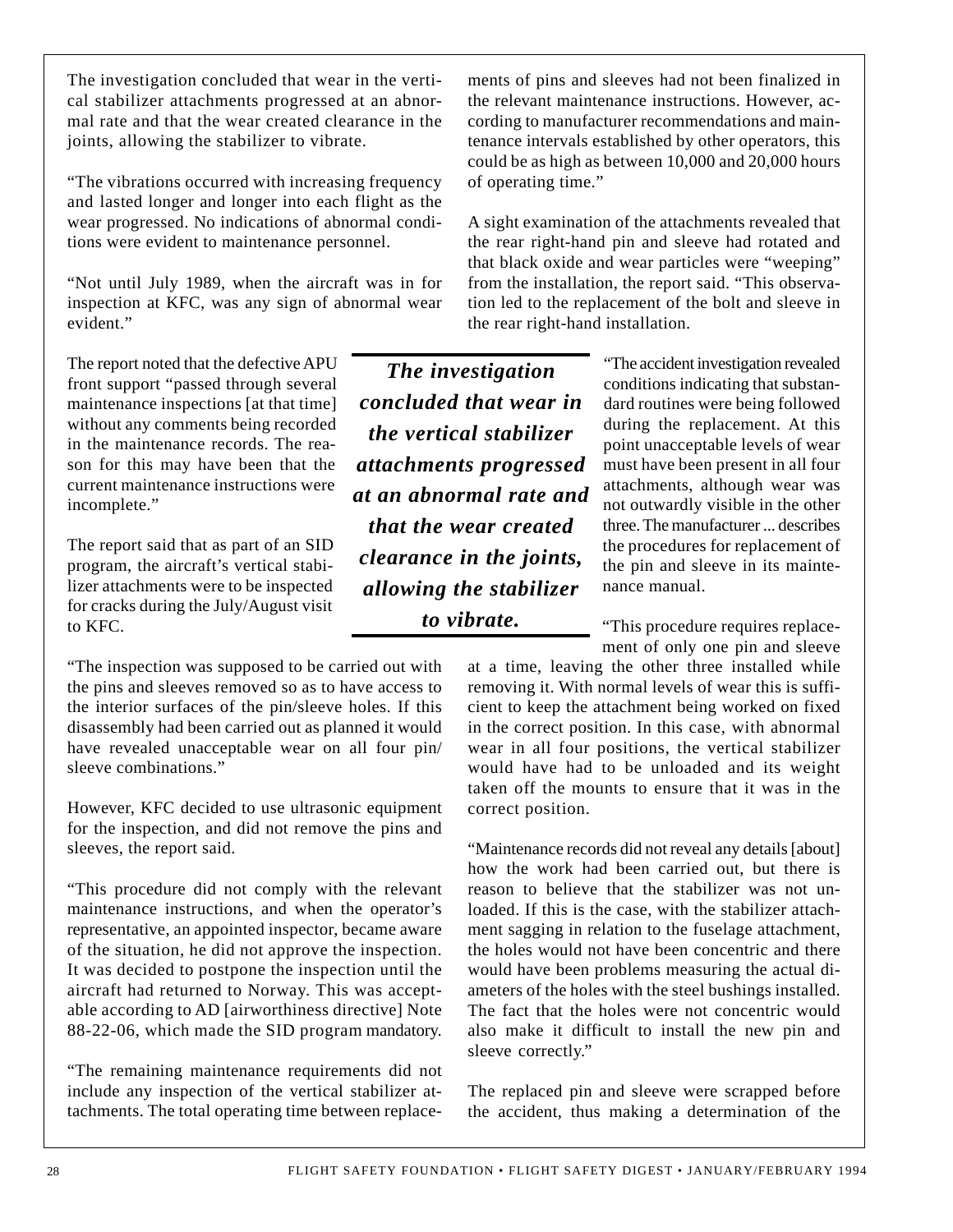The investigation concluded that wear in the vertical stabilizer attachments progressed at an abnormal rate and that the wear created clearance in the joints, allowing the stabilizer to vibrate.

"The vibrations occurred with increasing frequency and lasted longer and longer into each flight as the wear progressed. No indications of abnormal conditions were evident to maintenance personnel.

"Not until July 1989, when the aircraft was in for inspection at KFC, was any sign of abnormal wear evident."

The report noted that the defective APU front support "passed through several maintenance inspections [at that time] without any comments being recorded in the maintenance records. The reason for this may have been that the current maintenance instructions were incomplete."

The report said that as part of an SID program, the aircraft's vertical stabilizer attachments were to be inspected for cracks during the July/August visit to KFC.

"The inspection was supposed to be carried out with the pins and sleeves removed so as to have access to the interior surfaces of the pin/sleeve holes. If this disassembly had been carried out as planned it would have revealed unacceptable wear on all four pin/sleeve combinations."

However, KFC decided to use ultrasonic equipment for the inspection, and did not remove the pins and sleeves, the report said.

"This procedure did not comply with the relevant maintenance instructions, and when the operator's representative, an appointed inspector, became aware of the situation, he did not approve the inspection. It was decided to postpone the inspection until the aircraft had returned to Norway. This was acceptable according to AD [airworthiness directive] Note 88-22-06, which made the SID program mandatory.

"The remaining maintenance requirements did not include any inspection of the vertical stabilizer attachments. The total operating time between replacements of pins and sleeves had not been finalized in the relevant maintenance instructions. However, according to manufacturer recommendations and maintenance intervals established by other operators, this could be as high as between 10,000 and 20,000 hours of operating time."

A sight examination of the attachments revealed that the rear right-hand pin and sleeve had rotated and that black oxide and wear particles were "weeping" from the installation, the report said. "This observation led to the replacement of the bolt and sleeve in the rear right-hand installation.

**_The investigation concluded that wear in the vertical stabilizer attachments progressed at an abnormal rate and that the wear created clearance in the joints, allowing the stabilizer to vibrate._**

"The accident investigation revealed conditions indicating that substandard routines were being followed during the replacement. At this point unacceptable levels of wear must have been present in all four attachments, although wear was not outwardly visible in the other three. The manufacturer ... describes the procedures for replacement of the pin and sleeve in its maintenance manual.

"This procedure requires replacement of only one pin and sleeve at a time, leaving the other three installed while removing it. With normal levels of wear this is sufficient to keep the attachment being worked on fixed in the correct position. In this case, with abnormal wear in all four positions, the vertical stabilizer would have had to be unloaded and its weight taken off the mounts to ensure that it was in the correct position.

"Maintenance records did not reveal any details [about] how the work had been carried out, but there is reason to believe that the stabilizer was not unloaded. If this is the case, with the stabilizer attachment sagging in relation to the fuselage attachment, the holes would not have been concentric and there would have been problems measuring the actual diameters of the holes with the steel bushings installed. The fact that the holes were not concentric would also make it difficult to install the new pin and sleeve correctly."

The replaced pin and sleeve were scrapped before the accident, thus making a determination of the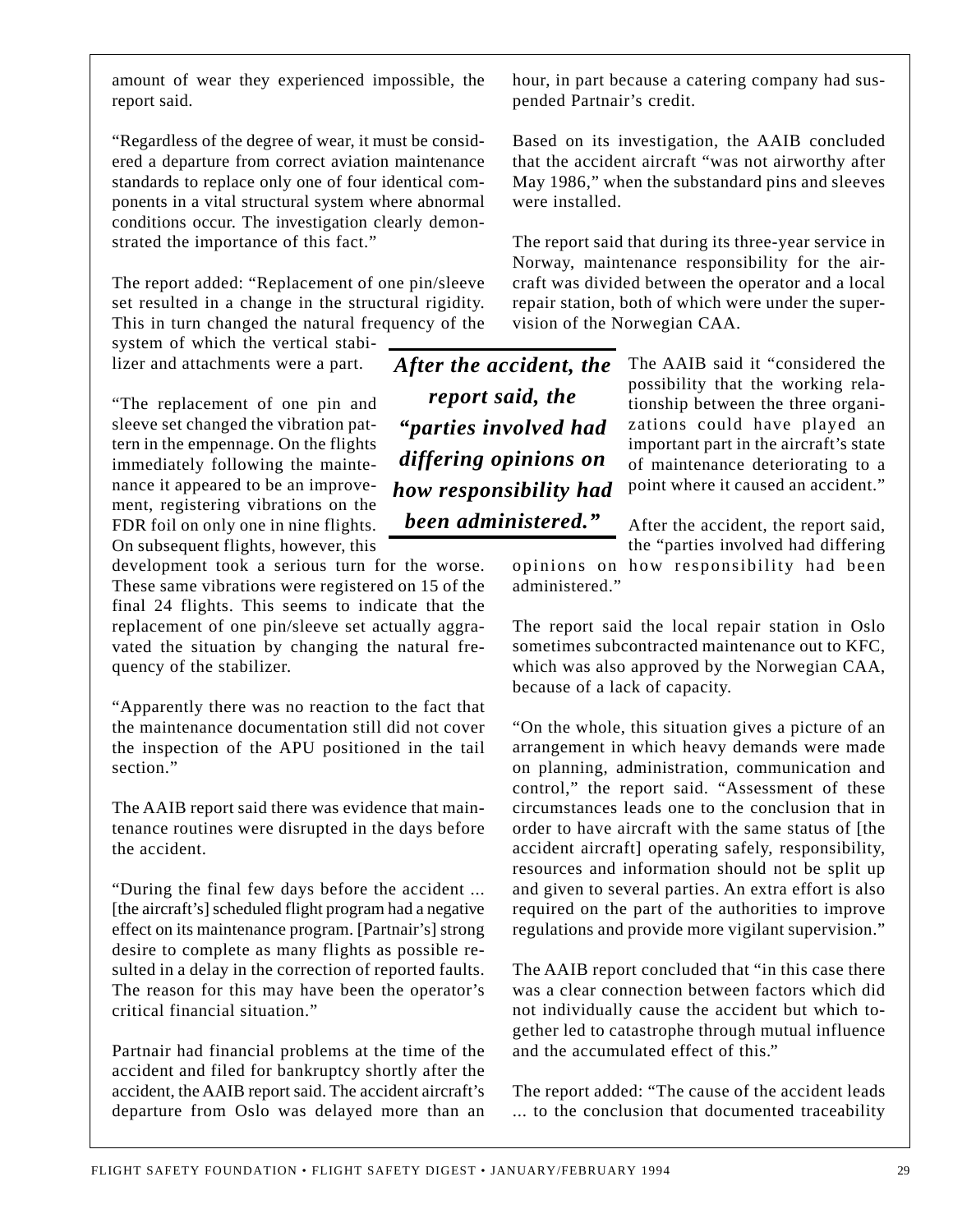amount of wear they experienced impossible, the report said.

"Regardless of the degree of wear, it must be considered a departure from correct aviation maintenance standards to replace only one of four identical components in a vital structural system where abnormal conditions occur. The investigation clearly demonstrated the importance of this fact."

The report added: "Replacement of one pin/sleeve set resulted in a change in the structural rigidity. This in turn changed the natural frequency of the system of which the vertical stabilizer and attachments were a part.

"The replacement of one pin and sleeve set changed the vibration pattern in the empennage. On the flights immediately following the maintenance it appeared to be an improvement, registering vibrations on the FDR foil on only one in nine flights. On subsequent flights, however, this development took a serious turn for the worse. These same vibrations were registered on 15 of the final 24 flights. This seems to indicate that the replacement of one pin/sleeve set actually aggravated the situation by changing the natural frequency of the stabilizer.

"Apparently there was no reaction to the fact that the maintenance documentation still did not cover the inspection of the APU positioned in the tail section."

The AAIB report said there was evidence that maintenance routines were disrupted in the days before the accident.

"During the final few days before the accident ... [the aircraft's] scheduled flight program had a negative effect on its maintenance program. [Partnair's] strong desire to complete as many flights as possible resulted in a delay in the correction of reported faults. The reason for this may have been the operator's critical financial situation."

Partnair had financial problems at the time of the accident and filed for bankruptcy shortly after the accident, the AAIB report said. The accident aircraft's departure from Oslo was delayed more than an hour, in part because a catering company had suspended Partnair's credit.

Based on its investigation, the AAIB concluded that the accident aircraft "was not airworthy after May 1986," when the substandard pins and sleeves were installed.

The report said that during its three-year service in Norway, maintenance responsibility for the aircraft was divided between the operator and a local repair station, both of which were under the supervision of the Norwegian CAA.

***After the accident, the report said, the "parties involved had differing opinions on how responsibility had been administered."***

The AAIB said it "considered the possibility that the working relationship between the three organizations could have played an important part in the aircraft's state of maintenance deteriorating to a point where it caused an accident."

After the accident, the report said, the "parties involved had differing opinions on how responsibility had been administered."

The report said the local repair station in Oslo sometimes subcontracted maintenance out to KFC, which was also approved by the Norwegian CAA, because of a lack of capacity.

"On the whole, this situation gives a picture of an arrangement in which heavy demands were made on planning, administration, communication and control," the report said. "Assessment of these circumstances leads one to the conclusion that in order to have aircraft with the same status of [the accident aircraft] operating safely, responsibility, resources and information should not be split up and given to several parties. An extra effort is also required on the part of the authorities to improve regulations and provide more vigilant supervision."

The AAIB report concluded that "in this case there was a clear connection between factors which did not individually cause the accident but which together led to catastrophe through mutual influence and the accumulated effect of this."

The report added: "The cause of the accident leads ... to the conclusion that documented traceability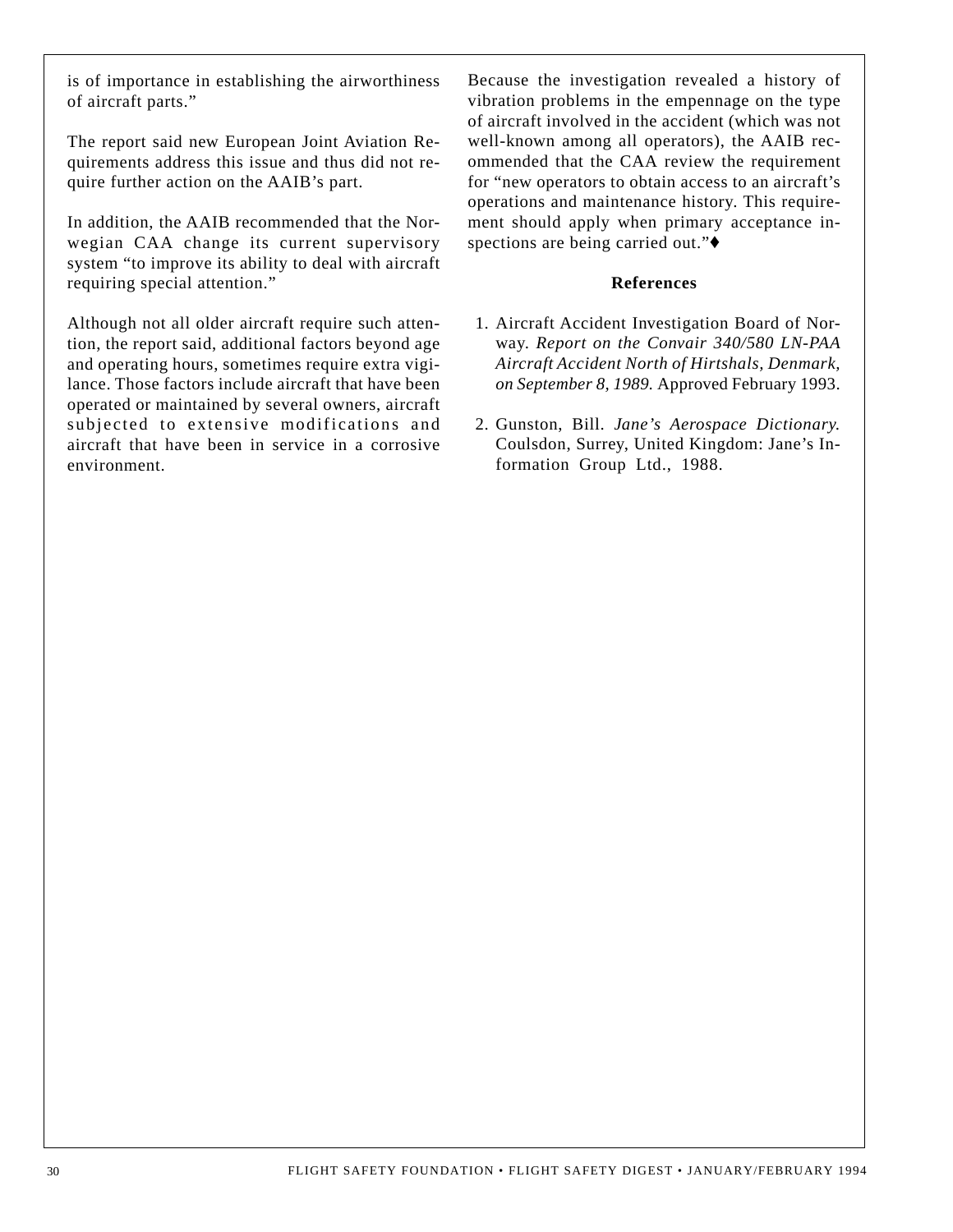is of importance in establishing the airworthiness of aircraft parts."

The report said new European Joint Aviation Requirements address this issue and thus did not require further action on the AAIB's part.

In addition, the AAIB recommended that the Norwegian CAA change its current supervisory system "to improve its ability to deal with aircraft requiring special attention."

Although not all older aircraft require such attention, the report said, additional factors beyond age and operating hours, sometimes require extra vigilance. Those factors include aircraft that have been operated or maintained by several owners, aircraft subjected to extensive modifications and aircraft that have been in service in a corrosive environment.

Because the investigation revealed a history of vibration problems in the empennage on the type of aircraft involved in the accident (which was not well-known among all operators), the AAIB recommended that the CAA review the requirement for "new operators to obtain access to an aircraft's operations and maintenance history. This requirement should apply when primary acceptance inspections are being carried out."♦

**References**

1. Aircraft Accident Investigation Board of Norway. *Report on the Convair 340/580 LN-PAA Aircraft Accident North of Hirtshals, Denmark, on September 8, 1989.* Approved February 1993.

2. Gunston, Bill. *Jane's Aerospace Dictionary.* Coulsdon, Surrey, United Kingdom: Jane's Information Group Ltd., 1988.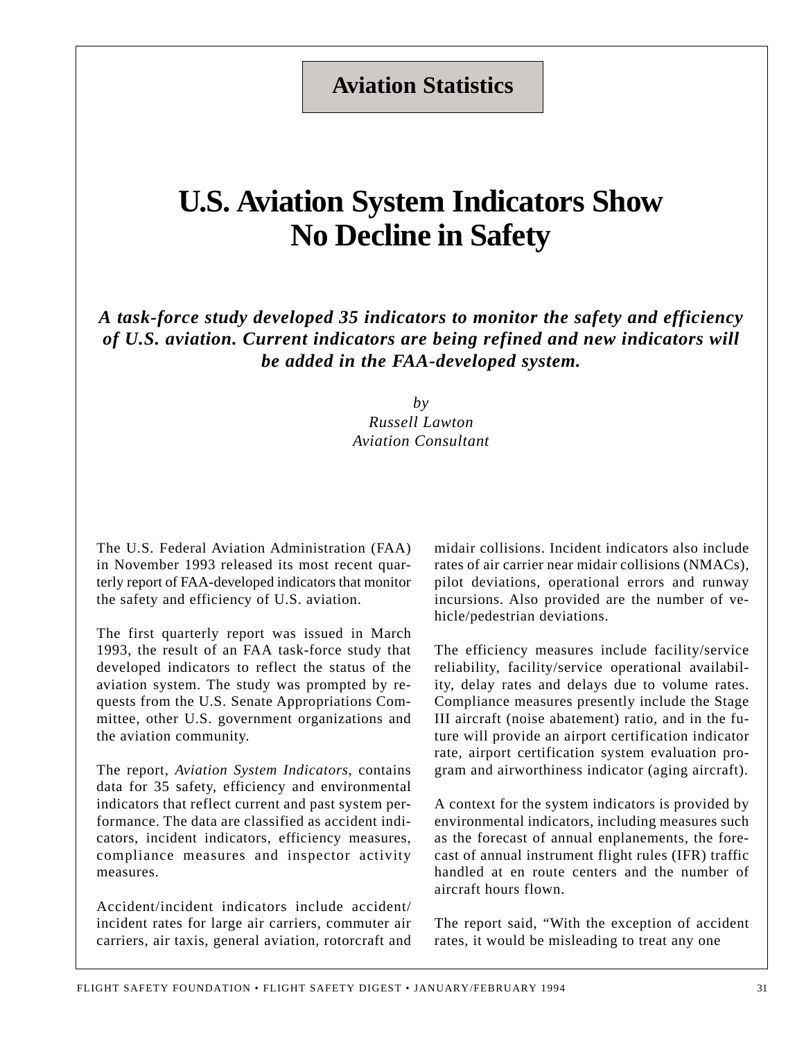**Aviation Statistics**

# U.S. Aviation System Indicators Show No Decline in Safety

***A task-force study developed 35 indicators to monitor the safety and efficiency of U.S. aviation. Current indicators are being refined and new indicators will be added in the FAA-developed system.***

*by*
*Russell Lawton*
*Aviation Consultant*

The U.S. Federal Aviation Administration (FAA) in November 1993 released its most recent quarterly report of FAA-developed indicators that monitor the safety and efficiency of U.S. aviation.

The first quarterly report was issued in March 1993, the result of an FAA task-force study that developed indicators to reflect the status of the aviation system. The study was prompted by requests from the U.S. Senate Appropriations Committee, other U.S. government organizations and the aviation community.

The report, *Aviation System Indicators*, contains data for 35 safety, efficiency and environmental indicators that reflect current and past system performance. The data are classified as accident indicators, incident indicators, efficiency measures, compliance measures and inspector activity measures.

Accident/incident indicators include accident/incident rates for large air carriers, commuter air carriers, air taxis, general aviation, rotorcraft and midair collisions. Incident indicators also include rates of air carrier near midair collisions (NMACs), pilot deviations, operational errors and runway incursions. Also provided are the number of vehicle/pedestrian deviations.

The efficiency measures include facility/service reliability, facility/service operational availability, delay rates and delays due to volume rates. Compliance measures presently include the Stage III aircraft (noise abatement) ratio, and in the future will provide an airport certification indicator rate, airport certification system evaluation program and airworthiness indicator (aging aircraft).

A context for the system indicators is provided by environmental indicators, including measures such as the forecast of annual enplanements, the forecast of annual instrument flight rules (IFR) traffic handled at en route centers and the number of aircraft hours flown.

The report said, "With the exception of accident rates, it would be misleading to treat any one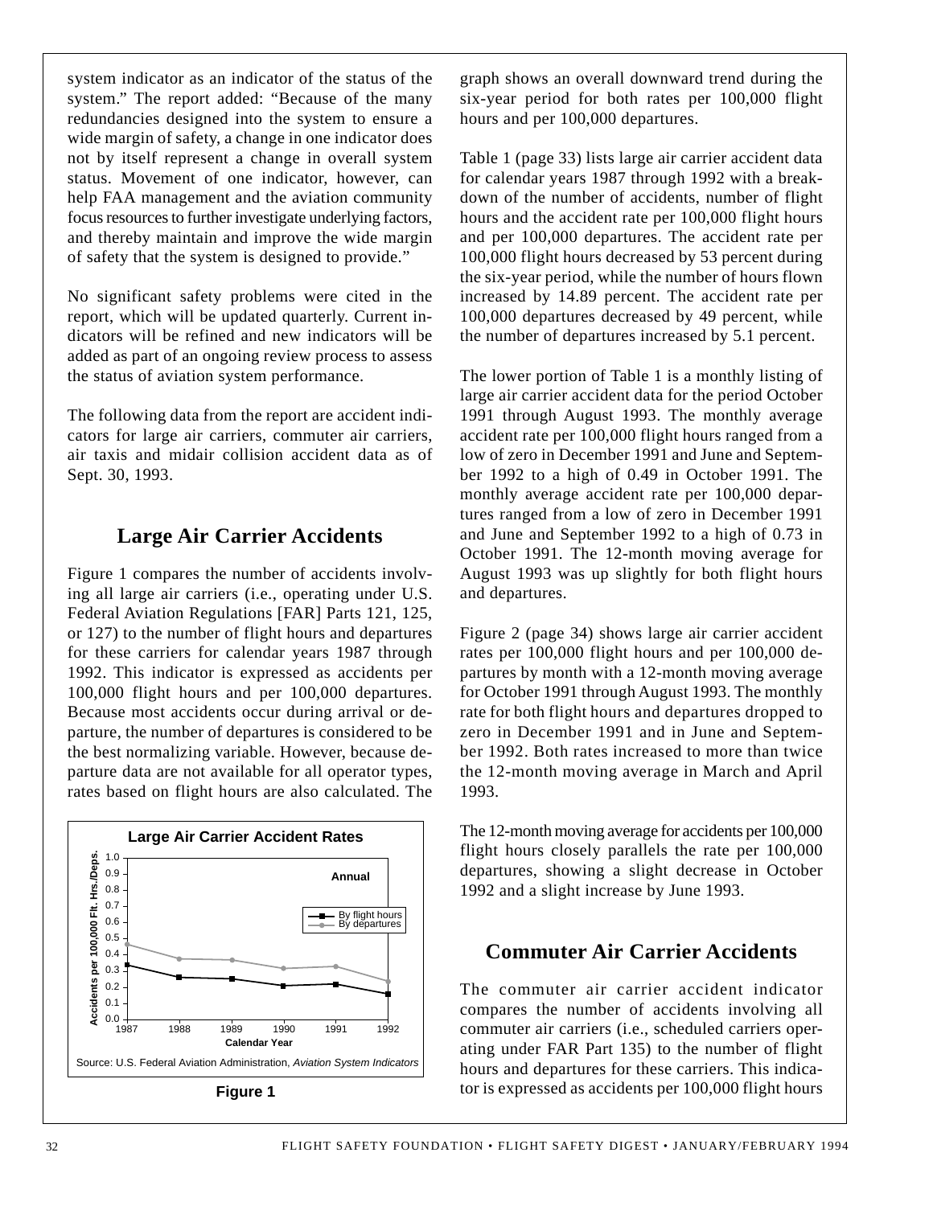system indicator as an indicator of the status of the system." The report added: "Because of the many redundancies designed into the system to ensure a wide margin of safety, a change in one indicator does not by itself represent a change in overall system status. Movement of one indicator, however, can help FAA management and the aviation community focus resources to further investigate underlying factors, and thereby maintain and improve the wide margin of safety that the system is designed to provide."

No significant safety problems were cited in the report, which will be updated quarterly. Current indicators will be refined and new indicators will be added as part of an ongoing review process to assess the status of aviation system performance.

The following data from the report are accident indicators for large air carriers, commuter air carriers, air taxis and midair collision accident data as of Sept. 30, 1993.

## Large Air Carrier Accidents

Figure 1 compares the number of accidents involving all large air carriers (i.e., operating under U.S. Federal Aviation Regulations [FAR] Parts 121, 125, or 127) to the number of flight hours and departures for these carriers for calendar years 1987 through 1992. This indicator is expressed as accidents per 100,000 flight hours and per 100,000 departures. Because most accidents occur during arrival or departure, the number of departures is considered to be the best normalizing variable. However, because departure data are not available for all operator types, rates based on flight hours are also calculated. The graph shows an overall downward trend during the six-year period for both rates per 100,000 flight hours and per 100,000 departures.

**Large Air Carrier Accident Rates**

Annual

| Calendar Year | By flight hours | By departures |
|---|---|---|
| 1987 | 0.33 | 0.46 |
| 1988 | 0.26 | 0.37 |
| 1989 | 0.25 | 0.36 |
| 1990 | 0.21 | 0.31 |
| 1991 | 0.22 | 0.32 |
| 1992 | 0.16 | 0.24 |

Source: U.S. Federal Aviation Administration, *Aviation System Indicators*

**Figure 1**

Table 1 (page 33) lists large air carrier accident data for calendar years 1987 through 1992 with a breakdown of the number of accidents, number of flight hours and the accident rate per 100,000 flight hours and per 100,000 departures. The accident rate per 100,000 flight hours decreased by 53 percent during the six-year period, while the number of hours flown increased by 14.89 percent. The accident rate per 100,000 departures decreased by 49 percent, while the number of departures increased by 5.1 percent.

The lower portion of Table 1 is a monthly listing of large air carrier accident data for the period October 1991 through August 1993. The monthly average accident rate per 100,000 flight hours ranged from a low of zero in December 1991 and June and September 1992 to a high of 0.49 in October 1991. The monthly average accident rate per 100,000 departures ranged from a low of zero in December 1991 and June and September 1992 to a high of 0.73 in October 1991. The 12-month moving average for August 1993 was up slightly for both flight hours and departures.

Figure 2 (page 34) shows large air carrier accident rates per 100,000 flight hours and per 100,000 departures by month with a 12-month moving average for October 1991 through August 1993. The monthly rate for both flight hours and departures dropped to zero in December 1991 and in June and September 1992. Both rates increased to more than twice the 12-month moving average in March and April 1993.

The 12-month moving average for accidents per 100,000 flight hours closely parallels the rate per 100,000 departures, showing a slight decrease in October 1992 and a slight increase by June 1993.

## Commuter Air Carrier Accidents

The commuter air carrier accident indicator compares the number of accidents involving all commuter air carriers (i.e., scheduled carriers operating under FAR Part 135) to the number of flight hours and departures for these carriers. This indicator is expressed as accidents per 100,000 flight hours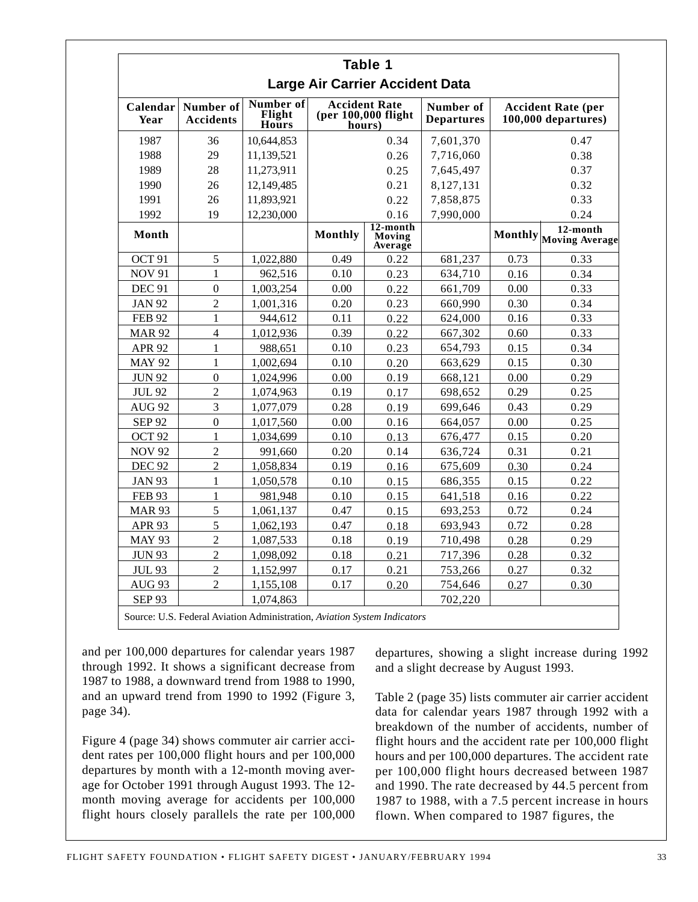**Table 1**

**Large Air Carrier Accident Data**

| Calendar Year | Number of Accidents | Number of Flight Hours | Accident Rate (per 100,000 flight hours) | | Number of Departures | Accident Rate (per 100,000 departures) | |
|---|---|---|---|---|---|---|---|
| 1987 | 36 | 10,644,853 | | 0.34 | 7,601,370 | | 0.47 |
| 1988 | 29 | 11,139,521 | | 0.26 | 7,716,060 | | 0.38 |
| 1989 | 28 | 11,273,911 | | 0.25 | 7,645,497 | | 0.37 |
| 1990 | 26 | 12,149,485 | | 0.21 | 8,127,131 | | 0.32 |
| 1991 | 26 | 11,893,921 | | 0.22 | 7,858,875 | | 0.33 |
| 1992 | 19 | 12,230,000 | | 0.16 | 7,990,000 | | 0.24 |
| **Month** | | | **Monthly** | **12-month Moving Average** | | **Monthly** | **12-month Moving Average** |
| OCT 91 | 5 | 1,022,880 | 0.49 | 0.22 | 681,237 | 0.73 | 0.33 |
| NOV 91 | 1 | 962,516 | 0.10 | 0.23 | 634,710 | 0.16 | 0.34 |
| DEC 91 | 0 | 1,003,254 | 0.00 | 0.22 | 661,709 | 0.00 | 0.33 |
| JAN 92 | 2 | 1,001,316 | 0.20 | 0.23 | 660,990 | 0.30 | 0.34 |
| FEB 92 | 1 | 944,612 | 0.11 | 0.22 | 624,000 | 0.16 | 0.33 |
| MAR 92 | 4 | 1,012,936 | 0.39 | 0.22 | 667,302 | 0.60 | 0.33 |
| APR 92 | 1 | 988,651 | 0.10 | 0.23 | 654,793 | 0.15 | 0.34 |
| MAY 92 | 1 | 1,002,694 | 0.10 | 0.20 | 663,629 | 0.15 | 0.30 |
| JUN 92 | 0 | 1,024,996 | 0.00 | 0.19 | 668,121 | 0.00 | 0.29 |
| JUL 92 | 2 | 1,074,963 | 0.19 | 0.17 | 698,652 | 0.29 | 0.25 |
| AUG 92 | 3 | 1,077,079 | 0.28 | 0.19 | 699,646 | 0.43 | 0.29 |
| SEP 92 | 0 | 1,017,560 | 0.00 | 0.16 | 664,057 | 0.00 | 0.25 |
| OCT 92 | 1 | 1,034,699 | 0.10 | 0.13 | 676,477 | 0.15 | 0.20 |
| NOV 92 | 2 | 991,660 | 0.20 | 0.14 | 636,724 | 0.31 | 0.21 |
| DEC 92 | 2 | 1,058,834 | 0.19 | 0.16 | 675,609 | 0.30 | 0.24 |
| JAN 93 | 1 | 1,050,578 | 0.10 | 0.15 | 686,355 | 0.15 | 0.22 |
| FEB 93 | 1 | 981,948 | 0.10 | 0.15 | 641,518 | 0.16 | 0.22 |
| MAR 93 | 5 | 1,061,137 | 0.47 | 0.15 | 693,253 | 0.72 | 0.24 |
| APR 93 | 5 | 1,062,193 | 0.47 | 0.18 | 693,943 | 0.72 | 0.28 |
| MAY 93 | 2 | 1,087,533 | 0.18 | 0.19 | 710,498 | 0.28 | 0.29 |
| JUN 93 | 2 | 1,098,092 | 0.18 | 0.21 | 717,396 | 0.28 | 0.32 |
| JUL 93 | 2 | 1,152,997 | 0.17 | 0.21 | 753,266 | 0.27 | 0.32 |
| AUG 93 | 2 | 1,155,108 | 0.17 | 0.20 | 754,646 | 0.27 | 0.30 |
| SEP 93 | | 1,074,863 | | | 702,220 | | |

Source: U.S. Federal Aviation Administration, *Aviation System Indicators*

and per 100,000 departures for calendar years 1987 through 1992. It shows a significant decrease from 1987 to 1988, a downward trend from 1988 to 1990, and an upward trend from 1990 to 1992 (Figure 3, page 34).

Figure 4 (page 34) shows commuter air carrier accident rates per 100,000 flight hours and per 100,000 departures by month with a 12-month moving average for October 1991 through August 1993. The 12-month moving average for accidents per 100,000 flight hours closely parallels the rate per 100,000 departures, showing a slight increase during 1992 and a slight decrease by August 1993.

Table 2 (page 35) lists commuter air carrier accident data for calendar years 1987 through 1992 with a breakdown of the number of accidents, number of flight hours and the accident rate per 100,000 flight hours and per 100,000 departures. The accident rate per 100,000 flight hours decreased between 1987 and 1990. The rate decreased by 44.5 percent from 1987 to 1988, with a 7.5 percent increase in hours flown. When compared to 1987 figures, the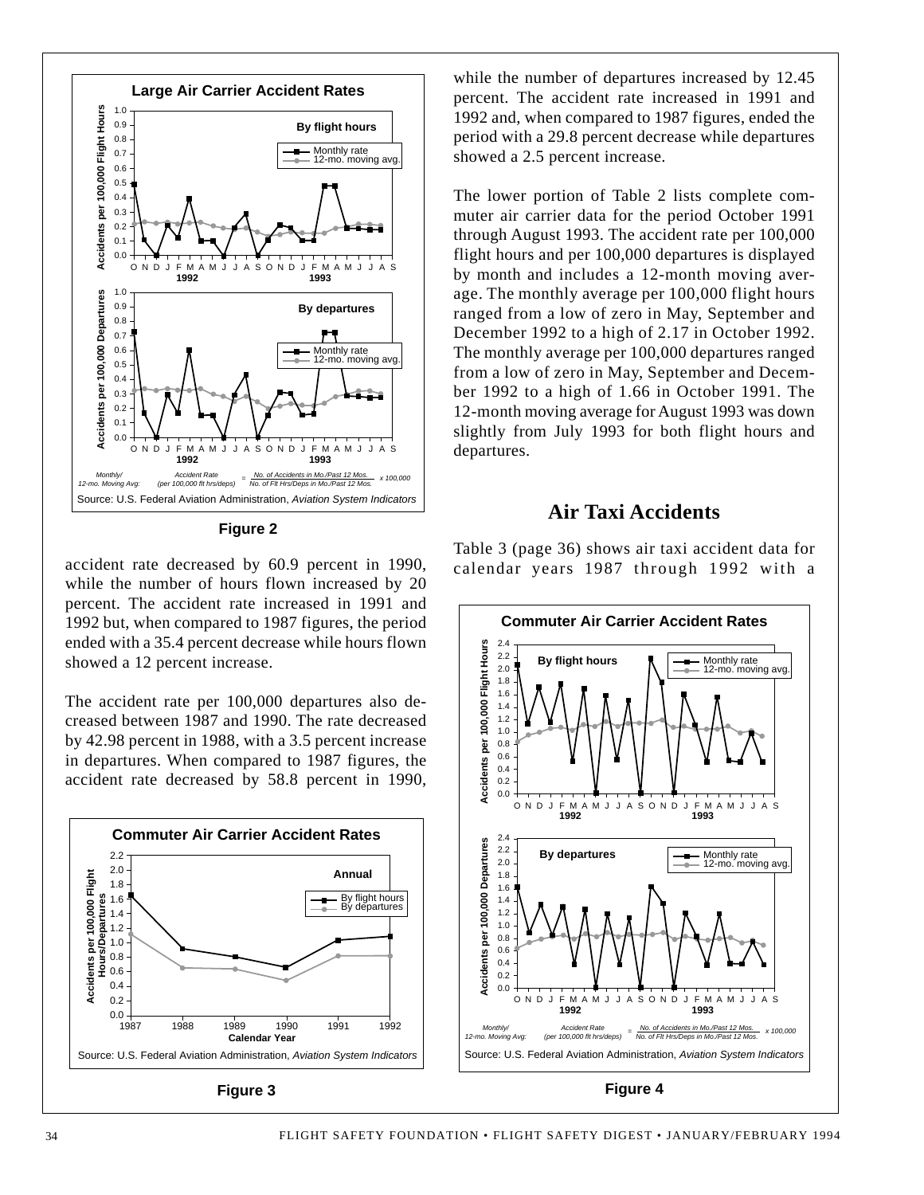Large Air Carrier Accident Rates

By flight hours

By departures

Monthly/ 12-mo. Moving Avg: Accident Rate (per 100,000 flt hrs/deps) = No. of Accidents in Mo./Past 12 Mos. / No. of Flt Hrs/Deps in Mo./Past 12 Mos. x 100,000

Source: U.S. Federal Aviation Administration, *Aviation System Indicators*

**Figure 2**

accident rate decreased by 60.9 percent in 1990, while the number of hours flown increased by 20 percent. The accident rate increased in 1991 and 1992 but, when compared to 1987 figures, the period ended with a 35.4 percent decrease while hours flown showed a 12 percent increase.

The accident rate per 100,000 departures also decreased between 1987 and 1990. The rate decreased by 42.98 percent in 1988, with a 3.5 percent increase in departures. When compared to 1987 figures, the accident rate decreased by 58.8 percent in 1990, while the number of departures increased by 12.45 percent. The accident rate increased in 1991 and 1992 and, when compared to 1987 figures, ended the period with a 29.8 percent decrease while departures showed a 2.5 percent increase.

The lower portion of Table 2 lists complete commuter air carrier data for the period October 1991 through August 1993. The accident rate per 100,000 flight hours and per 100,000 departures is displayed by month and includes a 12-month moving average. The monthly average per 100,000 flight hours ranged from a low of zero in May, September and December 1992 to a high of 2.17 in October 1992. The monthly average per 100,000 departures ranged from a low of zero in May, September and December 1992 to a high of 1.66 in October 1991. The 12-month moving average for August 1993 was down slightly from July 1993 for both flight hours and departures.

Commuter Air Carrier Accident Rates

Annual

Source: U.S. Federal Aviation Administration, *Aviation System Indicators*

**Figure 3**

## Air Taxi Accidents

Table 3 (page 36) shows air taxi accident data for calendar years 1987 through 1992 with a

Commuter Air Carrier Accident Rates

By flight hours

By departures

Monthly/ 12-mo. Moving Avg: Accident Rate (per 100,000 flt hrs/deps) = No. of Accidents in Mo./Past 12 Mos. / No. of Flt Hrs/Deps in Mo./Past 12 Mos. x 100,000

Source: U.S. Federal Aviation Administration, *Aviation System Indicators*

**Figure 4**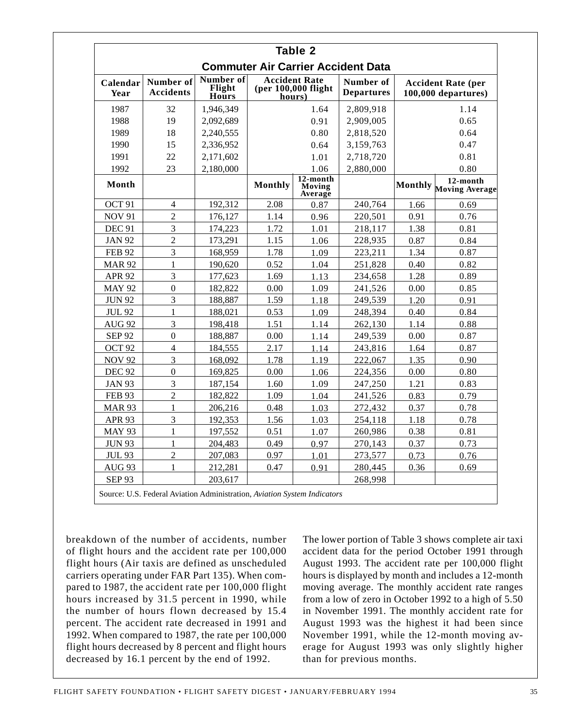| Table 2 | | | | | | | | |
|---|---|---|---|---|---|---|---|---|
| **Commuter Air Carrier Accident Data** | | | | | | | | |
| **Calendar Year** | **Number of Accidents** | **Number of Flight Hours** | **Accident Rate (per 100,000 flight hours)** | | **Number of Departures** | **Accident Rate (per 100,000 departures)** | | |
| 1987 | 32 | 1,946,349 | | 1.64 | 2,809,918 | | 1.14 |
| 1988 | 19 | 2,092,689 | | 0.91 | 2,909,005 | | 0.65 |
| 1989 | 18 | 2,240,555 | | 0.80 | 2,818,520 | | 0.64 |
| 1990 | 15 | 2,336,952 | | 0.64 | 3,159,763 | | 0.47 |
| 1991 | 22 | 2,171,602 | | 1.01 | 2,718,720 | | 0.81 |
| 1992 | 23 | 2,180,000 | | 1.06 | 2,880,000 | | 0.80 |
| **Month** | | | **Monthly** | **12-month Moving Average** | | **Monthly** | **12-month Moving Average** |
| OCT 91 | 4 | 192,312 | 2.08 | 0.87 | 240,764 | 1.66 | 0.69 |
| NOV 91 | 2 | 176,127 | 1.14 | 0.96 | 220,501 | 0.91 | 0.76 |
| DEC 91 | 3 | 174,223 | 1.72 | 1.01 | 218,117 | 1.38 | 0.81 |
| JAN 92 | 2 | 173,291 | 1.15 | 1.06 | 228,935 | 0.87 | 0.84 |
| FEB 92 | 3 | 168,959 | 1.78 | 1.09 | 223,211 | 1.34 | 0.87 |
| MAR 92 | 1 | 190,620 | 0.52 | 1.04 | 251,828 | 0.40 | 0.82 |
| APR 92 | 3 | 177,623 | 1.69 | 1.13 | 234,658 | 1.28 | 0.89 |
| MAY 92 | 0 | 182,822 | 0.00 | 1.09 | 241,526 | 0.00 | 0.85 |
| JUN 92 | 3 | 188,887 | 1.59 | 1.18 | 249,539 | 1.20 | 0.91 |
| JUL 92 | 1 | 188,021 | 0.53 | 1.09 | 248,394 | 0.40 | 0.84 |
| AUG 92 | 3 | 198,418 | 1.51 | 1.14 | 262,130 | 1.14 | 0.88 |
| SEP 92 | 0 | 188,887 | 0.00 | 1.14 | 249,539 | 0.00 | 0.87 |
| OCT 92 | 4 | 184,555 | 2.17 | 1.14 | 243,816 | 1.64 | 0.87 |
| NOV 92 | 3 | 168,092 | 1.78 | 1.19 | 222,067 | 1.35 | 0.90 |
| DEC 92 | 0 | 169,825 | 0.00 | 1.06 | 224,356 | 0.00 | 0.80 |
| JAN 93 | 3 | 187,154 | 1.60 | 1.09 | 247,250 | 1.21 | 0.83 |
| FEB 93 | 2 | 182,822 | 1.09 | 1.04 | 241,526 | 0.83 | 0.79 |
| MAR 93 | 1 | 206,216 | 0.48 | 1.03 | 272,432 | 0.37 | 0.78 |
| APR 93 | 3 | 192,353 | 1.56 | 1.03 | 254,118 | 1.18 | 0.78 |
| MAY 93 | 1 | 197,552 | 0.51 | 1.07 | 260,986 | 0.38 | 0.81 |
| JUN 93 | 1 | 204,483 | 0.49 | 0.97 | 270,143 | 0.37 | 0.73 |
| JUL 93 | 2 | 207,083 | 0.97 | 1.01 | 273,577 | 0.73 | 0.76 |
| AUG 93 | 1 | 212,281 | 0.47 | 0.91 | 280,445 | 0.36 | 0.69 |
| SEP 93 | | 203,617 | | | 268,998 | | |

Source: U.S. Federal Aviation Administration, *Aviation System Indicators*

breakdown of the number of accidents, number of flight hours and the accident rate per 100,000 flight hours (Air taxis are defined as unscheduled carriers operating under FAR Part 135). When compared to 1987, the accident rate per 100,000 flight hours increased by 31.5 percent in 1990, while the number of hours flown decreased by 15.4 percent. The accident rate decreased in 1991 and 1992. When compared to 1987, the rate per 100,000 flight hours decreased by 8 percent and flight hours decreased by 16.1 percent by the end of 1992.

The lower portion of Table 3 shows complete air taxi accident data for the period October 1991 through August 1993. The accident rate per 100,000 flight hours is displayed by month and includes a 12-month moving average. The monthly accident rate ranges from a low of zero in October 1992 to a high of 5.50 in November 1991. The monthly accident rate for August 1993 was the highest it had been since November 1991, while the 12-month moving average for August 1993 was only slightly higher than for previous months.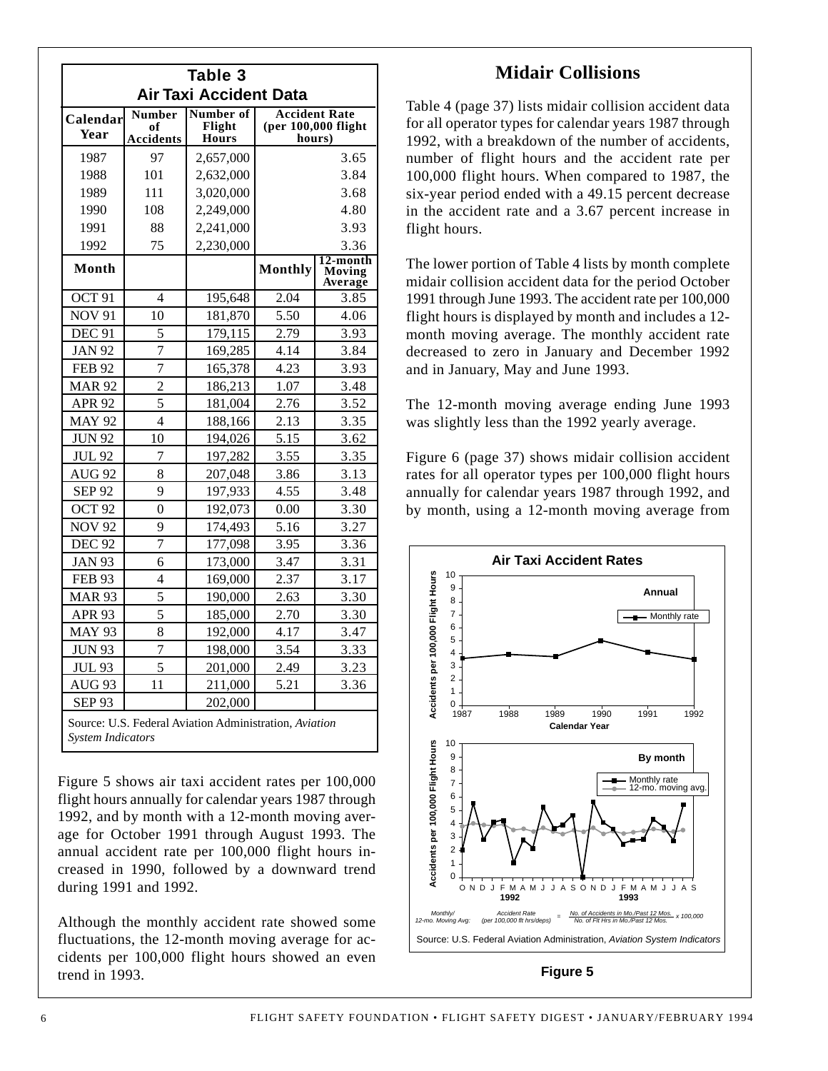**Table 3**
**Air Taxi Accident Data**

| Calendar Year | Number of Accidents | Number of Flight Hours | Accident Rate (per 100,000 flight hours) | |
|---|---|---|---|---|
| 1987 | 97 | 2,657,000 | | 3.65 |
| 1988 | 101 | 2,632,000 | | 3.84 |
| 1989 | 111 | 3,020,000 | | 3.68 |
| 1990 | 108 | 2,249,000 | | 4.80 |
| 1991 | 88 | 2,241,000 | | 3.93 |
| 1992 | 75 | 2,230,000 | | 3.36 |
| **Month** | | | **Monthly** | **12-month Moving Average** |
| OCT 91 | 4 | 195,648 | 2.04 | 3.85 |
| NOV 91 | 10 | 181,870 | 5.50 | 4.06 |
| DEC 91 | 5 | 179,115 | 2.79 | 3.93 |
| JAN 92 | 7 | 169,285 | 4.14 | 3.84 |
| FEB 92 | 7 | 165,378 | 4.23 | 3.93 |
| MAR 92 | 2 | 186,213 | 1.07 | 3.48 |
| APR 92 | 5 | 181,004 | 2.76 | 3.52 |
| MAY 92 | 4 | 188,166 | 2.13 | 3.35 |
| JUN 92 | 10 | 194,026 | 5.15 | 3.62 |
| JUL 92 | 7 | 197,282 | 3.55 | 3.35 |
| AUG 92 | 8 | 207,048 | 3.86 | 3.13 |
| SEP 92 | 9 | 197,933 | 4.55 | 3.48 |
| OCT 92 | 0 | 192,073 | 0.00 | 3.30 |
| NOV 92 | 9 | 174,493 | 5.16 | 3.27 |
| DEC 92 | 7 | 177,098 | 3.95 | 3.36 |
| JAN 93 | 6 | 173,000 | 3.47 | 3.31 |
| FEB 93 | 4 | 169,000 | 2.37 | 3.17 |
| MAR 93 | 5 | 190,000 | 2.63 | 3.30 |
| APR 93 | 5 | 185,000 | 2.70 | 3.30 |
| MAY 93 | 8 | 192,000 | 4.17 | 3.47 |
| JUN 93 | 7 | 198,000 | 3.54 | 3.33 |
| JUL 93 | 5 | 201,000 | 2.49 | 3.23 |
| AUG 93 | 11 | 211,000 | 5.21 | 3.36 |
| SEP 93 | | 202,000 | | |

Source: U.S. Federal Aviation Administration, *Aviation System Indicators*

Figure 5 shows air taxi accident rates per 100,000 flight hours annually for calendar years 1987 through 1992, and by month with a 12-month moving average for October 1991 through August 1993. The annual accident rate per 100,000 flight hours increased in 1990, followed by a downward trend during 1991 and 1992.

Although the monthly accident rate showed some fluctuations, the 12-month moving average for accidents per 100,000 flight hours showed an even trend in 1993.

**Air Taxi Accident Rates**

Monthly/12-mo. Moving Avg: Accident Rate (per 100,000 flt hrs/deps) = $\frac{\text{No. of Accidents in Mo./Past 12 Mos.}}{\text{No. of Flt Hrs in Mo./Past 12 Mos.}} \times 100{,}000$

Source: U.S. Federal Aviation Administration, *Aviation System Indicators*

**Figure 5**

## Midair Collisions

Table 4 (page 37) lists midair collision accident data for all operator types for calendar years 1987 through 1992, with a breakdown of the number of accidents, number of flight hours and the accident rate per 100,000 flight hours. When compared to 1987, the six-year period ended with a 49.15 percent decrease in the accident rate and a 3.67 percent increase in flight hours.

The lower portion of Table 4 lists by month complete midair collision accident data for the period October 1991 through June 1993. The accident rate per 100,000 flight hours is displayed by month and includes a 12-month moving average. The monthly accident rate decreased to zero in January and December 1992 and in January, May and June 1993.

The 12-month moving average ending June 1993 was slightly less than the 1992 yearly average.

Figure 6 (page 37) shows midair collision accident rates for all operator types per 100,000 flight hours annually for calendar years 1987 through 1992, and by month, using a 12-month moving average from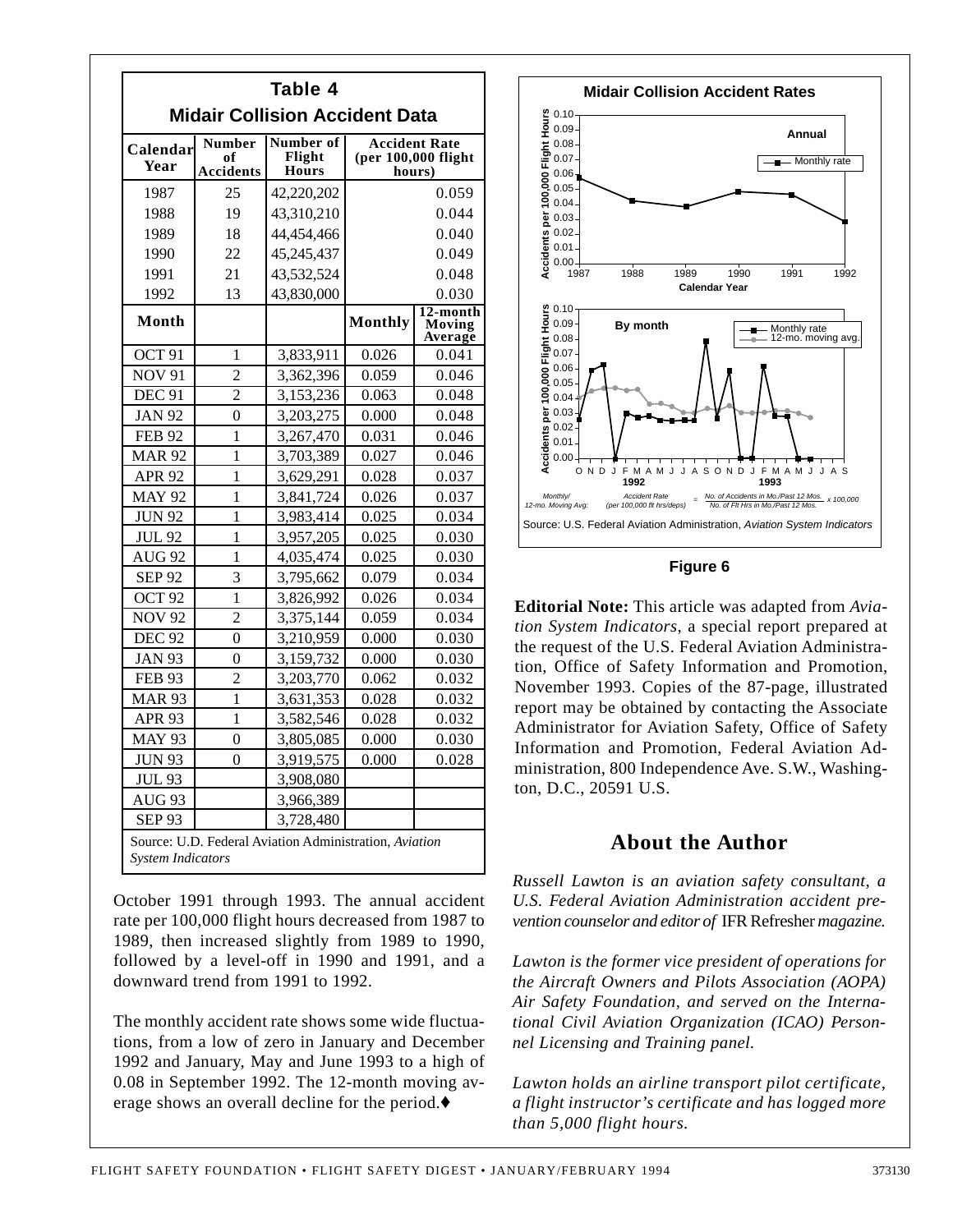**Table 4**
**Midair Collision Accident Data**

| Calendar Year | Number of Accidents | Number of Flight Hours | Accident Rate (per 100,000 flight hours) | |
|---|---|---|---|---|
| 1987 | 25 | 42,220,202 | | 0.059 |
| 1988 | 19 | 43,310,210 | | 0.044 |
| 1989 | 18 | 44,454,466 | | 0.040 |
| 1990 | 22 | 45,245,437 | | 0.049 |
| 1991 | 21 | 43,532,524 | | 0.048 |
| 1992 | 13 | 43,830,000 | | 0.030 |
| **Month** | | | **Monthly** | **12-month Moving Average** |
| OCT 91 | 1 | 3,833,911 | 0.026 | 0.041 |
| NOV 91 | 2 | 3,362,396 | 0.059 | 0.046 |
| DEC 91 | 2 | 3,153,236 | 0.063 | 0.048 |
| JAN 92 | 0 | 3,203,275 | 0.000 | 0.048 |
| FEB 92 | 1 | 3,267,470 | 0.031 | 0.046 |
| MAR 92 | 1 | 3,703,389 | 0.027 | 0.046 |
| APR 92 | 1 | 3,629,291 | 0.028 | 0.037 |
| MAY 92 | 1 | 3,841,724 | 0.026 | 0.037 |
| JUN 92 | 1 | 3,983,414 | 0.025 | 0.034 |
| JUL 92 | 1 | 3,957,205 | 0.025 | 0.030 |
| AUG 92 | 1 | 4,035,474 | 0.025 | 0.030 |
| SEP 92 | 3 | 3,795,662 | 0.079 | 0.034 |
| OCT 92 | 1 | 3,826,992 | 0.026 | 0.034 |
| NOV 92 | 2 | 3,375,144 | 0.059 | 0.034 |
| DEC 92 | 0 | 3,210,959 | 0.000 | 0.030 |
| JAN 93 | 0 | 3,159,732 | 0.000 | 0.030 |
| FEB 93 | 2 | 3,203,770 | 0.062 | 0.032 |
| MAR 93 | 1 | 3,631,353 | 0.028 | 0.032 |
| APR 93 | 1 | 3,582,546 | 0.028 | 0.032 |
| MAY 93 | 0 | 3,805,085 | 0.000 | 0.030 |
| JUN 93 | 0 | 3,919,575 | 0.000 | 0.028 |
| JUL 93 | | 3,908,080 | | |
| AUG 93 | | 3,966,389 | | |
| SEP 93 | | 3,728,480 | | |

Source: U.D. Federal Aviation Administration, *Aviation System Indicators*

October 1991 through 1993. The annual accident rate per 100,000 flight hours decreased from 1987 to 1989, then increased slightly from 1989 to 1990, followed by a level-off in 1990 and 1991, and a downward trend from 1991 to 1992.

The monthly accident rate shows some wide fluctuations, from a low of zero in January and December 1992 and January, May and June 1993 to a high of 0.08 in September 1992. The 12-month moving average shows an overall decline for the period.♦

**Midair Collision Accident Rates**

Monthly/12-mo. Moving Avg: Accident Rate (per 100,000 flt hrs/deps) = (No. of Accidents in Mo./Past 12 Mos. / No. of Flt Hrs in Mo./Past 12 Mos.) x 100,000

Source: U.S. Federal Aviation Administration, *Aviation System Indicators*

**Figure 6**

**Editorial Note:** This article was adapted from *Aviation System Indicators*, a special report prepared at the request of the U.S. Federal Aviation Administration, Office of Safety Information and Promotion, November 1993. Copies of the 87-page, illustrated report may be obtained by contacting the Associate Administrator for Aviation Safety, Office of Safety Information and Promotion, Federal Aviation Administration, 800 Independence Ave. S.W., Washington, D.C., 20591 U.S.

## About the Author

*Russell Lawton is an aviation safety consultant, a U.S. Federal Aviation Administration accident prevention counselor and editor of* IFR Refresher *magazine.*

*Lawton is the former vice president of operations for the Aircraft Owners and Pilots Association (AOPA) Air Safety Foundation, and served on the International Civil Aviation Organization (ICAO) Personnel Licensing and Training panel.*

*Lawton holds an airline transport pilot certificate, a flight instructor's certificate and has logged more than 5,000 flight hours.*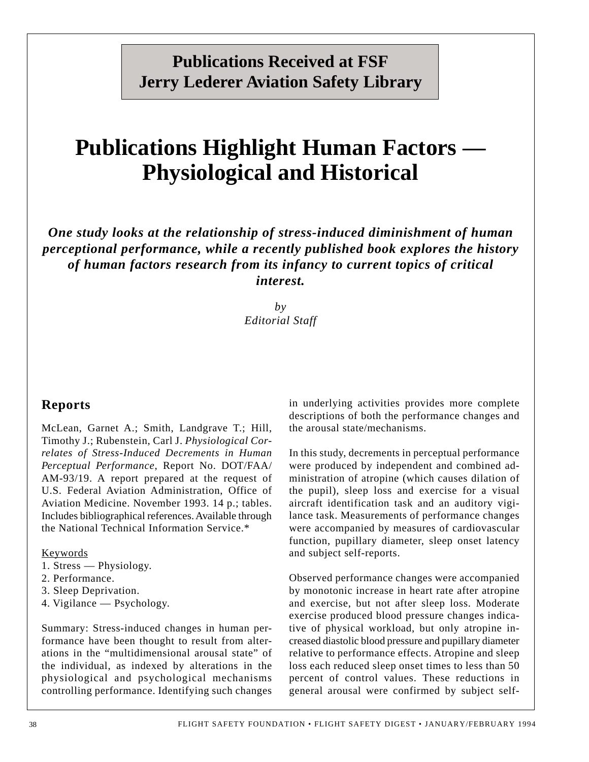## Publications Received at FSF Jerry Lederer Aviation Safety Library

# Publications Highlight Human Factors — Physiological and Historical

***One study looks at the relationship of stress-induced diminishment of human perceptional performance, while a recently published book explores the history of human factors research from its infancy to current topics of critical interest.***

*by*
*Editorial Staff*

### Reports

McLean, Garnet A.; Smith, Landgrave T.; Hill, Timothy J.; Rubenstein, Carl J. *Physiological Correlates of Stress-Induced Decrements in Human Perceptual Performance*, Report No. DOT/FAA/AM-93/19. A report prepared at the request of U.S. Federal Aviation Administration, Office of Aviation Medicine. November 1993. 14 p.; tables. Includes bibliographical references. Available through the National Technical Information Service.*

Keywords
1. Stress — Physiology.
2. Performance.
3. Sleep Deprivation.
4. Vigilance — Psychology.

Summary: Stress-induced changes in human performance have been thought to result from alterations in the "multidimensional arousal state" of the individual, as indexed by alterations in the physiological and psychological mechanisms controlling performance. Identifying such changes in underlying activities provides more complete descriptions of both the performance changes and the arousal state/mechanisms.

In this study, decrements in perceptual performance were produced by independent and combined administration of atropine (which causes dilation of the pupil), sleep loss and exercise for a visual aircraft identification task and an auditory vigilance task. Measurements of performance changes were accompanied by measures of cardiovascular function, pupillary diameter, sleep onset latency and subject self-reports.

Observed performance changes were accompanied by monotonic increase in heart rate after atropine and exercise, but not after sleep loss. Moderate exercise produced blood pressure changes indicative of physical workload, but only atropine increased diastolic blood pressure and pupillary diameter relative to performance effects. Atropine and sleep loss each reduced sleep onset times to less than 50 percent of control values. These reductions in general arousal were confirmed by subject self-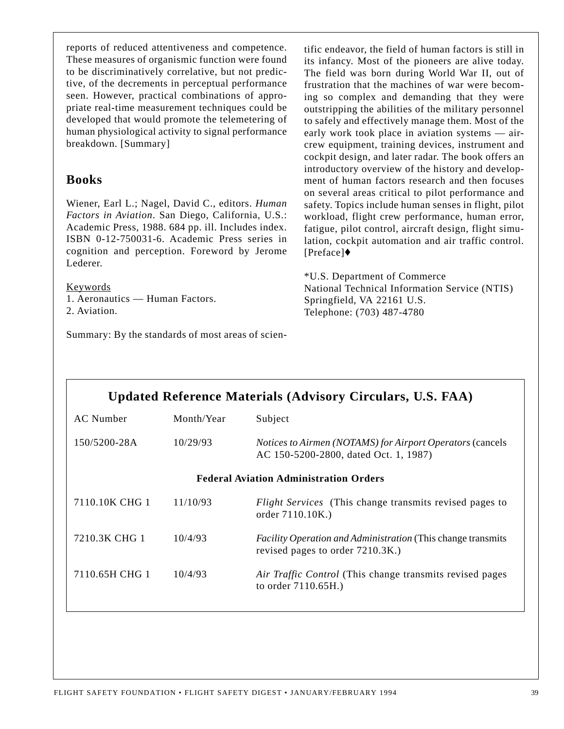reports of reduced attentiveness and competence. These measures of organismic function were found to be discriminatively correlative, but not predictive, of the decrements in perceptual performance seen. However, practical combinations of appropriate real-time measurement techniques could be developed that would promote the telemetering of human physiological activity to signal performance breakdown. [Summary]

## Books

Wiener, Earl L.; Nagel, David C., editors. *Human Factors in Aviation*. San Diego, California, U.S.: Academic Press, 1988. 684 pp. ill. Includes index. ISBN 0-12-750031-6. Academic Press series in cognition and perception. Foreword by Jerome Lederer.

Keywords
1. Aeronautics — Human Factors.
2. Aviation.

Summary: By the standards of most areas of scientific endeavor, the field of human factors is still in its infancy. Most of the pioneers are alive today. The field was born during World War II, out of frustration that the machines of war were becoming so complex and demanding that they were outstripping the abilities of the military personnel to safely and effectively manage them. Most of the early work took place in aviation systems — aircrew equipment, training devices, instrument and cockpit design, and later radar. The book offers an introductory overview of the history and development of human factors research and then focuses on several areas critical to pilot performance and safety. Topics include human senses in flight, pilot workload, flight crew performance, human error, fatigue, pilot control, aircraft design, flight simulation, cockpit automation and air traffic control. [Preface]♦

*U.S. Department of Commerce
National Technical Information Service (NTIS)
Springfield, VA 22161 U.S.
Telephone: (703) 487-4780

### Updated Reference Materials (Advisory Circulars, U.S. FAA)

| AC Number | Month/Year | Subject |
|---|---|---|
| 150/5200-28A | 10/29/93 | *Notices to Airmen (NOTAMS) for Airport Operators* (cancels AC 150-5200-2800, dated Oct. 1, 1987) |
| **Federal Aviation Administration Orders** | | |
| 7110.10K CHG 1 | 11/10/93 | *Flight Services* (This change transmits revised pages to order 7110.10K.) |
| 7210.3K CHG 1 | 10/4/93 | *Facility Operation and Administration* (This change transmits revised pages to order 7210.3K.) |
| 7110.65H CHG 1 | 10/4/93 | *Air Traffic Control* (This change transmits revised pages to order 7110.65H.) |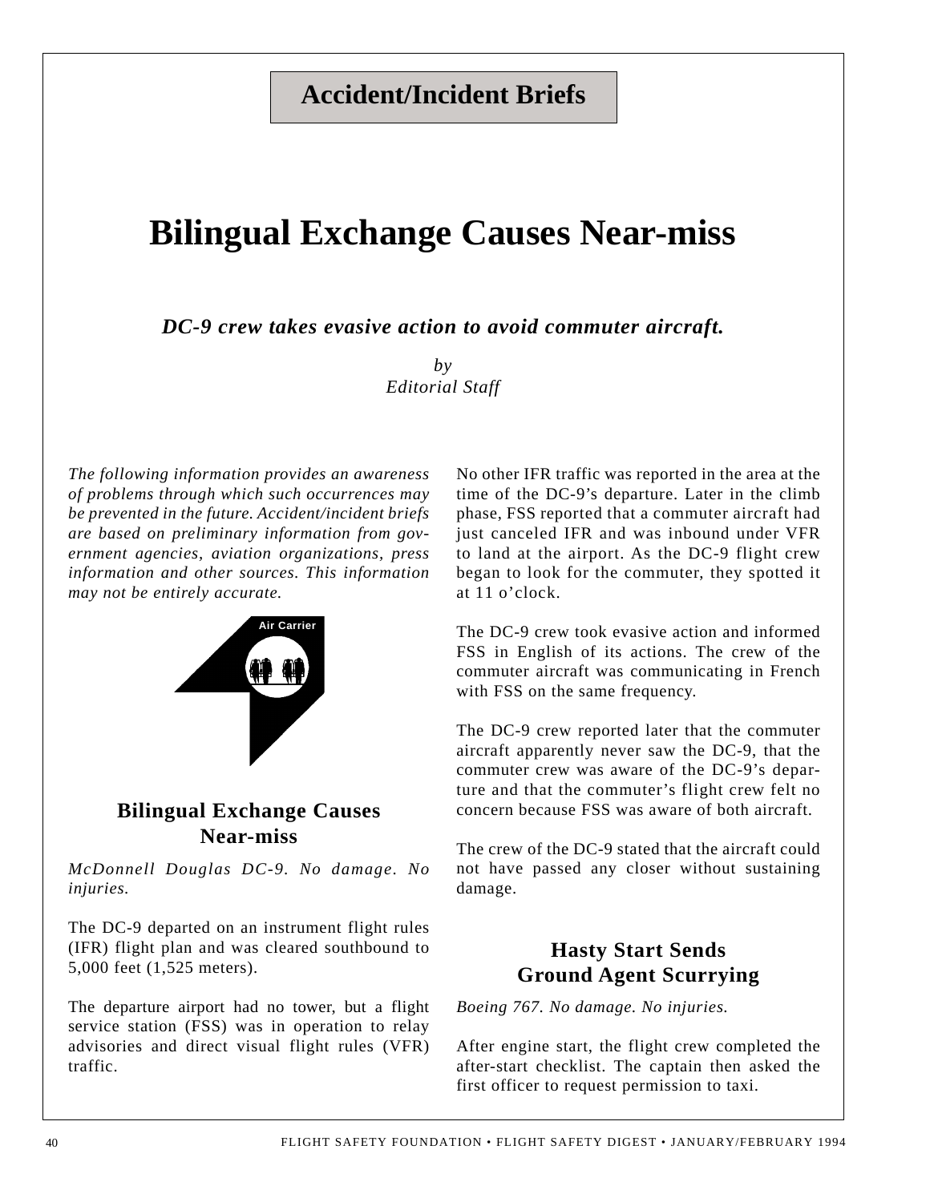# Accident/Incident Briefs

# Bilingual Exchange Causes Near-miss

### *DC-9 crew takes evasive action to avoid commuter aircraft.*

*by*
*Editorial Staff*

*The following information provides an awareness of problems through which such occurrences may be prevented in the future. Accident/incident briefs are based on preliminary information from government agencies, aviation organizations, press information and other sources. This information may not be entirely accurate.*

Air Carrier

## Bilingual Exchange Causes Near-miss

*McDonnell Douglas DC-9. No damage. No injuries.*

The DC-9 departed on an instrument flight rules (IFR) flight plan and was cleared southbound to 5,000 feet (1,525 meters).

The departure airport had no tower, but a flight service station (FSS) was in operation to relay advisories and direct visual flight rules (VFR) traffic.

No other IFR traffic was reported in the area at the time of the DC-9's departure. Later in the climb phase, FSS reported that a commuter aircraft had just canceled IFR and was inbound under VFR to land at the airport. As the DC-9 flight crew began to look for the commuter, they spotted it at 11 o'clock.

The DC-9 crew took evasive action and informed FSS in English of its actions. The crew of the commuter aircraft was communicating in French with FSS on the same frequency.

The DC-9 crew reported later that the commuter aircraft apparently never saw the DC-9, that the commuter crew was aware of the DC-9's departure and that the commuter's flight crew felt no concern because FSS was aware of both aircraft.

The crew of the DC-9 stated that the aircraft could not have passed any closer without sustaining damage.

## Hasty Start Sends Ground Agent Scurrying

*Boeing 767. No damage. No injuries.*

After engine start, the flight crew completed the after-start checklist. The captain then asked the first officer to request permission to taxi.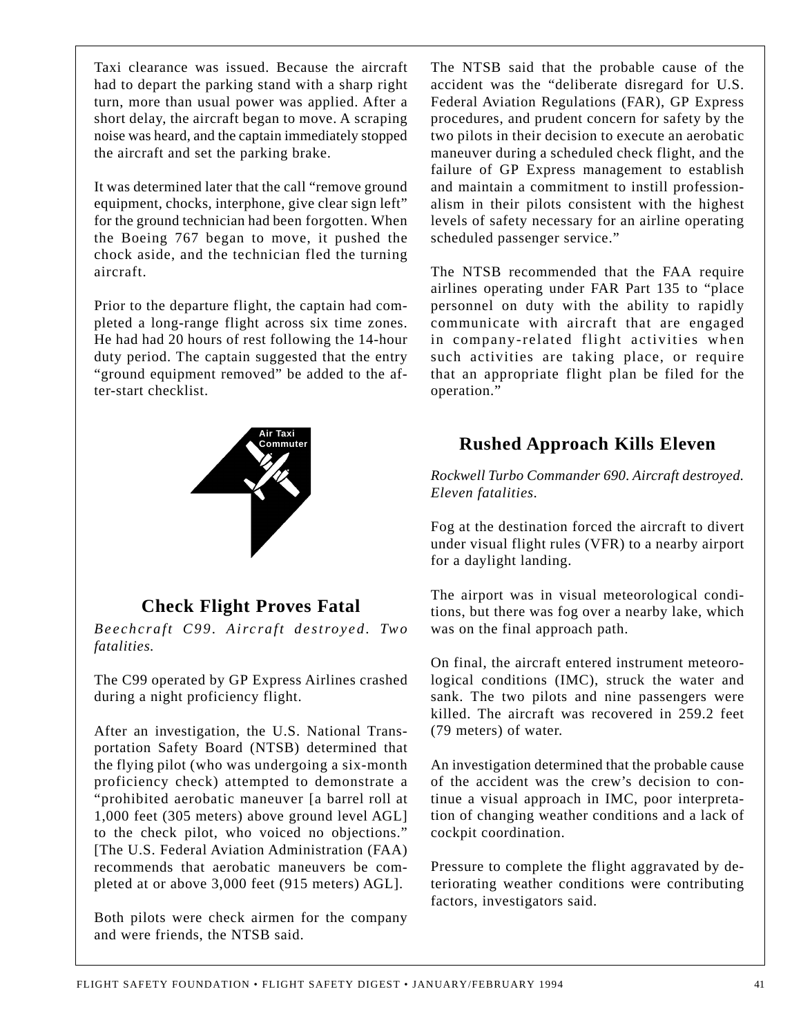Taxi clearance was issued. Because the aircraft had to depart the parking stand with a sharp right turn, more than usual power was applied. After a short delay, the aircraft began to move. A scraping noise was heard, and the captain immediately stopped the aircraft and set the parking brake.

It was determined later that the call "remove ground equipment, chocks, interphone, give clear sign left" for the ground technician had been forgotten. When the Boeing 767 began to move, it pushed the chock aside, and the technician fled the turning aircraft.

Prior to the departure flight, the captain had completed a long-range flight across six time zones. He had had 20 hours of rest following the 14-hour duty period. The captain suggested that the entry "ground equipment removed" be added to the after-start checklist.

Air Taxi Commuter

## Check Flight Proves Fatal

*Beechcraft C99. Aircraft destroyed. Two fatalities.*

The C99 operated by GP Express Airlines crashed during a night proficiency flight.

After an investigation, the U.S. National Transportation Safety Board (NTSB) determined that the flying pilot (who was undergoing a six-month proficiency check) attempted to demonstrate a "prohibited aerobatic maneuver [a barrel roll at 1,000 feet (305 meters) above ground level AGL] to the check pilot, who voiced no objections." [The U.S. Federal Aviation Administration (FAA) recommends that aerobatic maneuvers be completed at or above 3,000 feet (915 meters) AGL].

Both pilots were check airmen for the company and were friends, the NTSB said.

The NTSB said that the probable cause of the accident was the "deliberate disregard for U.S. Federal Aviation Regulations (FAR), GP Express procedures, and prudent concern for safety by the two pilots in their decision to execute an aerobatic maneuver during a scheduled check flight, and the failure of GP Express management to establish and maintain a commitment to instill professionalism in their pilots consistent with the highest levels of safety necessary for an airline operating scheduled passenger service."

The NTSB recommended that the FAA require airlines operating under FAR Part 135 to "place personnel on duty with the ability to rapidly communicate with aircraft that are engaged in company-related flight activities when such activities are taking place, or require that an appropriate flight plan be filed for the operation."

## Rushed Approach Kills Eleven

*Rockwell Turbo Commander 690. Aircraft destroyed. Eleven fatalities.*

Fog at the destination forced the aircraft to divert under visual flight rules (VFR) to a nearby airport for a daylight landing.

The airport was in visual meteorological conditions, but there was fog over a nearby lake, which was on the final approach path.

On final, the aircraft entered instrument meteorological conditions (IMC), struck the water and sank. The two pilots and nine passengers were killed. The aircraft was recovered in 259.2 feet (79 meters) of water.

An investigation determined that the probable cause of the accident was the crew's decision to continue a visual approach in IMC, poor interpretation of changing weather conditions and a lack of cockpit coordination.

Pressure to complete the flight aggravated by deteriorating weather conditions were contributing factors, investigators said.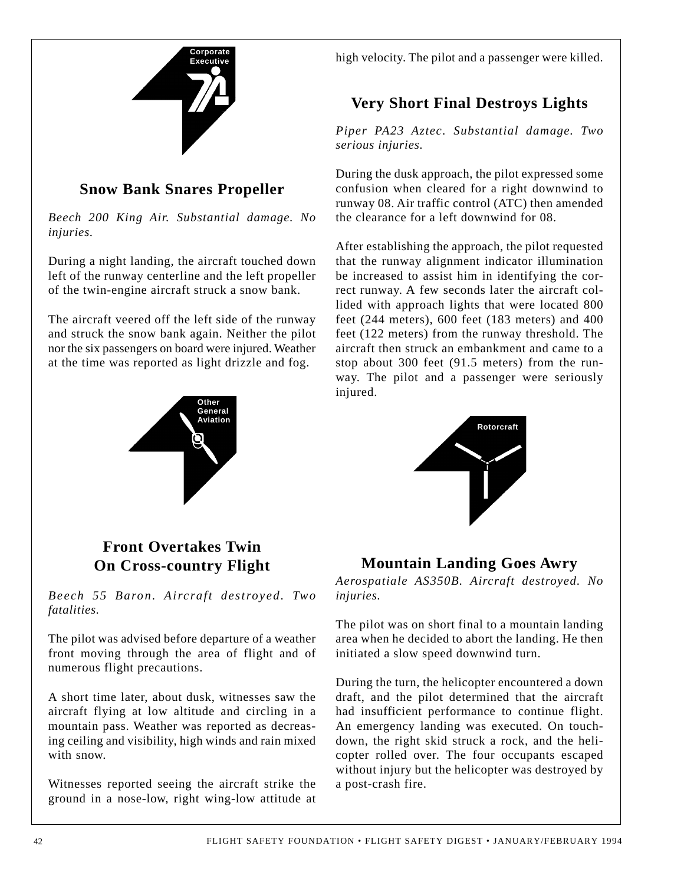Corporate Executive

## Snow Bank Snares Propeller

*Beech 200 King Air. Substantial damage. No injuries.*

During a night landing, the aircraft touched down left of the runway centerline and the left propeller of the twin-engine aircraft struck a snow bank.

The aircraft veered off the left side of the runway and struck the snow bank again. Neither the pilot nor the six passengers on board were injured. Weather at the time was reported as light drizzle and fog.

Other General Aviation

## Front Overtakes Twin On Cross-country Flight

*Beech 55 Baron. Aircraft destroyed. Two fatalities.*

The pilot was advised before departure of a weather front moving through the area of flight and of numerous flight precautions.

A short time later, about dusk, witnesses saw the aircraft flying at low altitude and circling in a mountain pass. Weather was reported as decreasing ceiling and visibility, high winds and rain mixed with snow.

Witnesses reported seeing the aircraft strike the ground in a nose-low, right wing-low attitude at high velocity. The pilot and a passenger were killed.

## Very Short Final Destroys Lights

*Piper PA23 Aztec. Substantial damage. Two serious injuries.*

During the dusk approach, the pilot expressed some confusion when cleared for a right downwind to runway 08. Air traffic control (ATC) then amended the clearance for a left downwind for 08.

After establishing the approach, the pilot requested that the runway alignment indicator illumination be increased to assist him in identifying the correct runway. A few seconds later the aircraft collided with approach lights that were located 800 feet (244 meters), 600 feet (183 meters) and 400 feet (122 meters) from the runway threshold. The aircraft then struck an embankment and came to a stop about 300 feet (91.5 meters) from the runway. The pilot and a passenger were seriously injured.

Rotorcraft

## Mountain Landing Goes Awry

*Aerospatiale AS350B. Aircraft destroyed. No injuries.*

The pilot was on short final to a mountain landing area when he decided to abort the landing. He then initiated a slow speed downwind turn.

During the turn, the helicopter encountered a down draft, and the pilot determined that the aircraft had insufficient performance to continue flight. An emergency landing was executed. On touchdown, the right skid struck a rock, and the helicopter rolled over. The four occupants escaped without injury but the helicopter was destroyed by a post-crash fire.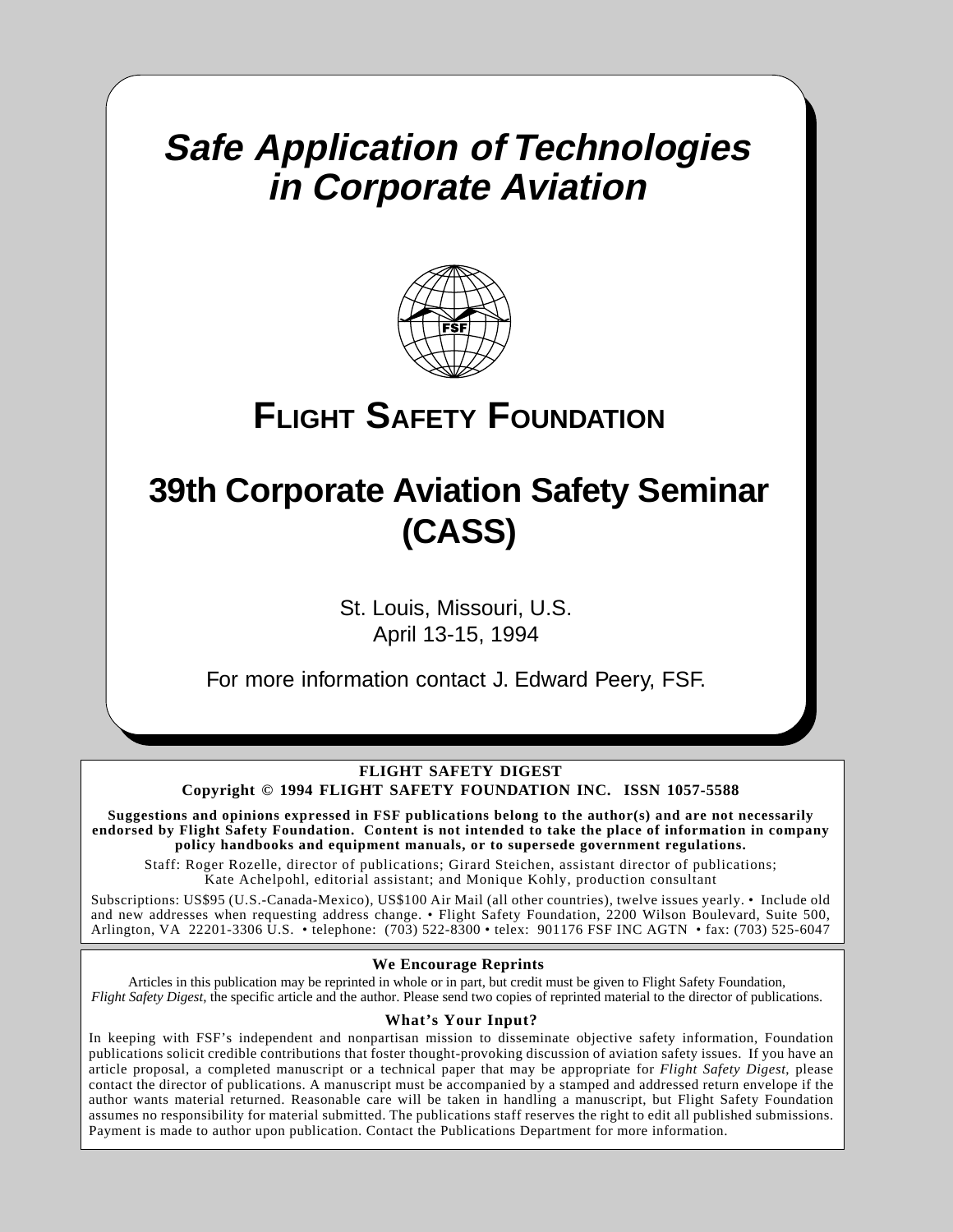# *Safe Application of Technologies in Corporate Aviation*

## FLIGHT SAFETY FOUNDATION

## 39th Corporate Aviation Safety Seminar (CASS)

St. Louis, Missouri, U.S.
April 13-15, 1994

For more information contact J. Edward Peery, FSF.

**FLIGHT SAFETY DIGEST**
**Copyright © 1994 FLIGHT SAFETY FOUNDATION INC. ISSN 1057-5588**

**Suggestions and opinions expressed in FSF publications belong to the author(s) and are not necessarily endorsed by Flight Safety Foundation. Content is not intended to take the place of information in company policy handbooks and equipment manuals, or to supersede government regulations.**

Staff: Roger Rozelle, director of publications; Girard Steichen, assistant director of publications; Kate Achelpohl, editorial assistant; and Monique Kohly, production consultant

Subscriptions: US$95 (U.S.-Canada-Mexico), US$100 Air Mail (all other countries), twelve issues yearly. • Include old and new addresses when requesting address change. • Flight Safety Foundation, 2200 Wilson Boulevard, Suite 500, Arlington, VA 22201-3306 U.S. • telephone: (703) 522-8300 • telex: 901176 FSF INC AGTN • fax: (703) 525-6047

**We Encourage Reprints**

Articles in this publication may be reprinted in whole or in part, but credit must be given to Flight Safety Foundation, *Flight Safety Digest*, the specific article and the author. Please send two copies of reprinted material to the director of publications.

**What's Your Input?**

In keeping with FSF's independent and nonpartisan mission to disseminate objective safety information, Foundation publications solicit credible contributions that foster thought-provoking discussion of aviation safety issues. If you have an article proposal, a completed manuscript or a technical paper that may be appropriate for *Flight Safety Digest*, please contact the director of publications. A manuscript must be accompanied by a stamped and addressed return envelope if the author wants material returned. Reasonable care will be taken in handling a manuscript, but Flight Safety Foundation assumes no responsibility for material submitted. The publications staff reserves the right to edit all published submissions. Payment is made to author upon publication. Contact the Publications Department for more information.